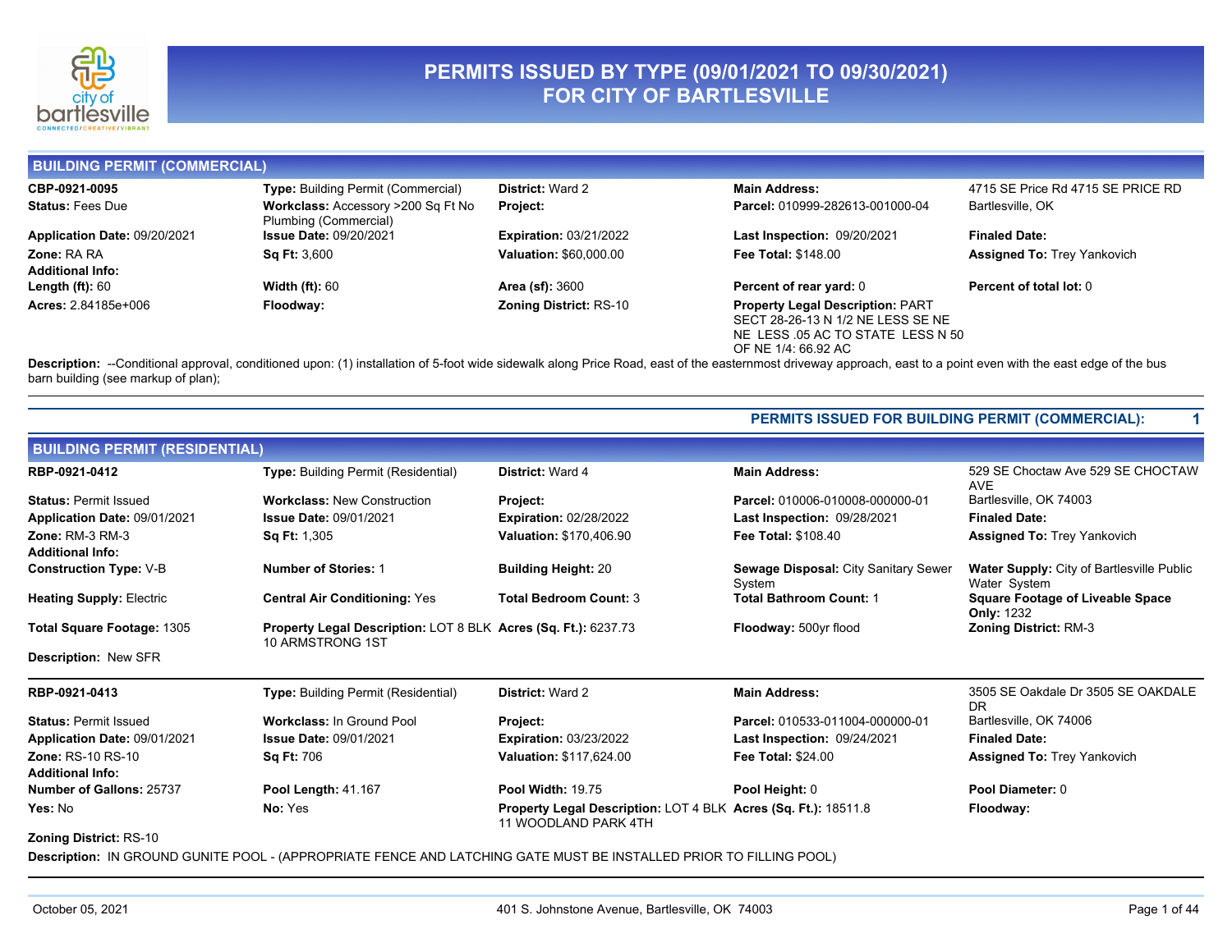# PERMITS ISSUED BY TYPE (09/01/2021 TO 09/30/2021) FOR CITY OF BARTLESVILLE

## BUILDING PERMIT (COMMERCIAL)

| | | | | |
|---|---|---|---|---|
| **CBP-0921-0095** | **Type:** Building Permit (Commercial) | **District:** Ward 2 | **Main Address:** | 4715 SE Price Rd 4715 SE PRICE RD |
| **Status:** Fees Due | **Workclass:** Accessory >200 Sq Ft No Plumbing (Commercial) | **Project:** | **Parcel:** 010999-282613-001000-04 | Bartlesville, OK |
| **Application Date:** 09/20/2021 | **Issue Date:** 09/20/2021 | **Expiration:** 03/21/2022 | **Last Inspection:** 09/20/2021 | **Finaled Date:** |
| **Zone:** RA RA | **Sq Ft:** 3,600 | **Valuation:** $60,000.00 | **Fee Total:** $148.00 | **Assigned To:** Trey Yankovich |
| **Additional Info:** | | | | |
| **Length (ft):** 60 | **Width (ft):** 60 | **Area (sf):** 3600 | **Percent of rear yard:** 0 | **Percent of total lot:** 0 |
| **Acres:** 2.84185e+006 | **Floodway:** | **Zoning District:** RS-10 | **Property Legal Description:** PART SECT 28-26-13 N 1/2 NE LESS SE NE NE LESS .05 AC TO STATE LESS N 50 OF NE 1/4: 66.92 AC | |

**Description:** --Conditional approval, conditioned upon: (1) installation of 5-foot wide sidewalk along Price Road, east of the easternmost driveway approach, east to a point even with the east edge of the bus barn building (see markup of plan);

**PERMITS ISSUED FOR BUILDING PERMIT (COMMERCIAL): 1**

## BUILDING PERMIT (RESIDENTIAL)

| | | | | |
|---|---|---|---|---|
| **RBP-0921-0412** | **Type:** Building Permit (Residential) | **District:** Ward 4 | **Main Address:** | 529 SE Choctaw Ave 529 SE CHOCTAW AVE |
| **Status:** Permit Issued | **Workclass:** New Construction | **Project:** | **Parcel:** 010006-010008-000000-01 | Bartlesville, OK 74003 |
| **Application Date:** 09/01/2021 | **Issue Date:** 09/01/2021 | **Expiration:** 02/28/2022 | **Last Inspection:** 09/28/2021 | **Finaled Date:** |
| **Zone:** RM-3 RM-3 | **Sq Ft:** 1,305 | **Valuation:** $170,406.90 | **Fee Total:** $108.40 | **Assigned To:** Trey Yankovich |
| **Additional Info:** | | | | |
| **Construction Type:** V-B | **Number of Stories:** 1 | **Building Height:** 20 | **Sewage Disposal:** City Sanitary Sewer System | **Water Supply:** City of Bartlesville Public Water System |
| **Heating Supply:** Electric | **Central Air Conditioning:** Yes | **Total Bedroom Count:** 3 | **Total Bathroom Count:** 1 | **Square Footage of Liveable Space Only:** 1232 |
| **Total Square Footage:** 1305 | **Property Legal Description:** LOT 8 BLK 10 ARMSTRONG 1ST | **Acres (Sq. Ft.):** 6237.73 | **Floodway:** 500yr flood | **Zoning District:** RM-3 |

**Description:** New SFR

| | | | | |
|---|---|---|---|---|
| **RBP-0921-0413** | **Type:** Building Permit (Residential) | **District:** Ward 2 | **Main Address:** | 3505 SE Oakdale Dr 3505 SE OAKDALE DR |
| **Status:** Permit Issued | **Workclass:** In Ground Pool | **Project:** | **Parcel:** 010533-011004-000000-01 | Bartlesville, OK 74006 |
| **Application Date:** 09/01/2021 | **Issue Date:** 09/01/2021 | **Expiration:** 03/23/2022 | **Last Inspection:** 09/24/2021 | **Finaled Date:** |
| **Zone:** RS-10 RS-10 | **Sq Ft:** 706 | **Valuation:** $117,624.00 | **Fee Total:** $24.00 | **Assigned To:** Trey Yankovich |
| **Additional Info:** | | | | |
| **Number of Gallons:** 25737 | **Pool Length:** 41.167 | **Pool Width:** 19.75 | **Pool Height:** 0 | **Pool Diameter:** 0 |
| **Yes:** No | **No:** Yes | **Property Legal Description:** LOT 4 BLK 11 WOODLAND PARK 4TH | **Acres (Sq. Ft.):** 18511.8 | **Floodway:** |
| **Zoning District:** RS-10 | | | | |

**Description:** IN GROUND GUNITE POOL - (APPROPRIATE FENCE AND LATCHING GATE MUST BE INSTALLED PRIOR TO FILLING POOL)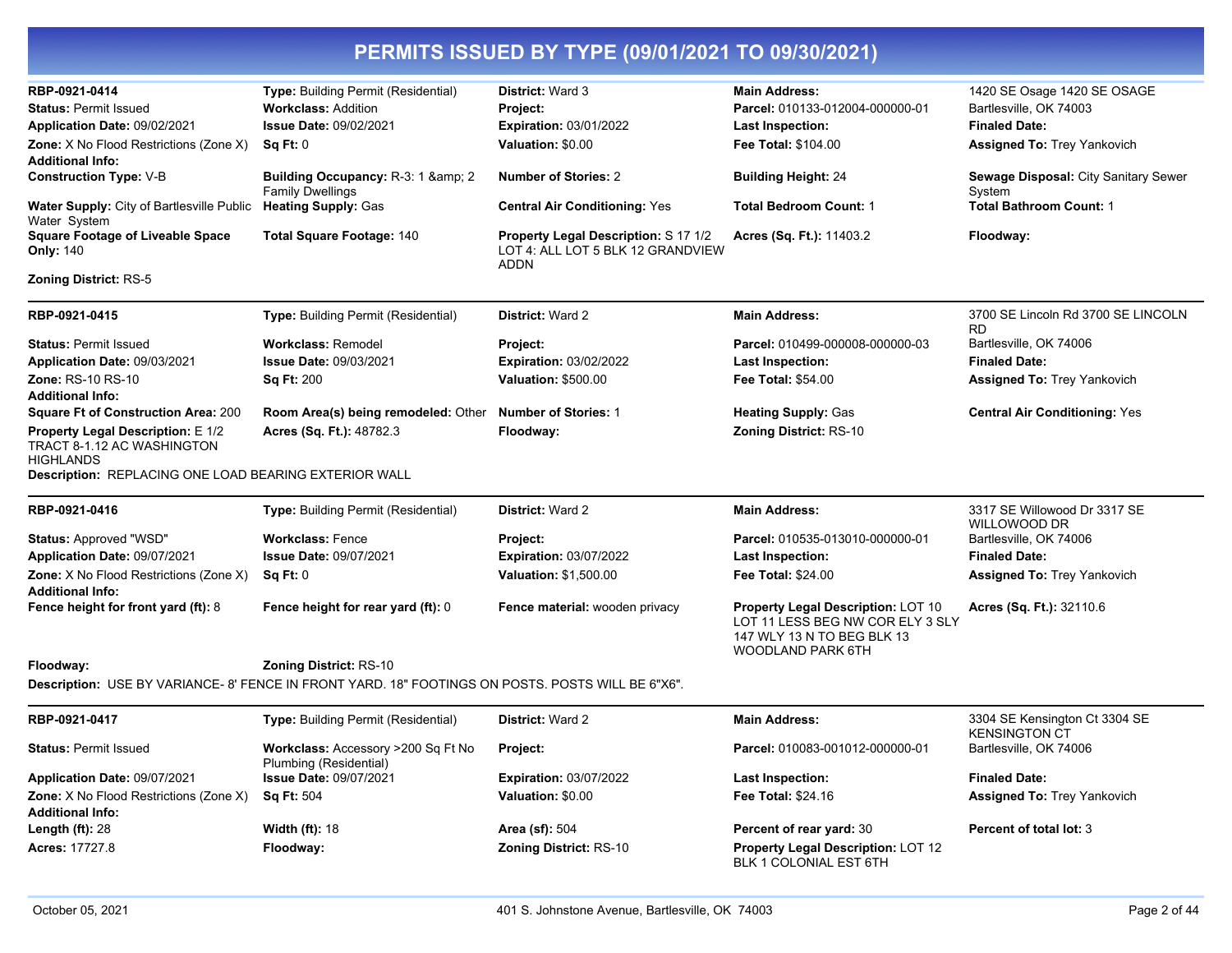# PERMITS ISSUED BY TYPE (09/01/2021 TO 09/30/2021)

| | | | | |
|---|---|---|---|---|
| **RBP-0921-0414** | **Type:** Building Permit (Residential) | **District:** Ward 3 | **Main Address:** | 1420 SE Osage 1420 SE OSAGE |
| **Status:** Permit Issued | **Workclass:** Addition | **Project:** | **Parcel:** 010133-012004-000000-01 | Bartlesville, OK 74003 |
| **Application Date:** 09/02/2021 | **Issue Date:** 09/02/2021 | **Expiration:** 03/01/2022 | **Last Inspection:** | **Finaled Date:** |
| **Zone:** X No Flood Restrictions (Zone X) | **Sq Ft:** 0 | **Valuation:** $0.00 | **Fee Total:** $104.00 | **Assigned To:** Trey Yankovich |
| **Additional Info:** | | | | |
| **Construction Type:** V-B | **Building Occupancy:** R-3: 1 &amp; 2 Family Dwellings | **Number of Stories:** 2 | **Building Height:** 24 | **Sewage Disposal:** City Sanitary Sewer System |
| **Water Supply:** City of Bartlesville Public Water System | **Heating Supply:** Gas | **Central Air Conditioning:** Yes | **Total Bedroom Count:** 1 | **Total Bathroom Count:** 1 |
| **Square Footage of Liveable Space Only:** 140 | **Total Square Footage:** 140 | **Property Legal Description:** S 17 1/2 LOT 4: ALL LOT 5 BLK 12 GRANDVIEW ADDN | **Acres (Sq. Ft.):** 11403.2 | **Floodway:** |
| **Zoning District:** RS-5 | | | | |

| | | | | |
|---|---|---|---|---|
| **RBP-0921-0415** | **Type:** Building Permit (Residential) | **District:** Ward 2 | **Main Address:** | 3700 SE Lincoln Rd 3700 SE LINCOLN RD |
| **Status:** Permit Issued | **Workclass:** Remodel | **Project:** | **Parcel:** 010499-000008-000000-03 | Bartlesville, OK 74006 |
| **Application Date:** 09/03/2021 | **Issue Date:** 09/03/2021 | **Expiration:** 03/02/2022 | **Last Inspection:** | **Finaled Date:** |
| **Zone:** RS-10 RS-10 | **Sq Ft:** 200 | **Valuation:** $500.00 | **Fee Total:** $54.00 | **Assigned To:** Trey Yankovich |
| **Additional Info:** | | | | |
| **Square Ft of Construction Area:** 200 | **Room Area(s) being remodeled:** Other | **Number of Stories:** 1 | **Heating Supply:** Gas | **Central Air Conditioning:** Yes |
| **Property Legal Description:** E 1/2 TRACT 8-1.12 AC WASHINGTON HIGHLANDS | **Acres (Sq. Ft.):** 48782.3 | **Floodway:** | **Zoning District:** RS-10 | |

**Description:** REPLACING ONE LOAD BEARING EXTERIOR WALL

| | | | | |
|---|---|---|---|---|
| **RBP-0921-0416** | **Type:** Building Permit (Residential) | **District:** Ward 2 | **Main Address:** | 3317 SE Willowood Dr 3317 SE WILLOWOOD DR |
| **Status:** Approved "WSD" | **Workclass:** Fence | **Project:** | **Parcel:** 010535-013010-000000-01 | Bartlesville, OK 74006 |
| **Application Date:** 09/07/2021 | **Issue Date:** 09/07/2021 | **Expiration:** 03/07/2022 | **Last Inspection:** | **Finaled Date:** |
| **Zone:** X No Flood Restrictions (Zone X) | **Sq Ft:** 0 | **Valuation:** $1,500.00 | **Fee Total:** $24.00 | **Assigned To:** Trey Yankovich |
| **Additional Info:** | | | | |
| **Fence height for front yard (ft):** 8 | **Fence height for rear yard (ft):** 0 | **Fence material:** wooden privacy | **Property Legal Description:** LOT 10 LOT 11 LESS BEG NW COR ELY 3 SLY 147 WLY 13 N TO BEG BLK 13 WOODLAND PARK 6TH | **Acres (Sq. Ft.):** 32110.6 |
| **Floodway:** | **Zoning District:** RS-10 | | | |

**Description:** USE BY VARIANCE- 8' FENCE IN FRONT YARD. 18" FOOTINGS ON POSTS. POSTS WILL BE 6"X6".

| | | | | |
|---|---|---|---|---|
| **RBP-0921-0417** | **Type:** Building Permit (Residential) | **District:** Ward 2 | **Main Address:** | 3304 SE Kensington Ct 3304 SE KENSINGTON CT |
| **Status:** Permit Issued | **Workclass:** Accessory >200 Sq Ft No Plumbing (Residential) | **Project:** | **Parcel:** 010083-001012-000000-01 | Bartlesville, OK 74006 |
| **Application Date:** 09/07/2021 | **Issue Date:** 09/07/2021 | **Expiration:** 03/07/2022 | **Last Inspection:** | **Finaled Date:** |
| **Zone:** X No Flood Restrictions (Zone X) | **Sq Ft:** 504 | **Valuation:** $0.00 | **Fee Total:** $24.16 | **Assigned To:** Trey Yankovich |
| **Additional Info:** | | | | |
| **Length (ft):** 28 | **Width (ft):** 18 | **Area (sf):** 504 | **Percent of rear yard:** 30 | **Percent of total lot:** 3 |
| **Acres:** 17727.8 | **Floodway:** | **Zoning District:** RS-10 | **Property Legal Description:** LOT 12 BLK 1 COLONIAL EST 6TH | |

October 05, 2021 — 401 S. Johnstone Avenue, Bartlesville, OK 74003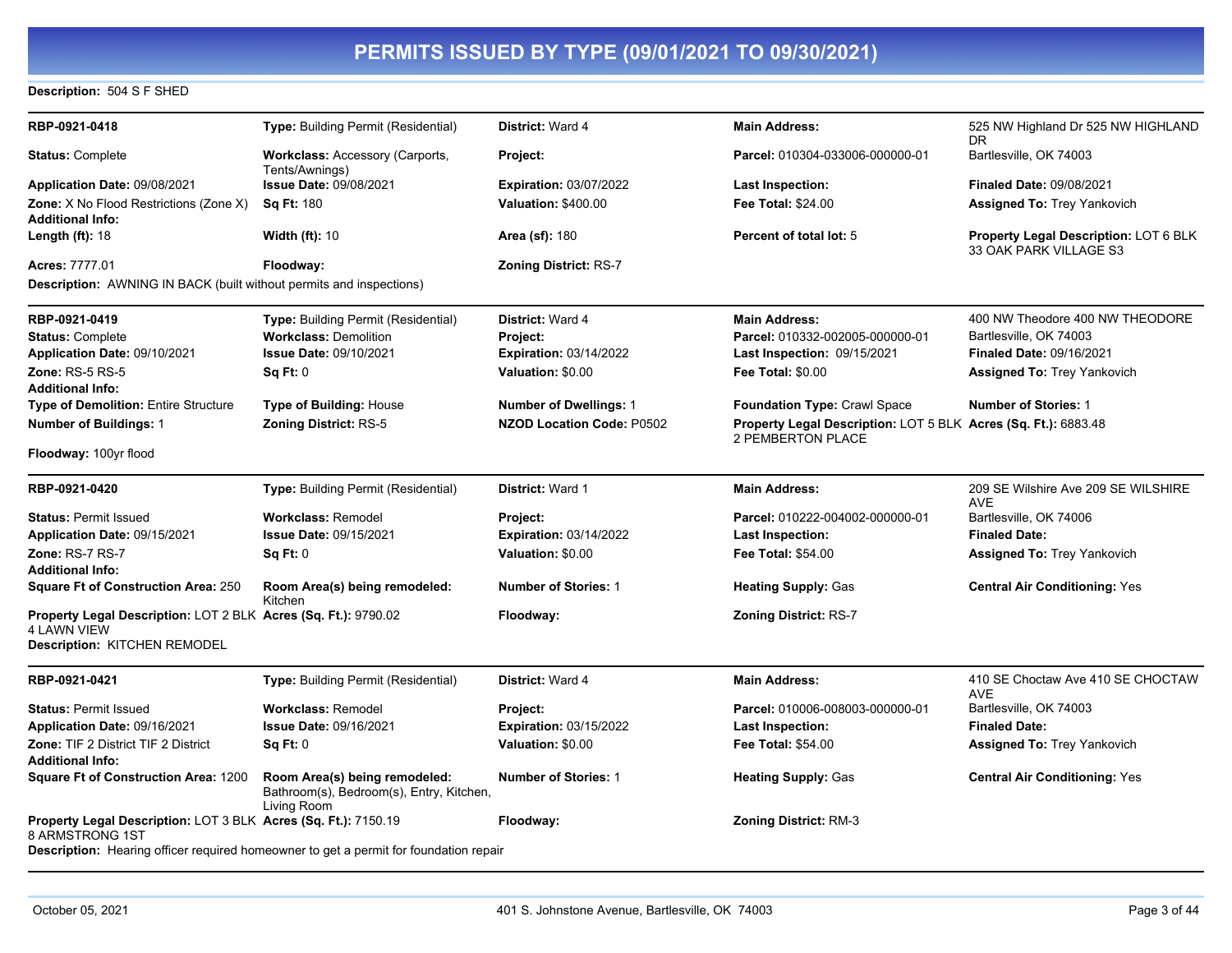# PERMITS ISSUED BY TYPE (09/01/2021 TO 09/30/2021)

**Description:** 504 S F SHED

---

| RBP-0921-0418 | **Type:** Building Permit (Residential) | **District:** Ward 4 | **Main Address:** | 525 NW Highland Dr 525 NW HIGHLAND DR |
|---|---|---|---|---|
| **Status:** Complete | **Workclass:** Accessory (Carports, Tents/Awnings) | **Project:** | **Parcel:** 010304-033006-000000-01 | Bartlesville, OK 74003 |
| **Application Date:** 09/08/2021 | **Issue Date:** 09/08/2021 | **Expiration:** 03/07/2022 | **Last Inspection:** | **Finaled Date:** 09/08/2021 |
| **Zone:** X No Flood Restrictions (Zone X) | **Sq Ft:** 180 | **Valuation:** $400.00 | **Fee Total:** $24.00 | **Assigned To:** Trey Yankovich |
| **Additional Info:** | | | | |
| **Length (ft):** 18 | **Width (ft):** 10 | **Area (sf):** 180 | **Percent of total lot:** 5 | **Property Legal Description:** LOT 6 BLK 33 OAK PARK VILLAGE S3 |
| **Acres:** 7777.01 | **Floodway:** | **Zoning District:** RS-7 | | |

**Description:** AWNING IN BACK (built without permits and inspections)

---

| RBP-0921-0419 | **Type:** Building Permit (Residential) | **District:** Ward 4 | **Main Address:** | 400 NW Theodore 400 NW THEODORE |
|---|---|---|---|---|
| **Status:** Complete | **Workclass:** Demolition | **Project:** | **Parcel:** 010332-002005-000000-01 | Bartlesville, OK 74003 |
| **Application Date:** 09/10/2021 | **Issue Date:** 09/10/2021 | **Expiration:** 03/14/2022 | **Last Inspection:** 09/15/2021 | **Finaled Date:** 09/16/2021 |
| **Zone:** RS-5 RS-5 | **Sq Ft:** 0 | **Valuation:** $0.00 | **Fee Total:** $0.00 | **Assigned To:** Trey Yankovich |
| **Additional Info:** | | | | |
| **Type of Demolition:** Entire Structure | **Type of Building:** House | **Number of Dwellings:** 1 | **Foundation Type:** Crawl Space | **Number of Stories:** 1 |
| **Number of Buildings:** 1 | **Zoning District:** RS-5 | **NZOD Location Code:** P0502 | **Property Legal Description:** LOT 5 BLK 2 PEMBERTON PLACE | **Acres (Sq. Ft.):** 6883.48 |
| **Floodway:** 100yr flood | | | | |

---

| RBP-0921-0420 | **Type:** Building Permit (Residential) | **District:** Ward 1 | **Main Address:** | 209 SE Wilshire Ave 209 SE WILSHIRE AVE |
|---|---|---|---|---|
| **Status:** Permit Issued | **Workclass:** Remodel | **Project:** | **Parcel:** 010222-004002-000000-01 | Bartlesville, OK 74006 |
| **Application Date:** 09/15/2021 | **Issue Date:** 09/15/2021 | **Expiration:** 03/14/2022 | **Last Inspection:** | **Finaled Date:** |
| **Zone:** RS-7 RS-7 | **Sq Ft:** 0 | **Valuation:** $0.00 | **Fee Total:** $54.00 | **Assigned To:** Trey Yankovich |
| **Additional Info:** | | | | |
| **Square Ft of Construction Area:** 250 | **Room Area(s) being remodeled:** Kitchen | **Number of Stories:** 1 | **Heating Supply:** Gas | **Central Air Conditioning:** Yes |
| **Property Legal Description:** LOT 2 BLK 4 LAWN VIEW | **Acres (Sq. Ft.):** 9790.02 | **Floodway:** | **Zoning District:** RS-7 | |

**Description:** KITCHEN REMODEL

---

| RBP-0921-0421 | **Type:** Building Permit (Residential) | **District:** Ward 4 | **Main Address:** | 410 SE Choctaw Ave 410 SE CHOCTAW AVE |
|---|---|---|---|---|
| **Status:** Permit Issued | **Workclass:** Remodel | **Project:** | **Parcel:** 010006-008003-000000-01 | Bartlesville, OK 74003 |
| **Application Date:** 09/16/2021 | **Issue Date:** 09/16/2021 | **Expiration:** 03/15/2022 | **Last Inspection:** | **Finaled Date:** |
| **Zone:** TIF 2 District TIF 2 District | **Sq Ft:** 0 | **Valuation:** $0.00 | **Fee Total:** $54.00 | **Assigned To:** Trey Yankovich |
| **Additional Info:** | | | | |
| **Square Ft of Construction Area:** 1200 | **Room Area(s) being remodeled:** Bathroom(s), Bedroom(s), Entry, Kitchen, Living Room | **Number of Stories:** 1 | **Heating Supply:** Gas | **Central Air Conditioning:** Yes |
| **Property Legal Description:** LOT 3 BLK 8 ARMSTRONG 1ST | **Acres (Sq. Ft.):** 7150.19 | **Floodway:** | **Zoning District:** RM-3 | |

**Description:** Hearing officer required homeowner to get a permit for foundation repair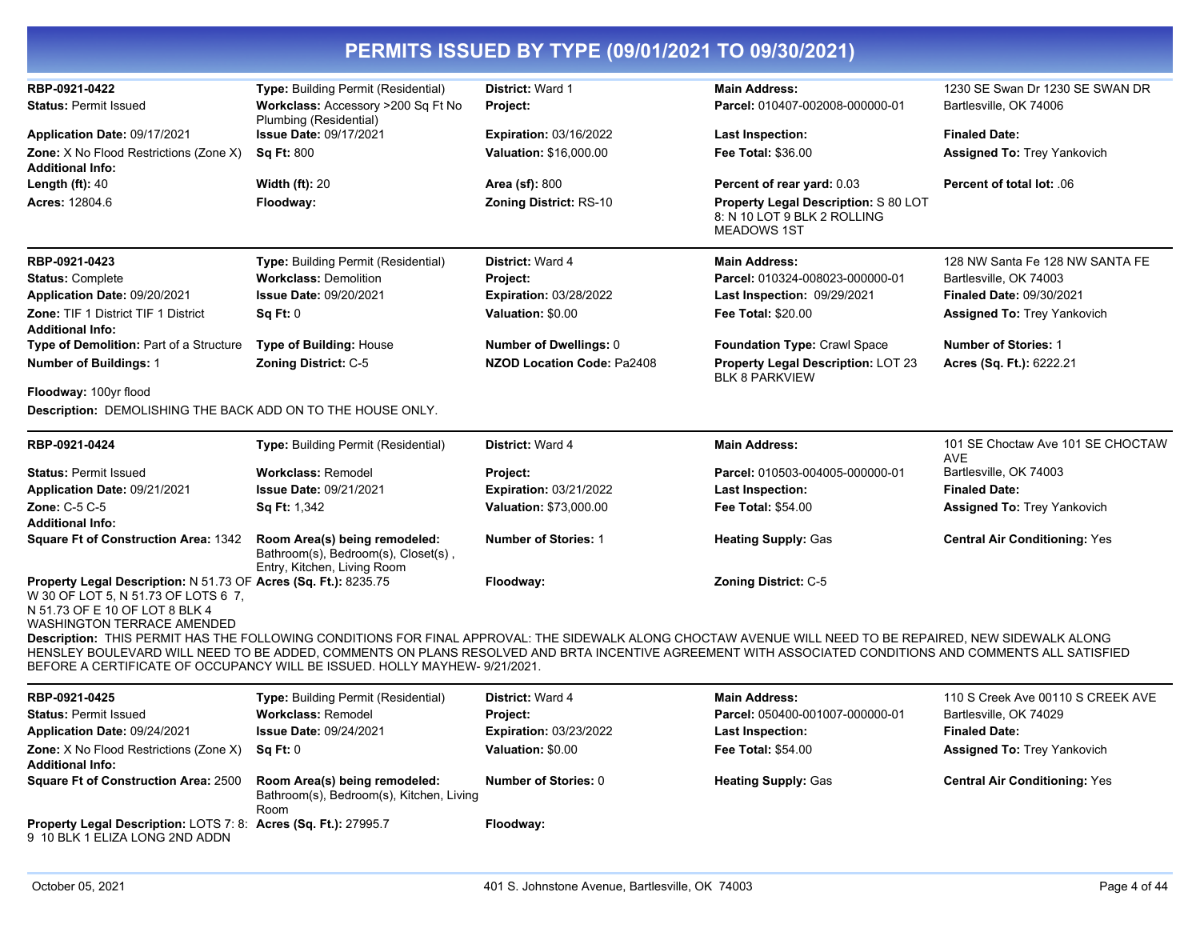# PERMITS ISSUED BY TYPE (09/01/2021 TO 09/30/2021)

| | | | | |
|---|---|---|---|---|
| **RBP-0921-0422** | **Type:** Building Permit (Residential) | **District:** Ward 1 | **Main Address:** | 1230 SE Swan Dr 1230 SE SWAN DR |
| **Status:** Permit Issued | **Workclass:** Accessory >200 Sq Ft No Plumbing (Residential) | **Project:** | **Parcel:** 010407-002008-000000-01 | Bartlesville, OK 74006 |
| **Application Date:** 09/17/2021 | **Issue Date:** 09/17/2021 | **Expiration:** 03/16/2022 | **Last Inspection:** | **Finaled Date:** |
| **Zone:** X No Flood Restrictions (Zone X) | **Sq Ft:** 800 | **Valuation:** $16,000.00 | **Fee Total:** $36.00 | **Assigned To:** Trey Yankovich |
| **Additional Info:** | | | | |
| **Length (ft):** 40 | **Width (ft):** 20 | **Area (sf):** 800 | **Percent of rear yard:** 0.03 | **Percent of total lot:** .06 |
| **Acres:** 12804.6 | **Floodway:** | **Zoning District:** RS-10 | **Property Legal Description:** S 80 LOT 8: N 10 LOT 9 BLK 2 ROLLING MEADOWS 1ST | |

| | | | | |
|---|---|---|---|---|
| **RBP-0921-0423** | **Type:** Building Permit (Residential) | **District:** Ward 4 | **Main Address:** | 128 NW Santa Fe 128 NW SANTA FE |
| **Status:** Complete | **Workclass:** Demolition | **Project:** | **Parcel:** 010324-008023-000000-01 | Bartlesville, OK 74003 |
| **Application Date:** 09/20/2021 | **Issue Date:** 09/20/2021 | **Expiration:** 03/28/2022 | **Last Inspection:** 09/29/2021 | **Finaled Date:** 09/30/2021 |
| **Zone:** TIF 1 District TIF 1 District | **Sq Ft:** 0 | **Valuation:** $0.00 | **Fee Total:** $20.00 | **Assigned To:** Trey Yankovich |
| **Additional Info:** | | | | |
| **Type of Demolition:** Part of a Structure | **Type of Building:** House | **Number of Dwellings:** 0 | **Foundation Type:** Crawl Space | **Number of Stories:** 1 |
| **Number of Buildings:** 1 | **Zoning District:** C-5 | **NZOD Location Code:** Pa2408 | **Property Legal Description:** LOT 23 BLK 8 PARKVIEW | **Acres (Sq. Ft.):** 6222.21 |
| **Floodway:** 100yr flood | | | | |

**Description:** DEMOLISHING THE BACK ADD ON TO THE HOUSE ONLY.

| | | | | |
|---|---|---|---|---|
| **RBP-0921-0424** | **Type:** Building Permit (Residential) | **District:** Ward 4 | **Main Address:** | 101 SE Choctaw Ave 101 SE CHOCTAW AVE |
| **Status:** Permit Issued | **Workclass:** Remodel | **Project:** | **Parcel:** 010503-004005-000000-01 | Bartlesville, OK 74003 |
| **Application Date:** 09/21/2021 | **Issue Date:** 09/21/2021 | **Expiration:** 03/21/2022 | **Last Inspection:** | **Finaled Date:** |
| **Zone:** C-5 C-5 | **Sq Ft:** 1,342 | **Valuation:** $73,000.00 | **Fee Total:** $54.00 | **Assigned To:** Trey Yankovich |
| **Additional Info:** | | | | |
| **Square Ft of Construction Area:** 1342 | **Room Area(s) being remodeled:** Bathroom(s), Bedroom(s), Closet(s) , Entry, Kitchen, Living Room | **Number of Stories:** 1 | **Heating Supply:** Gas | **Central Air Conditioning:** Yes |
| **Property Legal Description:** N 51.73 OF W 30 OF LOT 5, N 51.73 OF LOTS 6 7, N 51.73 OF E 10 OF LOT 8 BLK 4 WASHINGTON TERRACE AMENDED | **Acres (Sq. Ft.):** 8235.75 | **Floodway:** | **Zoning District:** C-5 | |

**Description:** THIS PERMIT HAS THE FOLLOWING CONDITIONS FOR FINAL APPROVAL: THE SIDEWALK ALONG CHOCTAW AVENUE WILL NEED TO BE REPAIRED, NEW SIDEWALK ALONG HENSLEY BOULEVARD WILL NEED TO BE ADDED, COMMENTS ON PLANS RESOLVED AND BRTA INCENTIVE AGREEMENT WITH ASSOCIATED CONDITIONS AND COMMENTS ALL SATISFIED BEFORE A CERTIFICATE OF OCCUPANCY WILL BE ISSUED. HOLLY MAYHEW- 9/21/2021.

| | | | | |
|---|---|---|---|---|
| **RBP-0921-0425** | **Type:** Building Permit (Residential) | **District:** Ward 4 | **Main Address:** | 110 S Creek Ave 00110 S CREEK AVE |
| **Status:** Permit Issued | **Workclass:** Remodel | **Project:** | **Parcel:** 050400-001007-000000-01 | Bartlesville, OK 74029 |
| **Application Date:** 09/24/2021 | **Issue Date:** 09/24/2021 | **Expiration:** 03/23/2022 | **Last Inspection:** | **Finaled Date:** |
| **Zone:** X No Flood Restrictions (Zone X) | **Sq Ft:** 0 | **Valuation:** $0.00 | **Fee Total:** $54.00 | **Assigned To:** Trey Yankovich |
| **Additional Info:** | | | | |
| **Square Ft of Construction Area:** 2500 | **Room Area(s) being remodeled:** Bathroom(s), Bedroom(s), Kitchen, Living Room | **Number of Stories:** 0 | **Heating Supply:** Gas | **Central Air Conditioning:** Yes |
| **Property Legal Description:** LOTS 7: 8: 9 10 BLK 1 ELIZA LONG 2ND ADDN | **Acres (Sq. Ft.):** 27995.7 | **Floodway:** | | |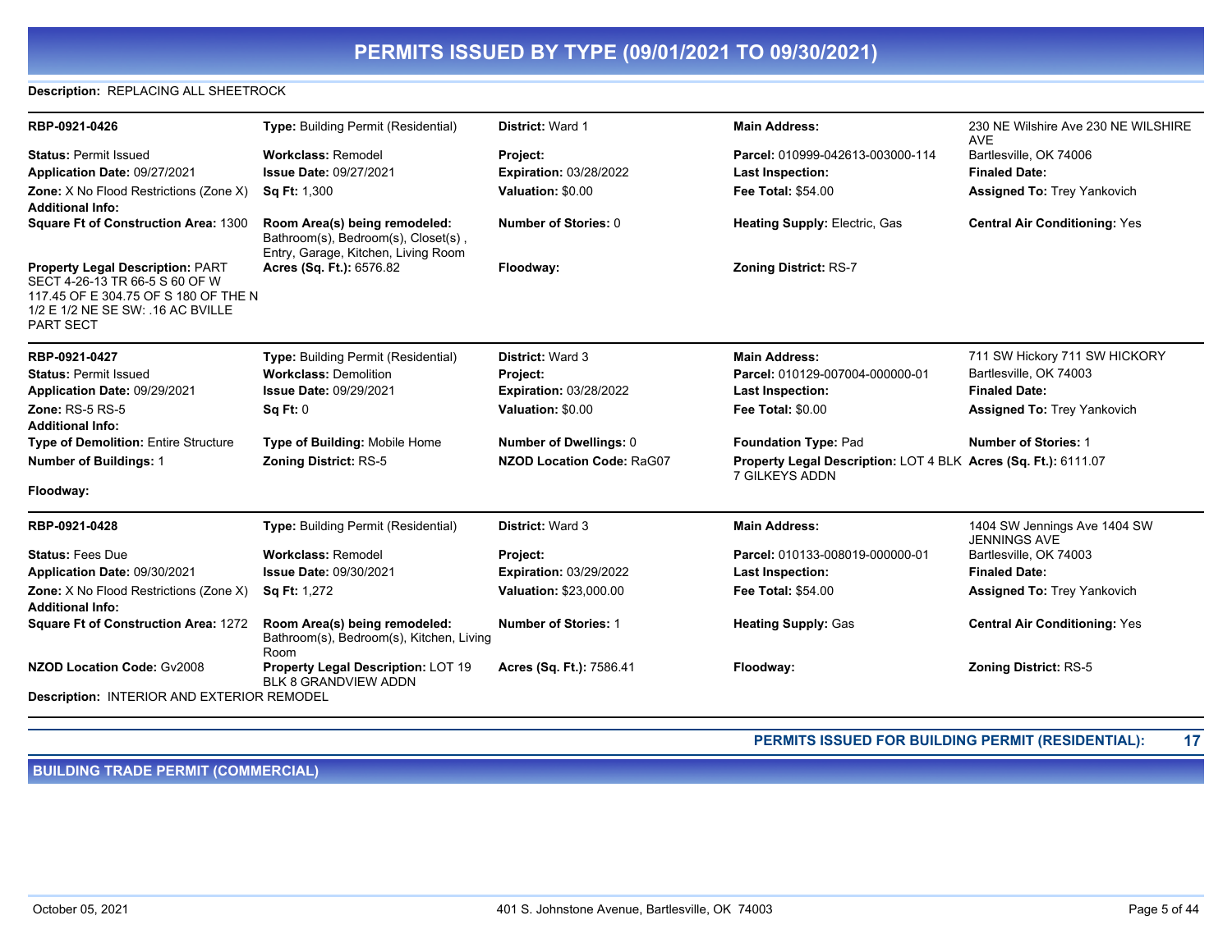## PERMITS ISSUED BY TYPE (09/01/2021 TO 09/30/2021)

**Description:** REPLACING ALL SHEETROCK

---

**RBP-0921-0426** | **Type:** Building Permit (Residential) | **District:** Ward 1 | **Main Address:** 230 NE Wilshire Ave 230 NE WILSHIRE AVE Bartlesville, OK 74006

**Status:** Permit Issued
**Workclass:** Remodel
**Project:**
**Parcel:** 010999-042613-003000-114
**Application Date:** 09/27/2021
**Issue Date:** 09/27/2021
**Expiration:** 03/28/2022
**Last Inspection:**
**Finaled Date:**
**Zone:** X No Flood Restrictions (Zone X)
**Sq Ft:** 1,300
**Valuation:** $0.00
**Fee Total:** $54.00
**Assigned To:** Trey Yankovich
**Additional Info:**
**Square Ft of Construction Area:** 1300
**Room Area(s) being remodeled:** Bathroom(s), Bedroom(s), Closet(s) , Entry, Garage, Kitchen, Living Room
**Number of Stories:** 0
**Heating Supply:** Electric, Gas
**Central Air Conditioning:** Yes
**Property Legal Description:** PART SECT 4-26-13 TR 66-5 S 60 OF W 117.45 OF E 304.75 OF S 180 OF THE N 1/2 E 1/2 NE SE SW: .16 AC BVILLE PART SECT
**Acres (Sq. Ft.):** 6576.82
**Floodway:**
**Zoning District:** RS-7

---

**RBP-0921-0427** | **Type:** Building Permit (Residential) | **District:** Ward 3 | **Main Address:** 711 SW Hickory 711 SW HICKORY Bartlesville, OK 74003

**Status:** Permit Issued
**Workclass:** Demolition
**Project:**
**Parcel:** 010129-007004-000000-01
**Application Date:** 09/29/2021
**Issue Date:** 09/29/2021
**Expiration:** 03/28/2022
**Last Inspection:**
**Finaled Date:**
**Zone:** RS-5 RS-5
**Sq Ft:** 0
**Valuation:** $0.00
**Fee Total:** $0.00
**Assigned To:** Trey Yankovich
**Additional Info:**
**Type of Demolition:** Entire Structure
**Type of Building:** Mobile Home
**Number of Dwellings:** 0
**Foundation Type:** Pad
**Number of Stories:** 1
**Number of Buildings:** 1
**Zoning District:** RS-5
**NZOD Location Code:** RaG07
**Property Legal Description:** LOT 4 BLK 7 GILKEYS ADDN
**Acres (Sq. Ft.):** 6111.07
**Floodway:**

---

**RBP-0921-0428** | **Type:** Building Permit (Residential) | **District:** Ward 3 | **Main Address:** 1404 SW Jennings Ave 1404 SW JENNINGS AVE Bartlesville, OK 74003

**Status:** Fees Due
**Workclass:** Remodel
**Project:**
**Parcel:** 010133-008019-000000-01
**Application Date:** 09/30/2021
**Issue Date:** 09/30/2021
**Expiration:** 03/29/2022
**Last Inspection:**
**Finaled Date:**
**Zone:** X No Flood Restrictions (Zone X)
**Sq Ft:** 1,272
**Valuation:** $23,000.00
**Fee Total:** $54.00
**Assigned To:** Trey Yankovich
**Additional Info:**
**Square Ft of Construction Area:** 1272
**Room Area(s) being remodeled:** Bathroom(s), Bedroom(s), Kitchen, Living Room
**Number of Stories:** 1
**Heating Supply:** Gas
**Central Air Conditioning:** Yes
**NZOD Location Code:** Gv2008
**Property Legal Description:** LOT 19 BLK 8 GRANDVIEW ADDN
**Acres (Sq. Ft.):** 7586.41
**Floodway:**
**Zoning District:** RS-5

**Description:** INTERIOR AND EXTERIOR REMODEL

---

**PERMITS ISSUED FOR BUILDING PERMIT (RESIDENTIAL): 17**

## BUILDING TRADE PERMIT (COMMERCIAL)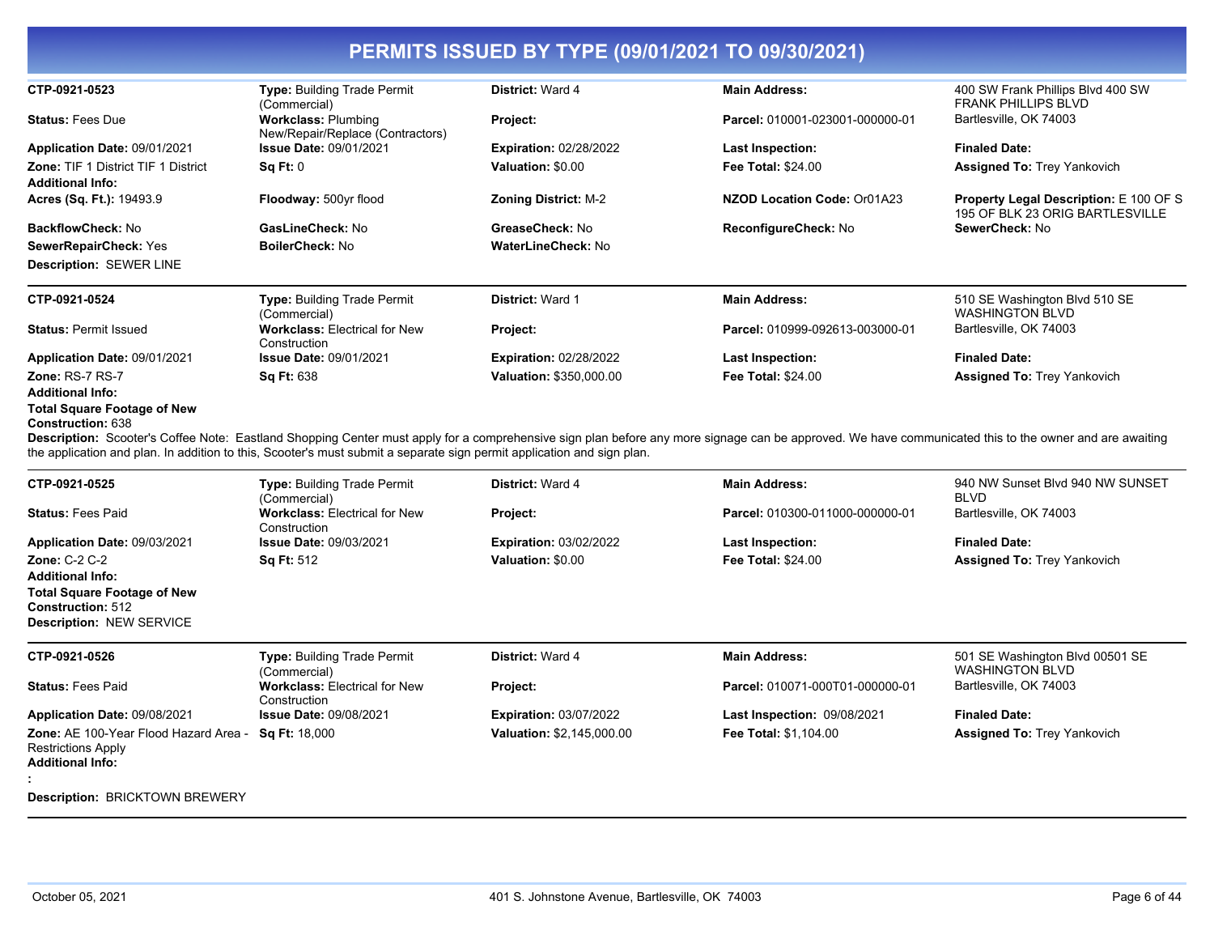# PERMITS ISSUED BY TYPE (09/01/2021 TO 09/30/2021)

**CTP-0921-0523**
**Type:** Building Trade Permit (Commercial)
**District:** Ward 4
**Main Address:** 400 SW Frank Phillips Blvd 400 SW FRANK PHILLIPS BLVD Bartlesville, OK 74003
**Status:** Fees Due
**Workclass:** Plumbing New/Repair/Replace (Contractors)
**Project:**
**Parcel:** 010001-023001-000000-01
**Application Date:** 09/01/2021
**Issue Date:** 09/01/2021
**Expiration:** 02/28/2022
**Last Inspection:**
**Finaled Date:**
**Zone:** TIF 1 District TIF 1 District
**Sq Ft:** 0
**Valuation:** $0.00
**Fee Total:** $24.00
**Assigned To:** Trey Yankovich
**Additional Info:**
**Acres (Sq. Ft.):** 19493.9
**Floodway:** 500yr flood
**Zoning District:** M-2
**NZOD Location Code:** Or01A23
**Property Legal Description:** E 100 OF S 195 OF BLK 23 ORIG BARTLESVILLE
**BackflowCheck:** No
**GasLineCheck:** No
**GreaseCheck:** No
**ReconfigureCheck:** No
**SewerCheck:** No
**SewerRepairCheck:** Yes
**BoilerCheck:** No
**WaterLineCheck:** No
**Description:** SEWER LINE

---

**CTP-0921-0524**
**Type:** Building Trade Permit (Commercial)
**District:** Ward 1
**Main Address:** 510 SE Washington Blvd 510 SE WASHINGTON BLVD Bartlesville, OK 74003
**Status:** Permit Issued
**Workclass:** Electrical for New Construction
**Project:**
**Parcel:** 010999-092613-003000-01
**Application Date:** 09/01/2021
**Issue Date:** 09/01/2021
**Expiration:** 02/28/2022
**Last Inspection:**
**Finaled Date:**
**Zone:** RS-7 RS-7
**Sq Ft:** 638
**Valuation:** $350,000.00
**Fee Total:** $24.00
**Assigned To:** Trey Yankovich
**Additional Info:**
**Total Square Footage of New Construction:** 638
**Description:** Scooter's Coffee Note: Eastland Shopping Center must apply for a comprehensive sign plan before any more signage can be approved. We have communicated this to the owner and are awaiting the application and plan. In addition to this, Scooter's must submit a separate sign permit application and sign plan.

---

**CTP-0921-0525**
**Type:** Building Trade Permit (Commercial)
**District:** Ward 4
**Main Address:** 940 NW Sunset Blvd 940 NW SUNSET BLVD Bartlesville, OK 74003
**Status:** Fees Paid
**Workclass:** Electrical for New Construction
**Project:**
**Parcel:** 010300-011000-000000-01
**Application Date:** 09/03/2021
**Issue Date:** 09/03/2021
**Expiration:** 03/02/2022
**Last Inspection:**
**Finaled Date:**
**Zone:** C-2 C-2
**Sq Ft:** 512
**Valuation:** $0.00
**Fee Total:** $24.00
**Assigned To:** Trey Yankovich
**Additional Info:**
**Total Square Footage of New Construction:** 512
**Description:** NEW SERVICE

---

**CTP-0921-0526**
**Type:** Building Trade Permit (Commercial)
**District:** Ward 4
**Main Address:** 501 SE Washington Blvd 00501 SE WASHINGTON BLVD Bartlesville, OK 74003
**Status:** Fees Paid
**Workclass:** Electrical for New Construction
**Project:**
**Parcel:** 010071-000T01-000000-01
**Application Date:** 09/08/2021
**Issue Date:** 09/08/2021
**Expiration:** 03/07/2022
**Last Inspection:** 09/08/2021
**Finaled Date:**
**Zone:** AE 100-Year Flood Hazard Area - Restrictions Apply
**Sq Ft:** 18,000
**Valuation:** $2,145,000.00
**Fee Total:** $1,104.00
**Assigned To:** Trey Yankovich
**Additional Info:**
**:**
**Description:** BRICKTOWN BREWERY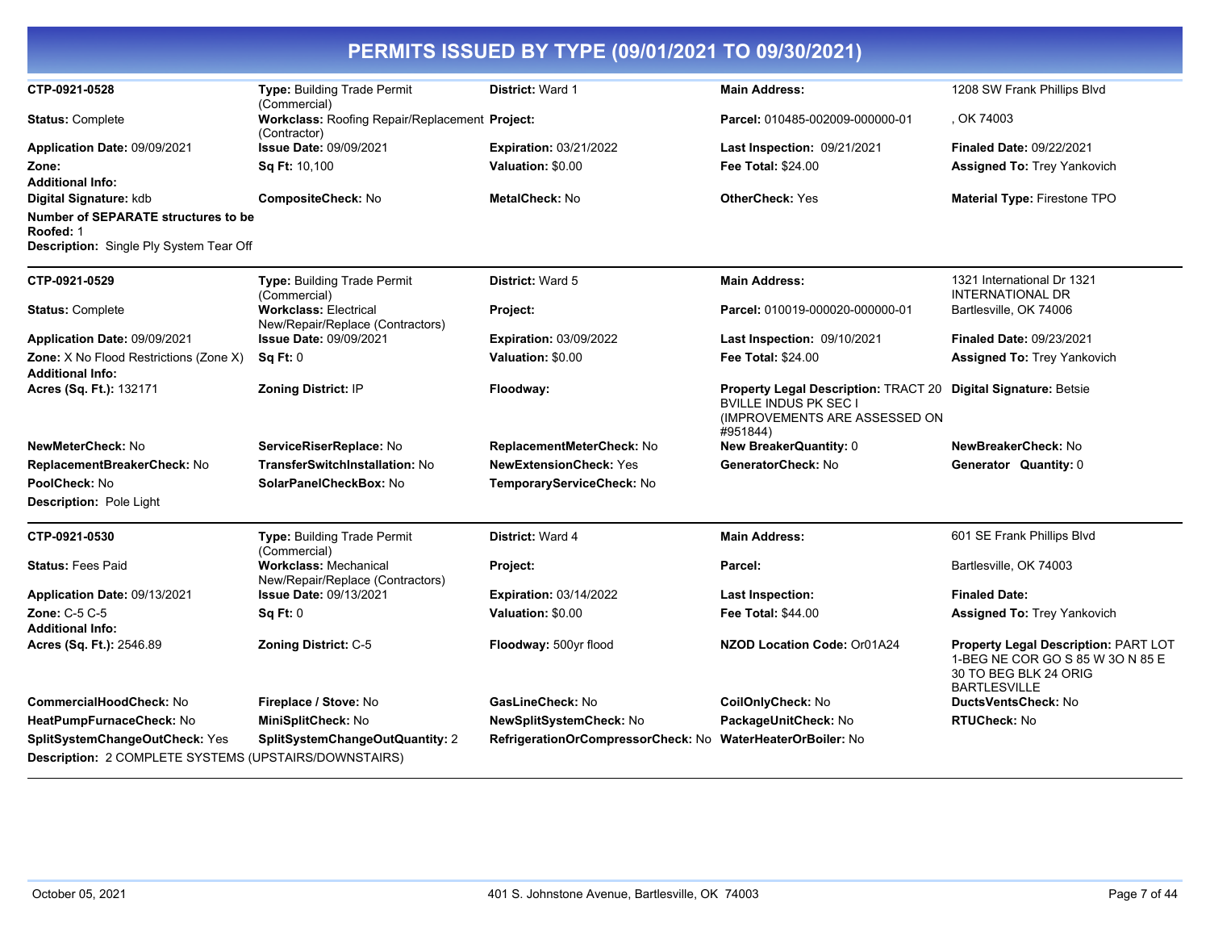# PERMITS ISSUED BY TYPE (09/01/2021 TO 09/30/2021)

| | | | | |
|---|---|---|---|---|
| **CTP-0921-0528** | **Type:** Building Trade Permit (Commercial) | **District:** Ward 1 | **Main Address:** | 1208 SW Frank Phillips Blvd |
| **Status:** Complete | **Workclass:** Roofing Repair/Replacement (Contractor) | **Project:** | **Parcel:** 010485-002009-000000-01 | , OK 74003 |
| **Application Date:** 09/09/2021 | **Issue Date:** 09/09/2021 | **Expiration:** 03/21/2022 | **Last Inspection:** 09/21/2021 | **Finaled Date:** 09/22/2021 |
| **Zone:** | **Sq Ft:** 10,100 | **Valuation:** $0.00 | **Fee Total:** $24.00 | **Assigned To:** Trey Yankovich |
| **Additional Info:** | | | | |
| **Digital Signature:** kdb | **CompositeCheck:** No | **MetalCheck:** No | **OtherCheck:** Yes | **Material Type:** Firestone TPO |
| **Number of SEPARATE structures to be Roofed:** 1 | | | | |

**Description:** Single Ply System Tear Off

| | | | | |
|---|---|---|---|---|
| **CTP-0921-0529** | **Type:** Building Trade Permit (Commercial) | **District:** Ward 5 | **Main Address:** | 1321 International Dr 1321 INTERNATIONAL DR |
| **Status:** Complete | **Workclass:** Electrical New/Repair/Replace (Contractors) | **Project:** | **Parcel:** 010019-000020-000000-01 | Bartlesville, OK 74006 |
| **Application Date:** 09/09/2021 | **Issue Date:** 09/09/2021 | **Expiration:** 03/09/2022 | **Last Inspection:** 09/10/2021 | **Finaled Date:** 09/23/2021 |
| **Zone:** X No Flood Restrictions (Zone X) | **Sq Ft:** 0 | **Valuation:** $0.00 | **Fee Total:** $24.00 | **Assigned To:** Trey Yankovich |
| **Additional Info:** | | | | |
| **Acres (Sq. Ft.):** 132171 | **Zoning District:** IP | **Floodway:** | **Property Legal Description:** TRACT 20 BVILLE INDUS PK SEC I (IMPROVEMENTS ARE ASSESSED ON #951844) | **Digital Signature:** Betsie |
| **NewMeterCheck:** No | **ServiceRiserReplace:** No | **ReplacementMeterCheck:** No | **New BreakerQuantity:** 0 | **NewBreakerCheck:** No |
| **ReplacementBreakerCheck:** No | **TransferSwitchInstallation:** No | **NewExtensionCheck:** Yes | **GeneratorCheck:** No | **Generator Quantity:** 0 |
| **PoolCheck:** No | **SolarPanelCheckBox:** No | **TemporaryServiceCheck:** No | | |

**Description:** Pole Light

| | | | | |
|---|---|---|---|---|
| **CTP-0921-0530** | **Type:** Building Trade Permit (Commercial) | **District:** Ward 4 | **Main Address:** | 601 SE Frank Phillips Blvd |
| **Status:** Fees Paid | **Workclass:** Mechanical New/Repair/Replace (Contractors) | **Project:** | **Parcel:** | Bartlesville, OK 74003 |
| **Application Date:** 09/13/2021 | **Issue Date:** 09/13/2021 | **Expiration:** 03/14/2022 | **Last Inspection:** | **Finaled Date:** |
| **Zone:** C-5 C-5 | **Sq Ft:** 0 | **Valuation:** $0.00 | **Fee Total:** $44.00 | **Assigned To:** Trey Yankovich |
| **Additional Info:** | | | | |
| **Acres (Sq. Ft.):** 2546.89 | **Zoning District:** C-5 | **Floodway:** 500yr flood | **NZOD Location Code:** Or01A24 | **Property Legal Description:** PART LOT 1-BEG NE COR GO S 85 W 30 N 85 E 30 TO BEG BLK 24 ORIG BARTLESVILLE |
| **CommercialHoodCheck:** No | **Fireplace / Stove:** No | **GasLineCheck:** No | **CoilOnlyCheck:** No | **DuctsVentsCheck:** No |
| **HeatPumpFurnaceCheck:** No | **MiniSplitCheck:** No | **NewSplitSystemCheck:** No | **PackageUnitCheck:** No | **RTUCheck:** No |
| **SplitSystemChangeOutCheck:** Yes | **SplitSystemChangeOutQuantity:** 2 | **RefrigerationOrCompressorCheck:** No | **WaterHeaterOrBoiler:** No | |

**Description:** 2 COMPLETE SYSTEMS (UPSTAIRS/DOWNSTAIRS)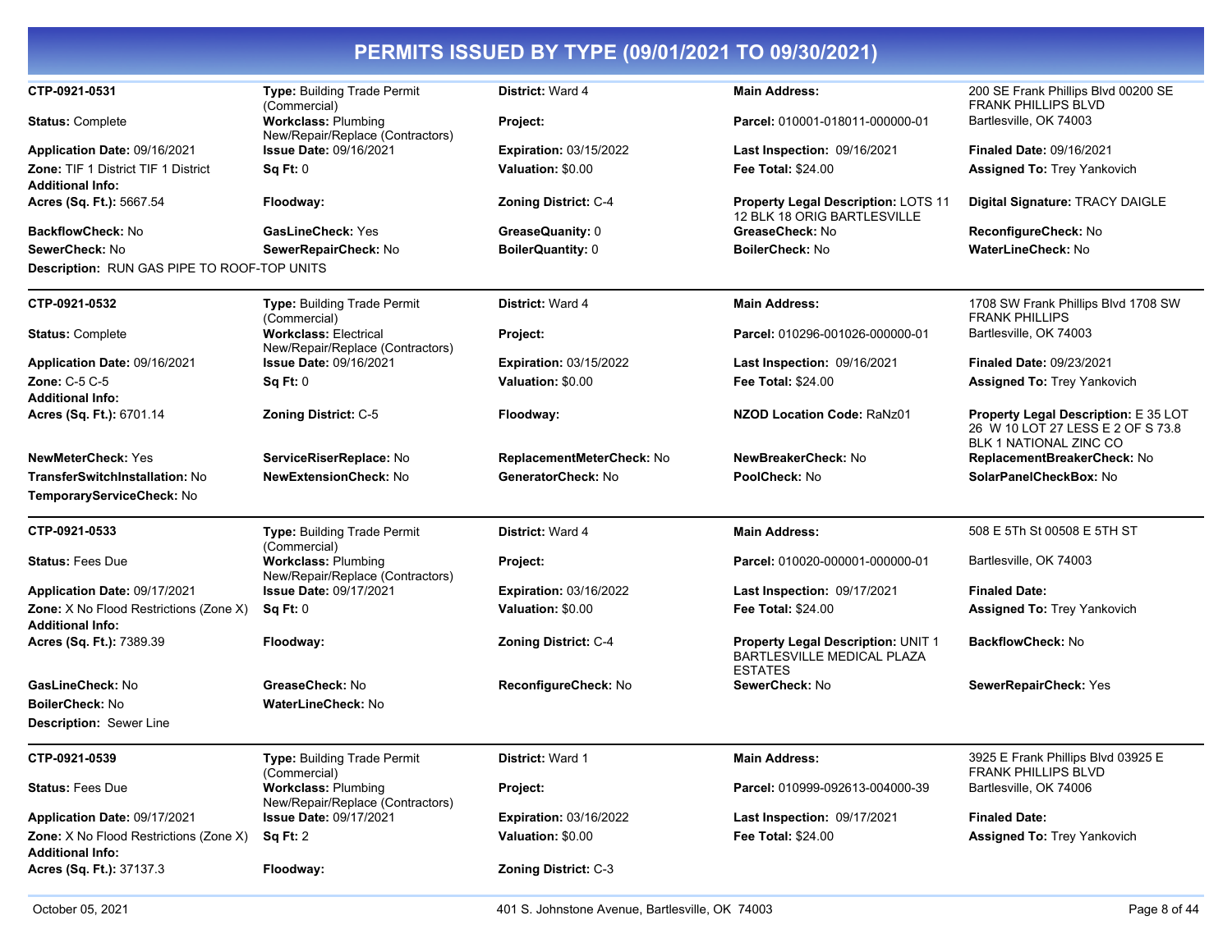# PERMITS ISSUED BY TYPE (09/01/2021 TO 09/30/2021)

| | | | | |
|---|---|---|---|---|
| **CTP-0921-0531** | **Type:** Building Trade Permit (Commercial) | **District:** Ward 4 | **Main Address:** | 200 SE Frank Phillips Blvd 00200 SE FRANK PHILLIPS BLVD |
| **Status:** Complete | **Workclass:** Plumbing New/Repair/Replace (Contractors) | **Project:** | **Parcel:** 010001-018011-000000-01 | Bartlesville, OK 74003 |
| **Application Date:** 09/16/2021 | **Issue Date:** 09/16/2021 | **Expiration:** 03/15/2022 | **Last Inspection:** 09/16/2021 | **Finaled Date:** 09/16/2021 |
| **Zone:** TIF 1 District TIF 1 District | **Sq Ft:** 0 | **Valuation:** $0.00 | **Fee Total:** $24.00 | **Assigned To:** Trey Yankovich |
| **Additional Info:** | | | | |
| **Acres (Sq. Ft.):** 5667.54 | **Floodway:** | **Zoning District:** C-4 | **Property Legal Description:** LOTS 11 12 BLK 18 ORIG BARTLESVILLE | **Digital Signature:** TRACY DAIGLE |
| **BackflowCheck:** No | **GasLineCheck:** Yes | **GreaseQuanity:** 0 | **GreaseCheck:** No | **ReconfigureCheck:** No |
| **SewerCheck:** No | **SewerRepairCheck:** No | **BoilerQuantity:** 0 | **BoilerCheck:** No | **WaterLineCheck:** No |

**Description:** RUN GAS PIPE TO ROOF-TOP UNITS

| | | | | |
|---|---|---|---|---|
| **CTP-0921-0532** | **Type:** Building Trade Permit (Commercial) | **District:** Ward 4 | **Main Address:** | 1708 SW Frank Phillips Blvd 1708 SW FRANK PHILLIPS |
| **Status:** Complete | **Workclass:** Electrical New/Repair/Replace (Contractors) | **Project:** | **Parcel:** 010296-001026-000000-01 | Bartlesville, OK 74003 |
| **Application Date:** 09/16/2021 | **Issue Date:** 09/16/2021 | **Expiration:** 03/15/2022 | **Last Inspection:** 09/16/2021 | **Finaled Date:** 09/23/2021 |
| **Zone:** C-5 C-5 | **Sq Ft:** 0 | **Valuation:** $0.00 | **Fee Total:** $24.00 | **Assigned To:** Trey Yankovich |
| **Additional Info:** | | | | |
| **Acres (Sq. Ft.):** 6701.14 | **Zoning District:** C-5 | **Floodway:** | **NZOD Location Code:** RaNz01 | **Property Legal Description:** E 35 LOT 26 W 10 LOT 27 LESS E 2 OF S 73.8 BLK 1 NATIONAL ZINC CO |
| **NewMeterCheck:** Yes | **ServiceRiserReplace:** No | **ReplacementMeterCheck:** No | **NewBreakerCheck:** No | **ReplacementBreakerCheck:** No |
| **TransferSwitchInstallation:** No | **NewExtensionCheck:** No | **GeneratorCheck:** No | **PoolCheck:** No | **SolarPanelCheckBox:** No |
| **TemporaryServiceCheck:** No | | | | |

| | | | | |
|---|---|---|---|---|
| **CTP-0921-0533** | **Type:** Building Trade Permit (Commercial) | **District:** Ward 4 | **Main Address:** | 508 E 5Th St 00508 E 5TH ST |
| **Status:** Fees Due | **Workclass:** Plumbing New/Repair/Replace (Contractors) | **Project:** | **Parcel:** 010020-000001-000000-01 | Bartlesville, OK 74003 |
| **Application Date:** 09/17/2021 | **Issue Date:** 09/17/2021 | **Expiration:** 03/16/2022 | **Last Inspection:** 09/17/2021 | **Finaled Date:** |
| **Zone:** X No Flood Restrictions (Zone X) | **Sq Ft:** 0 | **Valuation:** $0.00 | **Fee Total:** $24.00 | **Assigned To:** Trey Yankovich |
| **Additional Info:** | | | | |
| **Acres (Sq. Ft.):** 7389.39 | **Floodway:** | **Zoning District:** C-4 | **Property Legal Description:** UNIT 1 BARTLESVILLE MEDICAL PLAZA ESTATES | **BackflowCheck:** No |
| **GasLineCheck:** No | **GreaseCheck:** No | **ReconfigureCheck:** No | **SewerCheck:** No | **SewerRepairCheck:** Yes |
| **BoilerCheck:** No | **WaterLineCheck:** No | | | |

**Description:** Sewer Line

| | | | | |
|---|---|---|---|---|
| **CTP-0921-0539** | **Type:** Building Trade Permit (Commercial) | **District:** Ward 1 | **Main Address:** | 3925 E Frank Phillips Blvd 03925 E FRANK PHILLIPS BLVD |
| **Status:** Fees Due | **Workclass:** Plumbing New/Repair/Replace (Contractors) | **Project:** | **Parcel:** 010999-092613-004000-39 | Bartlesville, OK 74006 |
| **Application Date:** 09/17/2021 | **Issue Date:** 09/17/2021 | **Expiration:** 03/16/2022 | **Last Inspection:** 09/17/2021 | **Finaled Date:** |
| **Zone:** X No Flood Restrictions (Zone X) | **Sq Ft:** 2 | **Valuation:** $0.00 | **Fee Total:** $24.00 | **Assigned To:** Trey Yankovich |
| **Additional Info:** | | | | |
| **Acres (Sq. Ft.):** 37137.3 | **Floodway:** | **Zoning District:** C-3 | | |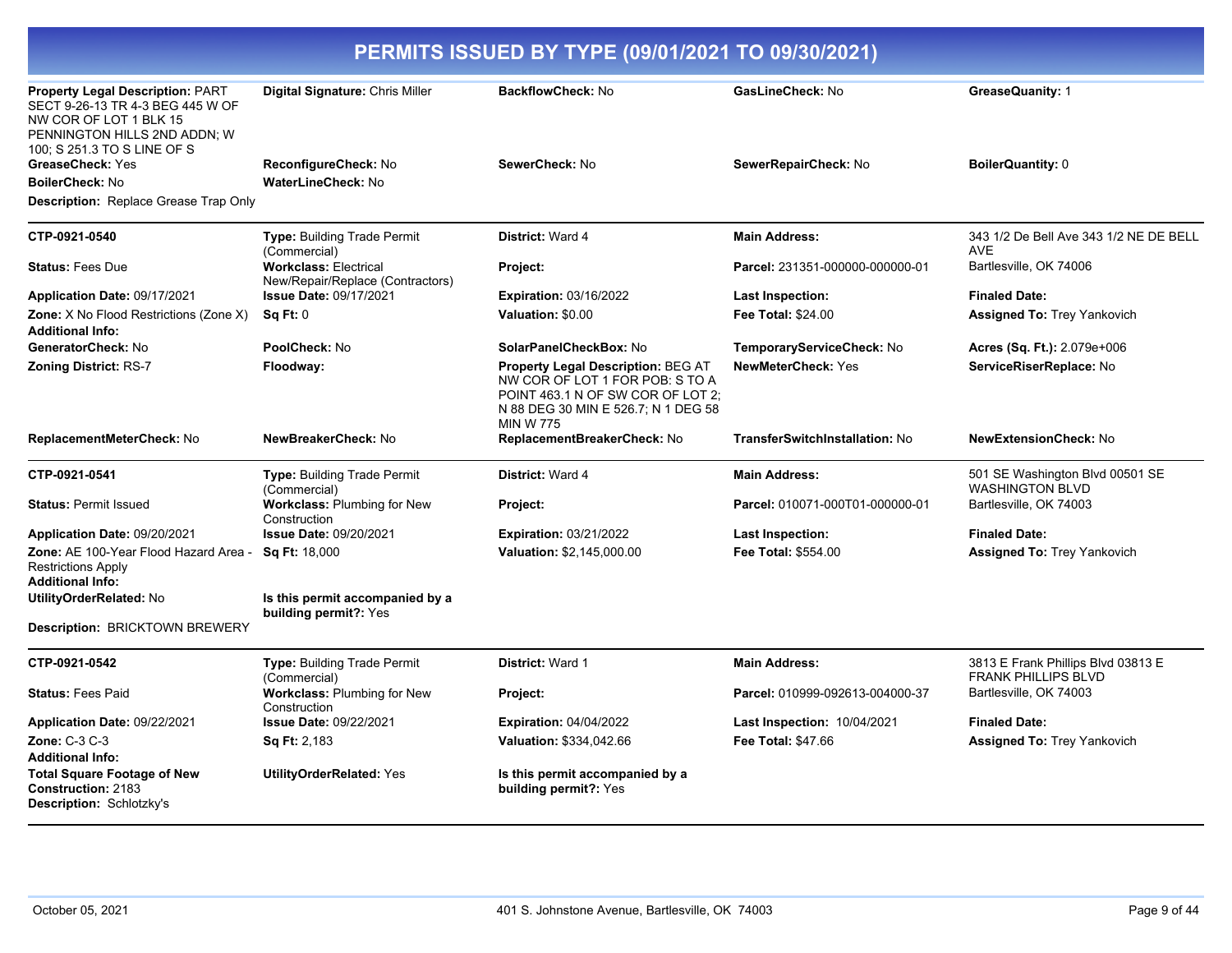# PERMITS ISSUED BY TYPE (09/01/2021 TO 09/30/2021)

| | | | | |
|---|---|---|---|---|
| **Property Legal Description:** PART SECT 9-26-13 TR 4-3 BEG 445 W OF NW COR OF LOT 1 BLK 15 PENNINGTON HILLS 2ND ADDN; W 100; S 251.3 TO S LINE OF S | **Digital Signature:** Chris Miller | **BackflowCheck:** No | **GasLineCheck:** No | **GreaseQuanity:** 1 |
| **GreaseCheck:** Yes | **ReconfigureCheck:** No | **SewerCheck:** No | **SewerRepairCheck:** No | **BoilerQuantity:** 0 |
| **BoilerCheck:** No | **WaterLineCheck:** No | | | |
| **Description:** Replace Grease Trap Only | | | | |

| | | | | |
|---|---|---|---|---|
| **CTP-0921-0540** | **Type:** Building Trade Permit (Commercial) | **District:** Ward 4 | **Main Address:** | 343 1/2 De Bell Ave 343 1/2 NE DE BELL AVE |
| **Status:** Fees Due | **Workclass:** Electrical New/Repair/Replace (Contractors) | **Project:** | **Parcel:** 231351-000000-000000-01 | Bartlesville, OK 74006 |
| **Application Date:** 09/17/2021 | **Issue Date:** 09/17/2021 | **Expiration:** 03/16/2022 | **Last Inspection:** | **Finaled Date:** |
| **Zone:** X No Flood Restrictions (Zone X) | **Sq Ft:** 0 | **Valuation:** $0.00 | **Fee Total:** $24.00 | **Assigned To:** Trey Yankovich |
| **Additional Info:** | | | | |
| **GeneratorCheck:** No | **PoolCheck:** No | **SolarPanelCheckBox:** No | **TemporaryServiceCheck:** No | **Acres (Sq. Ft.):** 2.079e+006 |
| **Zoning District:** RS-7 | **Floodway:** | **Property Legal Description:** BEG AT NW COR OF LOT 1 FOR POB: S TO A POINT 463.1 N OF SW COR OF LOT 2; N 88 DEG 30 MIN E 526.7; N 1 DEG 58 MIN W 775 | **NewMeterCheck:** Yes | **ServiceRiserReplace:** No |
| **ReplacementMeterCheck:** No | **NewBreakerCheck:** No | **ReplacementBreakerCheck:** No | **TransferSwitchInstallation:** No | **NewExtensionCheck:** No |

| | | | | |
|---|---|---|---|---|
| **CTP-0921-0541** | **Type:** Building Trade Permit (Commercial) | **District:** Ward 4 | **Main Address:** | 501 SE Washington Blvd 00501 SE WASHINGTON BLVD |
| **Status:** Permit Issued | **Workclass:** Plumbing for New Construction | **Project:** | **Parcel:** 010071-000T01-000000-01 | Bartlesville, OK 74003 |
| **Application Date:** 09/20/2021 | **Issue Date:** 09/20/2021 | **Expiration:** 03/21/2022 | **Last Inspection:** | **Finaled Date:** |
| **Zone:** AE 100-Year Flood Hazard Area - Restrictions Apply | **Sq Ft:** 18,000 | **Valuation:** $2,145,000.00 | **Fee Total:** $554.00 | **Assigned To:** Trey Yankovich |
| **Additional Info:** | | | | |
| **UtilityOrderRelated:** No | **Is this permit accompanied by a building permit?:** Yes | | | |
| **Description:** BRICKTOWN BREWERY | | | | |

| | | | | |
|---|---|---|---|---|
| **CTP-0921-0542** | **Type:** Building Trade Permit (Commercial) | **District:** Ward 1 | **Main Address:** | 3813 E Frank Phillips Blvd 03813 E FRANK PHILLIPS BLVD |
| **Status:** Fees Paid | **Workclass:** Plumbing for New Construction | **Project:** | **Parcel:** 010999-092613-004000-37 | Bartlesville, OK 74003 |
| **Application Date:** 09/22/2021 | **Issue Date:** 09/22/2021 | **Expiration:** 04/04/2022 | **Last Inspection:** 10/04/2021 | **Finaled Date:** |
| **Zone:** C-3 C-3 | **Sq Ft:** 2,183 | **Valuation:** $334,042.66 | **Fee Total:** $47.66 | **Assigned To:** Trey Yankovich |
| **Additional Info:** | | | | |
| **Total Square Footage of New Construction:** 2183 | **UtilityOrderRelated:** Yes | **Is this permit accompanied by a building permit?:** Yes | | |
| **Description:** Schlotzky's | | | | |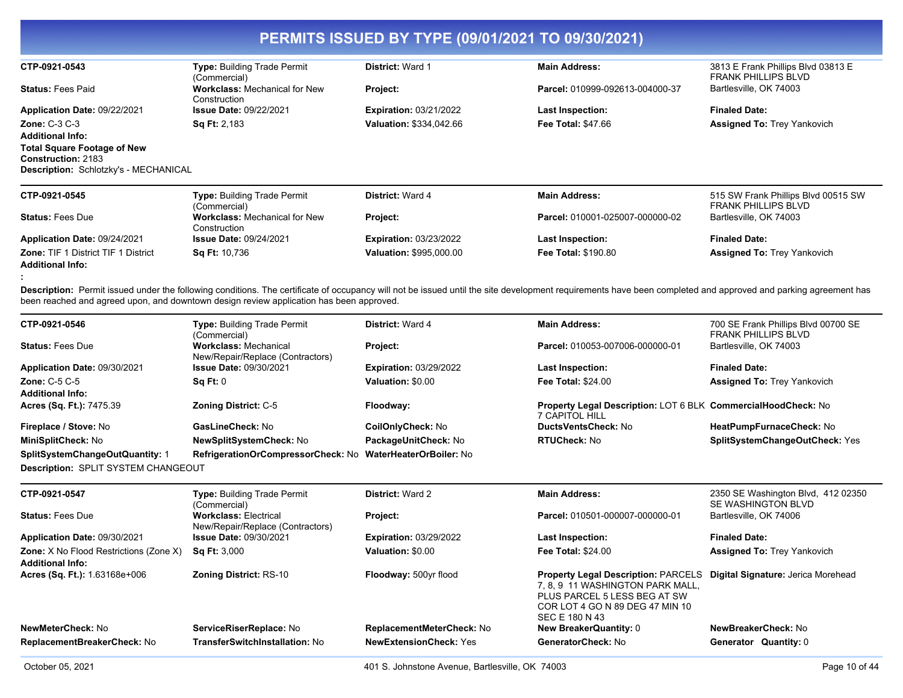# PERMITS ISSUED BY TYPE (09/01/2021 TO 09/30/2021)

| | | | | |
|---|---|---|---|---|
| **CTP-0921-0543** | **Type:** Building Trade Permit (Commercial) | **District:** Ward 1 | **Main Address:** | 3813 E Frank Phillips Blvd 03813 E FRANK PHILLIPS BLVD |
| **Status:** Fees Paid | **Workclass:** Mechanical for New Construction | **Project:** | **Parcel:** 010999-092613-004000-37 | Bartlesville, OK 74003 |
| **Application Date:** 09/22/2021 | **Issue Date:** 09/22/2021 | **Expiration:** 03/21/2022 | **Last Inspection:** | **Finaled Date:** |
| **Zone:** C-3 C-3 | **Sq Ft:** 2,183 | **Valuation:** $334,042.66 | **Fee Total:** $47.66 | **Assigned To:** Trey Yankovich |

**Additional Info:**

**Total Square Footage of New Construction:** 2183

**Description:** Schlotzky's - MECHANICAL

---

| | | | | |
|---|---|---|---|---|
| **CTP-0921-0545** | **Type:** Building Trade Permit (Commercial) | **District:** Ward 4 | **Main Address:** | 515 SW Frank Phillips Blvd 00515 SW FRANK PHILLIPS BLVD |
| **Status:** Fees Due | **Workclass:** Mechanical for New Construction | **Project:** | **Parcel:** 010001-025007-000000-02 | Bartlesville, OK 74003 |
| **Application Date:** 09/24/2021 | **Issue Date:** 09/24/2021 | **Expiration:** 03/23/2022 | **Last Inspection:** | **Finaled Date:** |
| **Zone:** TIF 1 District TIF 1 District | **Sq Ft:** 10,736 | **Valuation:** $995,000.00 | **Fee Total:** $190.80 | **Assigned To:** Trey Yankovich |

**Additional Info:**

**:**

**Description:** Permit issued under the following conditions. The certificate of occupancy will not be issued until the site development requirements have been completed and approved and parking agreement has been reached and agreed upon, and downtown design review application has been approved.

---

| | | | | |
|---|---|---|---|---|
| **CTP-0921-0546** | **Type:** Building Trade Permit (Commercial) | **District:** Ward 4 | **Main Address:** | 700 SE Frank Phillips Blvd 00700 SE FRANK PHILLIPS BLVD |
| **Status:** Fees Due | **Workclass:** Mechanical New/Repair/Replace (Contractors) | **Project:** | **Parcel:** 010053-007006-000000-01 | Bartlesville, OK 74003 |
| **Application Date:** 09/30/2021 | **Issue Date:** 09/30/2021 | **Expiration:** 03/29/2022 | **Last Inspection:** | **Finaled Date:** |
| **Zone:** C-5 C-5 | **Sq Ft:** 0 | **Valuation:** $0.00 | **Fee Total:** $24.00 | **Assigned To:** Trey Yankovich |

**Additional Info:**

| | | | | |
|---|---|---|---|---|
| **Acres (Sq. Ft.):** 7475.39 | **Zoning District:** C-5 | **Floodway:** | **Property Legal Description:** LOT 6 BLK 7 CAPITOL HILL | **CommercialHoodCheck:** No |
| **Fireplace / Stove:** No | **GasLineCheck:** No | **CoilOnlyCheck:** No | **DuctsVentsCheck:** No | **HeatPumpFurnaceCheck:** No |
| **MiniSplitCheck:** No | **NewSplitSystemCheck:** No | **PackageUnitCheck:** No | **RTUCheck:** No | **SplitSystemChangeOutCheck:** Yes |
| **SplitSystemChangeOutQuantity:** 1 | **RefrigerationOrCompressorCheck:** No | **WaterHeaterOrBoiler:** No | | |

**Description:** SPLIT SYSTEM CHANGEOUT

---

| | | | | |
|---|---|---|---|---|
| **CTP-0921-0547** | **Type:** Building Trade Permit (Commercial) | **District:** Ward 2 | **Main Address:** | 2350 SE Washington Blvd, 412 02350 SE WASHINGTON BLVD |
| **Status:** Fees Due | **Workclass:** Electrical New/Repair/Replace (Contractors) | **Project:** | **Parcel:** 010501-000007-000000-01 | Bartlesville, OK 74006 |
| **Application Date:** 09/30/2021 | **Issue Date:** 09/30/2021 | **Expiration:** 03/29/2022 | **Last Inspection:** | **Finaled Date:** |
| **Zone:** X No Flood Restrictions (Zone X) | **Sq Ft:** 3,000 | **Valuation:** $0.00 | **Fee Total:** $24.00 | **Assigned To:** Trey Yankovich |

**Additional Info:**

| | | | | |
|---|---|---|---|---|
| **Acres (Sq. Ft.):** 1.63168e+006 | **Zoning District:** RS-10 | **Floodway:** 500yr flood | **Property Legal Description:** PARCELS 7, 8, 9 11 WASHINGTON PARK MALL, PLUS PARCEL 5 LESS BEG AT SW COR LOT 4 GO N 89 DEG 47 MIN 10 SEC E 180 N 43 | **Digital Signature:** Jerica Morehead |
| **NewMeterCheck:** No | **ServiceRiserReplace:** No | **ReplacementMeterCheck:** No | **New BreakerQuantity:** 0 | **NewBreakerCheck:** No |
| **ReplacementBreakerCheck:** No | **TransferSwitchInstallation:** No | **NewExtensionCheck:** Yes | **GeneratorCheck:** No | **Generator Quantity:** 0 |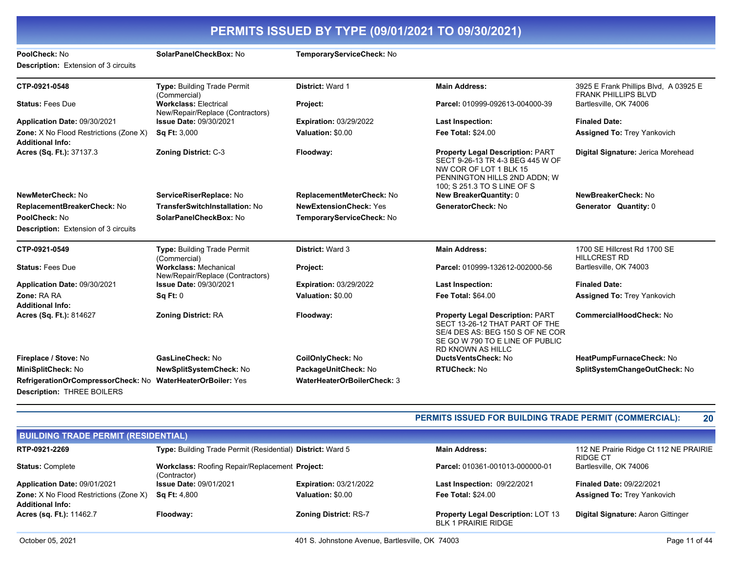# PERMITS ISSUED BY TYPE (09/01/2021 TO 09/30/2021)

**PoolCheck:** No | **SolarPanelCheckBox:** No | **TemporaryServiceCheck:** No

**Description:** Extension of 3 circuits

---

| | | | | |
|---|---|---|---|---|
| **CTP-0921-0548** | **Type:** Building Trade Permit (Commercial) | **District:** Ward 1 | **Main Address:** | 3925 E Frank Phillips Blvd, A 03925 E FRANK PHILLIPS BLVD |
| **Status:** Fees Due | **Workclass:** Electrical New/Repair/Replace (Contractors) | **Project:** | **Parcel:** 010999-092613-004000-39 | Bartlesville, OK 74006 |
| **Application Date:** 09/30/2021 | **Issue Date:** 09/30/2021 | **Expiration:** 03/29/2022 | **Last Inspection:** | **Finaled Date:** |
| **Zone:** X No Flood Restrictions (Zone X) | **Sq Ft:** 3,000 | **Valuation:** $0.00 | **Fee Total:** $24.00 | **Assigned To:** Trey Yankovich |
| **Additional Info:** | | | | |
| **Acres (Sq. Ft.):** 37137.3 | **Zoning District:** C-3 | **Floodway:** | **Property Legal Description:** PART SECT 9-26-13 TR 4-3 BEG 445 W OF NW COR OF LOT 1 BLK 15 PENNINGTON HILLS 2ND ADDN; W 100; S 251.3 TO S LINE OF S | **Digital Signature:** Jerica Morehead |
| **NewMeterCheck:** No | **ServiceRiserReplace:** No | **ReplacementMeterCheck:** No | **New BreakerQuantity:** 0 | **NewBreakerCheck:** No |
| **ReplacementBreakerCheck:** No | **TransferSwitchInstallation:** No | **NewExtensionCheck:** Yes | **GeneratorCheck:** No | **Generator Quantity:** 0 |
| **PoolCheck:** No | **SolarPanelCheckBox:** No | **TemporaryServiceCheck:** No | | |

**Description:** Extension of 3 circuits

---

| | | | | |
|---|---|---|---|---|
| **CTP-0921-0549** | **Type:** Building Trade Permit (Commercial) | **District:** Ward 3 | **Main Address:** | 1700 SE Hillcrest Rd 1700 SE HILLCREST RD |
| **Status:** Fees Due | **Workclass:** Mechanical New/Repair/Replace (Contractors) | **Project:** | **Parcel:** 010999-132612-002000-56 | Bartlesville, OK 74003 |
| **Application Date:** 09/30/2021 | **Issue Date:** 09/30/2021 | **Expiration:** 03/29/2022 | **Last Inspection:** | **Finaled Date:** |
| **Zone:** RA RA | **Sq Ft:** 0 | **Valuation:** $0.00 | **Fee Total:** $64.00 | **Assigned To:** Trey Yankovich |
| **Additional Info:** | | | | |
| **Acres (Sq. Ft.):** 814627 | **Zoning District:** RA | **Floodway:** | **Property Legal Description:** PART SECT 13-26-12 THAT PART OF THE SE/4 DES AS: BEG 150 S OF NE COR SE GO W 790 TO E LINE OF PUBLIC RD KNOWN AS HILLC | **CommercialHoodCheck:** No |
| **Fireplace / Stove:** No | **GasLineCheck:** No | **CoilOnlyCheck:** No | **DuctsVentsCheck:** No | **HeatPumpFurnaceCheck:** No |
| **MiniSplitCheck:** No | **NewSplitSystemCheck:** No | **PackageUnitCheck:** No | **RTUCheck:** No | **SplitSystemChangeOutCheck:** No |
| **RefrigerationOrCompressorCheck:** No | **WaterHeaterOrBoiler:** Yes | **WaterHeaterOrBoilerCheck:** 3 | | |

**Description:** THREE BOILERS

---

**PERMITS ISSUED FOR BUILDING TRADE PERMIT (COMMERCIAL): 20**

## BUILDING TRADE PERMIT (RESIDENTIAL)

| | | | | |
|---|---|---|---|---|
| **RTP-0921-2269** | **Type:** Building Trade Permit (Residential) | **District:** Ward 5 | **Main Address:** | 112 NE Prairie Ridge Ct 112 NE PRAIRIE RIDGE CT |
| **Status:** Complete | **Workclass:** Roofing Repair/Replacement (Contractor) | **Project:** | **Parcel:** 010361-001013-000000-01 | Bartlesville, OK 74006 |
| **Application Date:** 09/01/2021 | **Issue Date:** 09/01/2021 | **Expiration:** 03/21/2022 | **Last Inspection:** 09/22/2021 | **Finaled Date:** 09/22/2021 |
| **Zone:** X No Flood Restrictions (Zone X) | **Sq Ft:** 4,800 | **Valuation:** $0.00 | **Fee Total:** $24.00 | **Assigned To:** Trey Yankovich |
| **Additional Info:** | | | | |
| **Acres (sq. Ft.):** 11462.7 | **Floodway:** | **Zoning District:** RS-7 | **Property Legal Description:** LOT 13 BLK 1 PRAIRIE RIDGE | **Digital Signature:** Aaron Gittinger |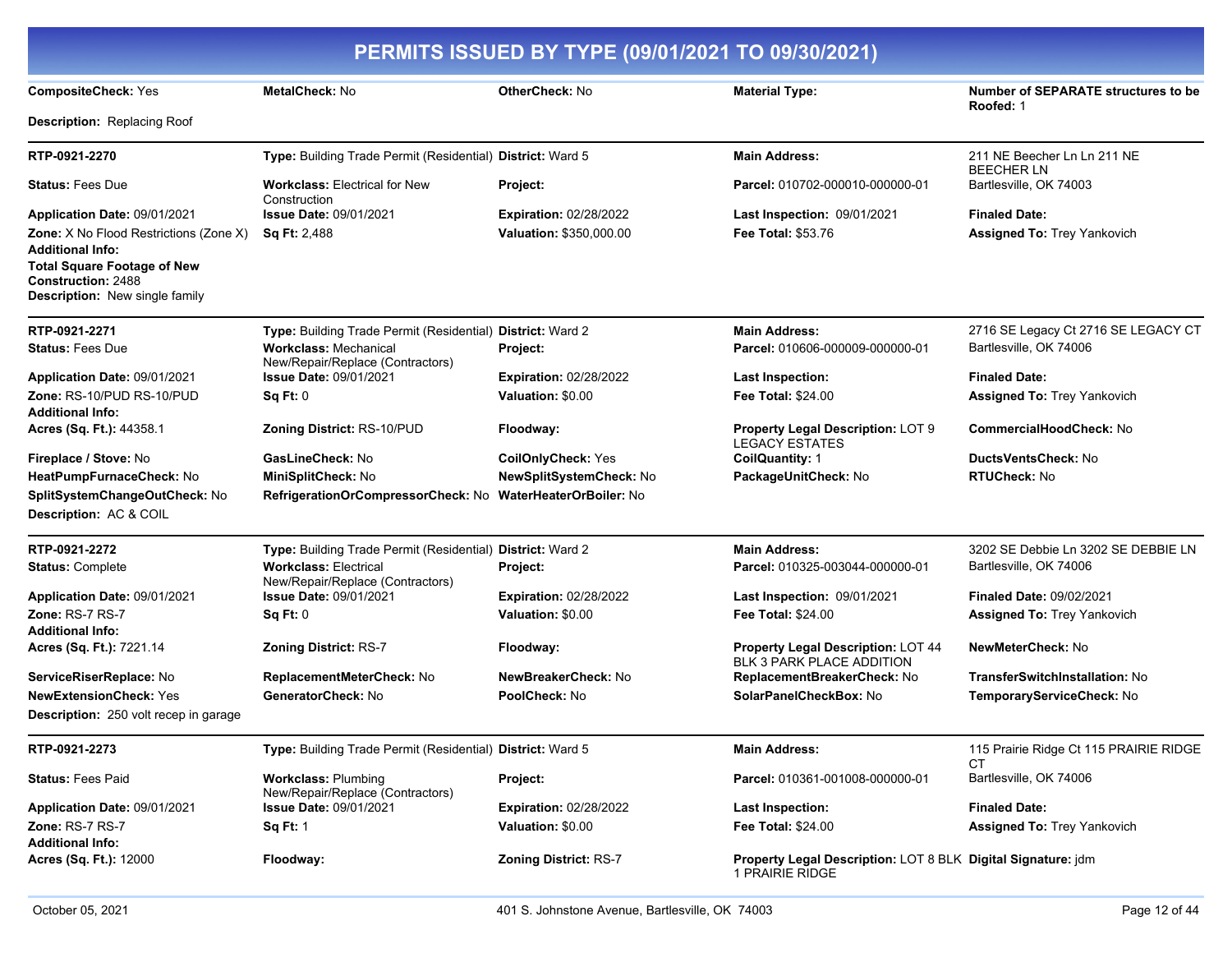# PERMITS ISSUED BY TYPE (09/01/2021 TO 09/30/2021)

**CompositeCheck:** Yes | **MetalCheck:** No | **OtherCheck:** No | **Material Type:** | **Number of SEPARATE structures to be Roofed:** 1

**Description:** Replacing Roof

---

**RTP-0921-2270**

| | | | | |
|---|---|---|---|---|
| **RTP-0921-2270** | **Type:** Building Trade Permit (Residential) | **District:** Ward 5 | **Main Address:** | 211 NE Beecher Ln Ln 211 NE BEECHER LN |
| **Status:** Fees Due | **Workclass:** Electrical for New Construction | **Project:** | **Parcel:** 010702-000010-000000-01 | Bartlesville, OK 74003 |
| **Application Date:** 09/01/2021 | **Issue Date:** 09/01/2021 | **Expiration:** 02/28/2022 | **Last Inspection:** 09/01/2021 | **Finaled Date:** |
| **Zone:** X No Flood Restrictions (Zone X) | **Sq Ft:** 2,488 | **Valuation:** $350,000.00 | **Fee Total:** $53.76 | **Assigned To:** Trey Yankovich |

**Additional Info:**

**Total Square Footage of New Construction:** 2488

**Description:** New single family

---

**RTP-0921-2271**

| | | | | |
|---|---|---|---|---|
| **RTP-0921-2271** | **Type:** Building Trade Permit (Residential) | **District:** Ward 2 | **Main Address:** | 2716 SE Legacy Ct 2716 SE LEGACY CT |
| **Status:** Fees Due | **Workclass:** Mechanical New/Repair/Replace (Contractors) | **Project:** | **Parcel:** 010606-000009-000000-01 | Bartlesville, OK 74006 |
| **Application Date:** 09/01/2021 | **Issue Date:** 09/01/2021 | **Expiration:** 02/28/2022 | **Last Inspection:** | **Finaled Date:** |
| **Zone:** RS-10/PUD RS-10/PUD | **Sq Ft:** 0 | **Valuation:** $0.00 | **Fee Total:** $24.00 | **Assigned To:** Trey Yankovich |

**Additional Info:**

| | | | | |
|---|---|---|---|---|
| **Acres (Sq. Ft.):** 44358.1 | **Zoning District:** RS-10/PUD | **Floodway:** | **Property Legal Description:** LOT 9 LEGACY ESTATES | **CommercialHoodCheck:** No |
| **Fireplace / Stove:** No | **GasLineCheck:** No | **CoilOnlyCheck:** Yes | **CoilQuantity:** 1 | **DuctsVentsCheck:** No |
| **HeatPumpFurnaceCheck:** No | **MiniSplitCheck:** No | **NewSplitSystemCheck:** No | **PackageUnitCheck:** No | **RTUCheck:** No |
| **SplitSystemChangeOutCheck:** No | **RefrigerationOrCompressorCheck:** No | **WaterHeaterOrBoiler:** No | | |

**Description:** AC & COIL

---

**RTP-0921-2272**

| | | | | |
|---|---|---|---|---|
| **RTP-0921-2272** | **Type:** Building Trade Permit (Residential) | **District:** Ward 2 | **Main Address:** | 3202 SE Debbie Ln 3202 SE DEBBIE LN |
| **Status:** Complete | **Workclass:** Electrical New/Repair/Replace (Contractors) | **Project:** | **Parcel:** 010325-003044-000000-01 | Bartlesville, OK 74006 |
| **Application Date:** 09/01/2021 | **Issue Date:** 09/01/2021 | **Expiration:** 02/28/2022 | **Last Inspection:** 09/01/2021 | **Finaled Date:** 09/02/2021 |
| **Zone:** RS-7 RS-7 | **Sq Ft:** 0 | **Valuation:** $0.00 | **Fee Total:** $24.00 | **Assigned To:** Trey Yankovich |

**Additional Info:**

| | | | | |
|---|---|---|---|---|
| **Acres (Sq. Ft.):** 7221.14 | **Zoning District:** RS-7 | **Floodway:** | **Property Legal Description:** LOT 44 BLK 3 PARK PLACE ADDITION | **NewMeterCheck:** No |
| **ServiceRiserReplace:** No | **ReplacementMeterCheck:** No | **NewBreakerCheck:** No | **ReplacementBreakerCheck:** No | **TransferSwitchInstallation:** No |
| **NewExtensionCheck:** Yes | **GeneratorCheck:** No | **PoolCheck:** No | **SolarPanelCheckBox:** No | **TemporaryServiceCheck:** No |

**Description:** 250 volt recep in garage

---

**RTP-0921-2273**

| | | | | |
|---|---|---|---|---|
| **RTP-0921-2273** | **Type:** Building Trade Permit (Residential) | **District:** Ward 5 | **Main Address:** | 115 Prairie Ridge Ct 115 PRAIRIE RIDGE CT |
| **Status:** Fees Paid | **Workclass:** Plumbing New/Repair/Replace (Contractors) | **Project:** | **Parcel:** 010361-001008-000000-01 | Bartlesville, OK 74006 |
| **Application Date:** 09/01/2021 | **Issue Date:** 09/01/2021 | **Expiration:** 02/28/2022 | **Last Inspection:** | **Finaled Date:** |
| **Zone:** RS-7 RS-7 | **Sq Ft:** 1 | **Valuation:** $0.00 | **Fee Total:** $24.00 | **Assigned To:** Trey Yankovich |

**Additional Info:**

| | | | | |
|---|---|---|---|---|
| **Acres (Sq. Ft.):** 12000 | **Floodway:** | **Zoning District:** RS-7 | **Property Legal Description:** LOT 8 BLK 1 PRAIRIE RIDGE | **Digital Signature:** jdm |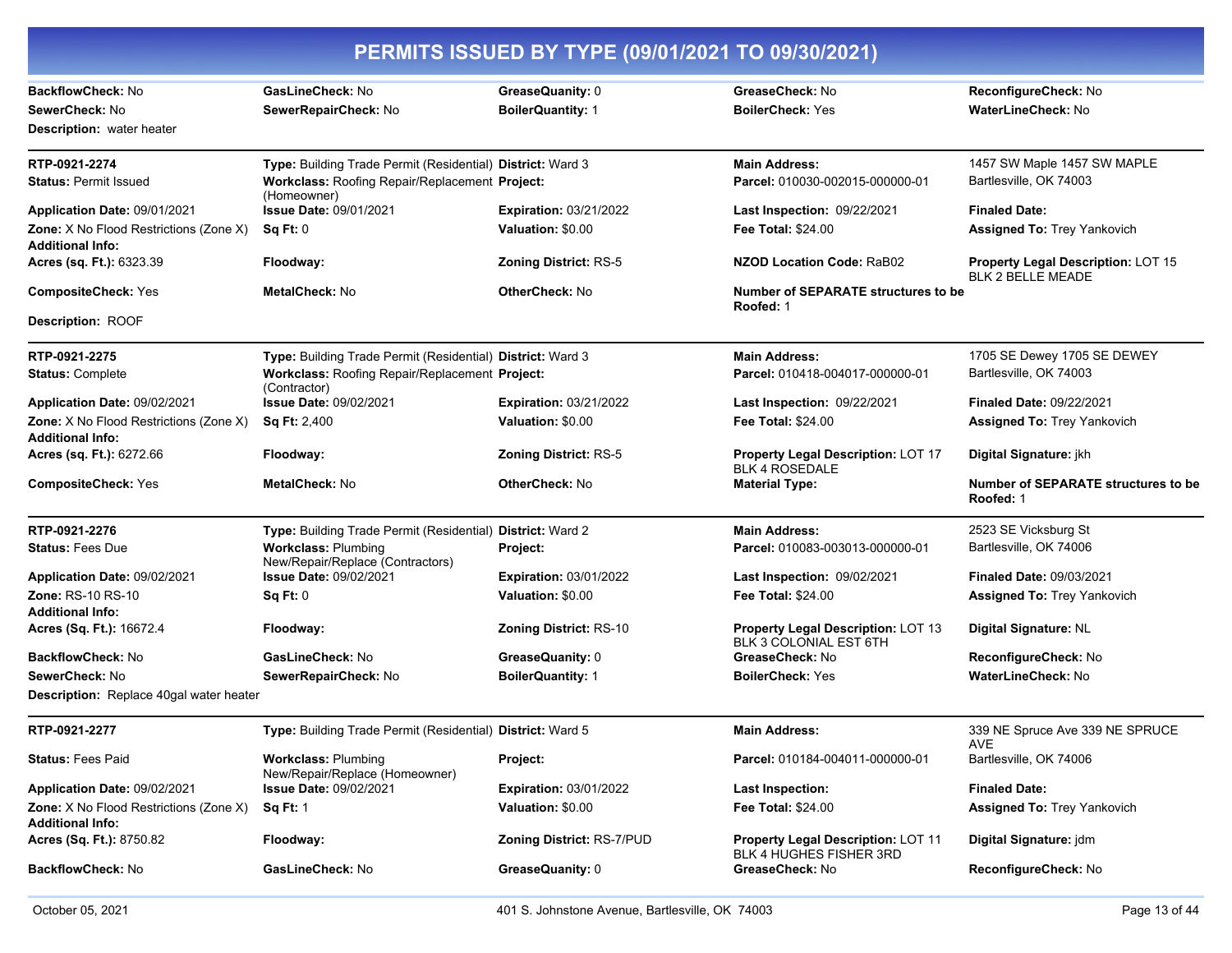# PERMITS ISSUED BY TYPE (09/01/2021 TO 09/30/2021)

**BackflowCheck:** No | **GasLineCheck:** No | **GreaseQuanity:** 0 | **GreaseCheck:** No | **ReconfigureCheck:** No
**SewerCheck:** No | **SewerRepairCheck:** No | **BoilerQuantity:** 1 | **BoilerCheck:** Yes | **WaterLineCheck:** No
**Description:** water heater

---

**RTP-0921-2274**
**Type:** Building Trade Permit (Residential)
**District:** Ward 3
**Main Address:** 1457 SW Maple 1457 SW MAPLE Bartlesville, OK 74003
**Status:** Permit Issued
**Workclass:** Roofing Repair/Replacement (Homeowner)
**Project:**
**Parcel:** 010030-002015-000000-01
**Application Date:** 09/01/2021
**Issue Date:** 09/01/2021
**Expiration:** 03/21/2022
**Last Inspection:** 09/22/2021
**Finaled Date:**
**Zone:** X No Flood Restrictions (Zone X)
**Sq Ft:** 0
**Valuation:** $0.00
**Fee Total:** $24.00
**Assigned To:** Trey Yankovich
**Additional Info:**
**Acres (sq. Ft.):** 6323.39
**Floodway:**
**Zoning District:** RS-5
**NZOD Location Code:** RaB02
**Property Legal Description:** LOT 15 BLK 2 BELLE MEADE
**CompositeCheck:** Yes
**MetalCheck:** No
**OtherCheck:** No
**Number of SEPARATE structures to be Roofed:** 1
**Description:** ROOF

---

**RTP-0921-2275**
**Type:** Building Trade Permit (Residential)
**District:** Ward 3
**Main Address:** 1705 SE Dewey 1705 SE DEWEY Bartlesville, OK 74003
**Status:** Complete
**Workclass:** Roofing Repair/Replacement (Contractor)
**Project:**
**Parcel:** 010418-004017-000000-01
**Application Date:** 09/02/2021
**Issue Date:** 09/02/2021
**Expiration:** 03/21/2022
**Last Inspection:** 09/22/2021
**Finaled Date:** 09/22/2021
**Zone:** X No Flood Restrictions (Zone X)
**Sq Ft:** 2,400
**Valuation:** $0.00
**Fee Total:** $24.00
**Assigned To:** Trey Yankovich
**Additional Info:**
**Acres (sq. Ft.):** 6272.66
**Floodway:**
**Zoning District:** RS-5
**Property Legal Description:** LOT 17 BLK 4 ROSEDALE
**Digital Signature:** jkh
**CompositeCheck:** Yes
**MetalCheck:** No
**OtherCheck:** No
**Material Type:**
**Number of SEPARATE structures to be Roofed:** 1

---

**RTP-0921-2276**
**Type:** Building Trade Permit (Residential)
**District:** Ward 2
**Main Address:** 2523 SE Vicksburg St Bartlesville, OK 74006
**Status:** Fees Due
**Workclass:** Plumbing New/Repair/Replace (Contractors)
**Project:**
**Parcel:** 010083-003013-000000-01
**Application Date:** 09/02/2021
**Issue Date:** 09/02/2021
**Expiration:** 03/01/2022
**Last Inspection:** 09/02/2021
**Finaled Date:** 09/03/2021
**Zone:** RS-10 RS-10
**Sq Ft:** 0
**Valuation:** $0.00
**Fee Total:** $24.00
**Assigned To:** Trey Yankovich
**Additional Info:**
**Acres (Sq. Ft.):** 16672.4
**Floodway:**
**Zoning District:** RS-10
**Property Legal Description:** LOT 13 BLK 3 COLONIAL EST 6TH
**Digital Signature:** NL
**BackflowCheck:** No | **GasLineCheck:** No | **GreaseQuanity:** 0 | **GreaseCheck:** No | **ReconfigureCheck:** No
**SewerCheck:** No | **SewerRepairCheck:** No | **BoilerQuantity:** 1 | **BoilerCheck:** Yes | **WaterLineCheck:** No
**Description:** Replace 40gal water heater

---

**RTP-0921-2277**
**Type:** Building Trade Permit (Residential)
**District:** Ward 5
**Main Address:** 339 NE Spruce Ave 339 NE SPRUCE AVE Bartlesville, OK 74006
**Status:** Fees Paid
**Workclass:** Plumbing New/Repair/Replace (Homeowner)
**Project:**
**Parcel:** 010184-004011-000000-01
**Application Date:** 09/02/2021
**Issue Date:** 09/02/2021
**Expiration:** 03/01/2022
**Last Inspection:**
**Finaled Date:**
**Zone:** X No Flood Restrictions (Zone X)
**Sq Ft:** 1
**Valuation:** $0.00
**Fee Total:** $24.00
**Assigned To:** Trey Yankovich
**Additional Info:**
**Acres (Sq. Ft.):** 8750.82
**Floodway:**
**Zoning District:** RS-7/PUD
**Property Legal Description:** LOT 11 BLK 4 HUGHES FISHER 3RD
**Digital Signature:** jdm
**BackflowCheck:** No | **GasLineCheck:** No | **GreaseQuanity:** 0 | **GreaseCheck:** No | **ReconfigureCheck:** No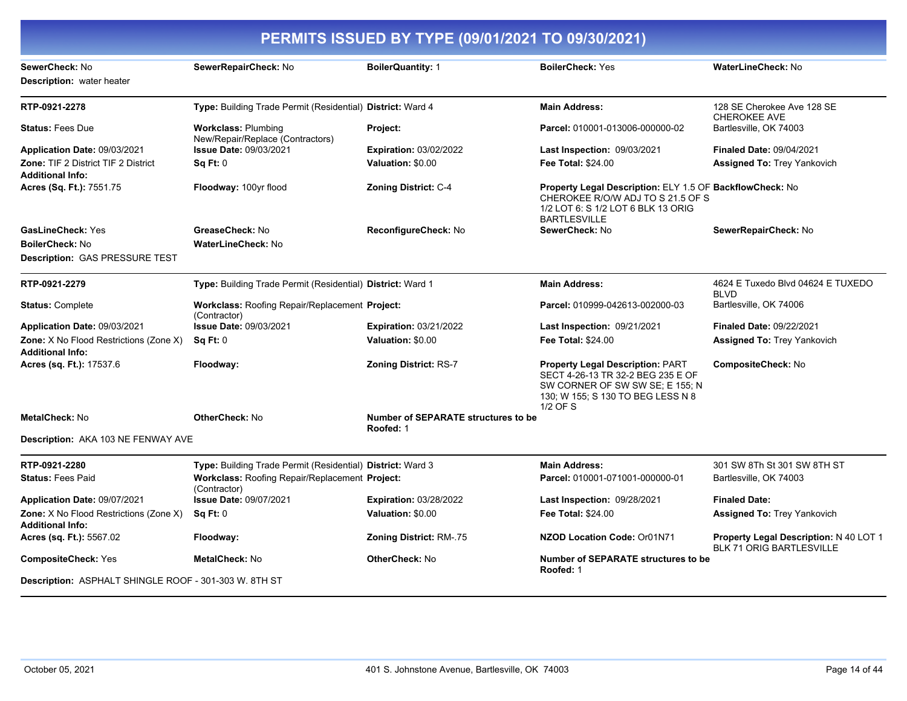# PERMITS ISSUED BY TYPE (09/01/2021 TO 09/30/2021)

**SewerCheck:** No | **SewerRepairCheck:** No | **BoilerQuantity:** 1 | **BoilerCheck:** Yes | **WaterLineCheck:** No

**Description:** water heater

---

| | | | | |
|---|---|---|---|---|
| **RTP-0921-2278** | **Type:** Building Trade Permit (Residential) | **District:** Ward 4 | **Main Address:** | 128 SE Cherokee Ave 128 SE CHEROKEE AVE |
| **Status:** Fees Due | **Workclass:** Plumbing New/Repair/Replace (Contractors) | **Project:** | **Parcel:** 010001-013006-000000-02 | Bartlesville, OK 74003 |
| **Application Date:** 09/03/2021 | **Issue Date:** 09/03/2021 | **Expiration:** 03/02/2022 | **Last Inspection:** 09/03/2021 | **Finaled Date:** 09/04/2021 |
| **Zone:** TIF 2 District TIF 2 District | **Sq Ft:** 0 | **Valuation:** $0.00 | **Fee Total:** $24.00 | **Assigned To:** Trey Yankovich |
| **Additional Info:** | | | | |
| **Acres (Sq. Ft.):** 7551.75 | **Floodway:** 100yr flood | **Zoning District:** C-4 | **Property Legal Description:** ELY 1.5 OF CHEROKEE R/O/W ADJ TO S 21.5 OF S 1/2 LOT 6: S 1/2 LOT 6 BLK 13 ORIG BARTLESVILLE | **BackflowCheck:** No |
| **GasLineCheck:** Yes | **GreaseCheck:** No | **ReconfigureCheck:** No | **SewerCheck:** No | **SewerRepairCheck:** No |
| **BoilerCheck:** No | **WaterLineCheck:** No | | | |

**Description:** GAS PRESSURE TEST

---

| | | | | |
|---|---|---|---|---|
| **RTP-0921-2279** | **Type:** Building Trade Permit (Residential) | **District:** Ward 1 | **Main Address:** | 4624 E Tuxedo Blvd 04624 E TUXEDO BLVD |
| **Status:** Complete | **Workclass:** Roofing Repair/Replacement (Contractor) | **Project:** | **Parcel:** 010999-042613-002000-03 | Bartlesville, OK 74006 |
| **Application Date:** 09/03/2021 | **Issue Date:** 09/03/2021 | **Expiration:** 03/21/2022 | **Last Inspection:** 09/21/2021 | **Finaled Date:** 09/22/2021 |
| **Zone:** X No Flood Restrictions (Zone X) | **Sq Ft:** 0 | **Valuation:** $0.00 | **Fee Total:** $24.00 | **Assigned To:** Trey Yankovich |
| **Additional Info:** | | | | |
| **Acres (sq. Ft.):** 17537.6 | **Floodway:** | **Zoning District:** RS-7 | **Property Legal Description:** PART SECT 4-26-13 TR 32-2 BEG 235 E OF SW CORNER OF SW SW SE; E 155; N 130; W 155; S 130 TO BEG LESS N 8 1/2 OF S | **CompositeCheck:** No |
| **MetalCheck:** No | **OtherCheck:** No | **Number of SEPARATE structures to be Roofed:** 1 | | |

**Description:** AKA 103 NE FENWAY AVE

---

| | | | | |
|---|---|---|---|---|
| **RTP-0921-2280** | **Type:** Building Trade Permit (Residential) | **District:** Ward 3 | **Main Address:** | 301 SW 8Th St 301 SW 8TH ST |
| **Status:** Fees Paid | **Workclass:** Roofing Repair/Replacement (Contractor) | **Project:** | **Parcel:** 010001-071001-000000-01 | Bartlesville, OK 74003 |
| **Application Date:** 09/07/2021 | **Issue Date:** 09/07/2021 | **Expiration:** 03/28/2022 | **Last Inspection:** 09/28/2021 | **Finaled Date:** |
| **Zone:** X No Flood Restrictions (Zone X) | **Sq Ft:** 0 | **Valuation:** $0.00 | **Fee Total:** $24.00 | **Assigned To:** Trey Yankovich |
| **Additional Info:** | | | | |
| **Acres (sq. Ft.):** 5567.02 | **Floodway:** | **Zoning District:** RM-.75 | **NZOD Location Code:** Or01N71 | **Property Legal Description:** N 40 LOT 1 BLK 71 ORIG BARTLESVILLE |
| **CompositeCheck:** Yes | **MetalCheck:** No | **OtherCheck:** No | **Number of SEPARATE structures to be Roofed:** 1 | |

**Description:** ASPHALT SHINGLE ROOF - 301-303 W. 8TH ST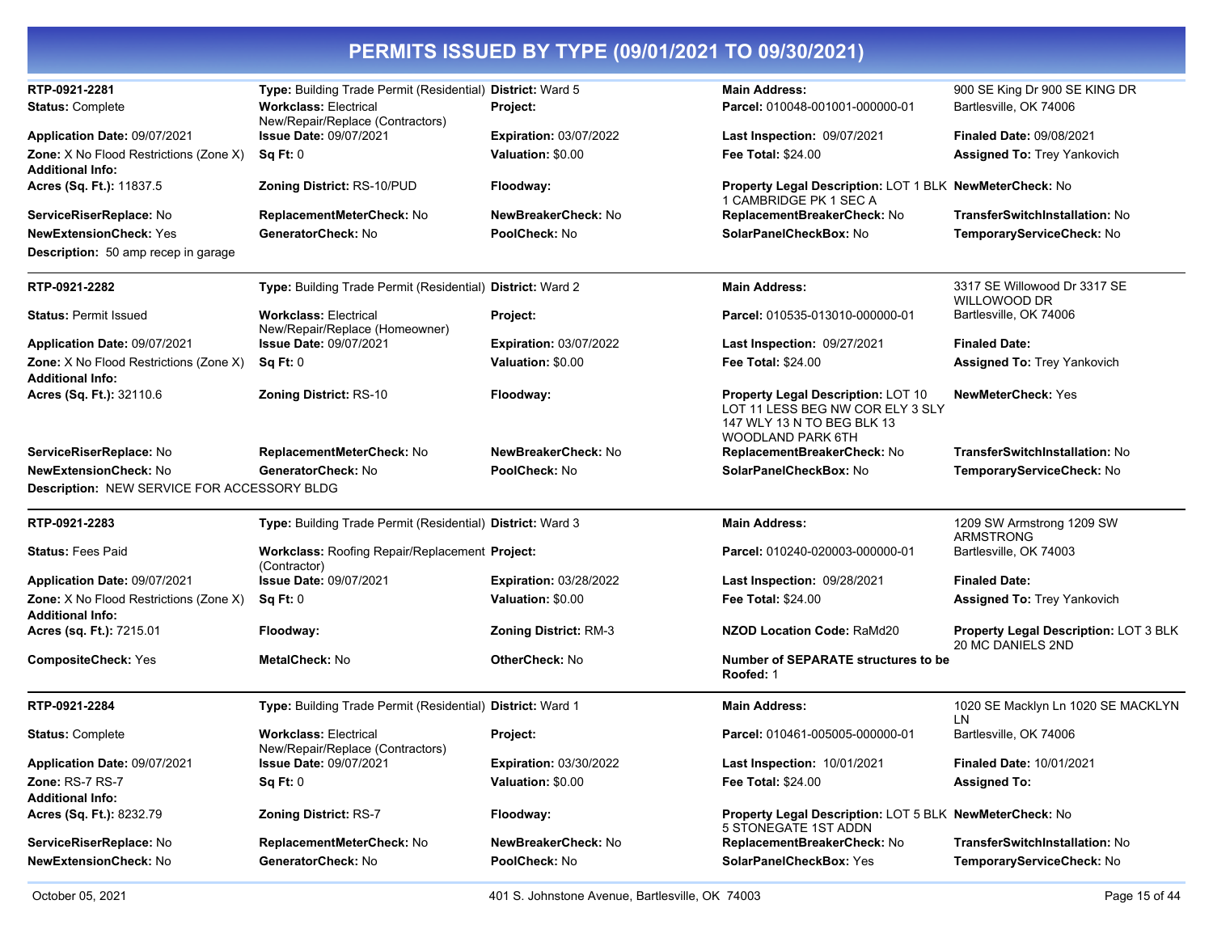# PERMITS ISSUED BY TYPE (09/01/2021 TO 09/30/2021)

| | | | | |
|---|---|---|---|---|
| **RTP-0921-2281** | **Type:** Building Trade Permit (Residential) | **District:** Ward 5 | **Main Address:** | 900 SE King Dr 900 SE KING DR |
| **Status:** Complete | **Workclass:** Electrical New/Repair/Replace (Contractors) | **Project:** | **Parcel:** 010048-001001-000000-01 | Bartlesville, OK 74006 |
| **Application Date:** 09/07/2021 | **Issue Date:** 09/07/2021 | **Expiration:** 03/07/2022 | **Last Inspection:** 09/07/2021 | **Finaled Date:** 09/08/2021 |
| **Zone:** X No Flood Restrictions (Zone X) | **Sq Ft:** 0 | **Valuation:** $0.00 | **Fee Total:** $24.00 | **Assigned To:** Trey Yankovich |
| **Additional Info:** | | | | |
| **Acres (Sq. Ft.):** 11837.5 | **Zoning District:** RS-10/PUD | **Floodway:** | **Property Legal Description:** LOT 1 BLK 1 CAMBRIDGE PK 1 SEC A | **NewMeterCheck:** No |
| **ServiceRiserReplace:** No | **ReplacementMeterCheck:** No | **NewBreakerCheck:** No | **ReplacementBreakerCheck:** No | **TransferSwitchInstallation:** No |
| **NewExtensionCheck:** Yes | **GeneratorCheck:** No | **PoolCheck:** No | **SolarPanelCheckBox:** No | **TemporaryServiceCheck:** No |

**Description:** 50 amp recep in garage

| | | | | |
|---|---|---|---|---|
| **RTP-0921-2282** | **Type:** Building Trade Permit (Residential) | **District:** Ward 2 | **Main Address:** | 3317 SE Willowood Dr 3317 SE WILLOWOOD DR |
| **Status:** Permit Issued | **Workclass:** Electrical New/Repair/Replace (Homeowner) | **Project:** | **Parcel:** 010535-013010-000000-01 | Bartlesville, OK 74006 |
| **Application Date:** 09/07/2021 | **Issue Date:** 09/07/2021 | **Expiration:** 03/07/2022 | **Last Inspection:** 09/27/2021 | **Finaled Date:** |
| **Zone:** X No Flood Restrictions (Zone X) | **Sq Ft:** 0 | **Valuation:** $0.00 | **Fee Total:** $24.00 | **Assigned To:** Trey Yankovich |
| **Additional Info:** | | | | |
| **Acres (Sq. Ft.):** 32110.6 | **Zoning District:** RS-10 | **Floodway:** | **Property Legal Description:** LOT 10 LOT 11 LESS BEG NW COR ELY 3 SLY 147 WLY 13 N TO BEG BLK 13 WOODLAND PARK 6TH | **NewMeterCheck:** Yes |
| **ServiceRiserReplace:** No | **ReplacementMeterCheck:** No | **NewBreakerCheck:** No | **ReplacementBreakerCheck:** No | **TransferSwitchInstallation:** No |
| **NewExtensionCheck:** No | **GeneratorCheck:** No | **PoolCheck:** No | **SolarPanelCheckBox:** No | **TemporaryServiceCheck:** No |

**Description:** NEW SERVICE FOR ACCESSORY BLDG

| | | | | |
|---|---|---|---|---|
| **RTP-0921-2283** | **Type:** Building Trade Permit (Residential) | **District:** Ward 3 | **Main Address:** | 1209 SW Armstrong 1209 SW ARMSTRONG |
| **Status:** Fees Paid | **Workclass:** Roofing Repair/Replacement (Contractor) | **Project:** | **Parcel:** 010240-020003-000000-01 | Bartlesville, OK 74003 |
| **Application Date:** 09/07/2021 | **Issue Date:** 09/07/2021 | **Expiration:** 03/28/2022 | **Last Inspection:** 09/28/2021 | **Finaled Date:** |
| **Zone:** X No Flood Restrictions (Zone X) | **Sq Ft:** 0 | **Valuation:** $0.00 | **Fee Total:** $24.00 | **Assigned To:** Trey Yankovich |
| **Additional Info:** | | | | |
| **Acres (sq. Ft.):** 7215.01 | **Floodway:** | **Zoning District:** RM-3 | **NZOD Location Code:** RaMd20 | **Property Legal Description:** LOT 3 BLK 20 MC DANIELS 2ND |
| **CompositeCheck:** Yes | **MetalCheck:** No | **OtherCheck:** No | **Number of SEPARATE structures to be Roofed:** 1 | |

| | | | | |
|---|---|---|---|---|
| **RTP-0921-2284** | **Type:** Building Trade Permit (Residential) | **District:** Ward 1 | **Main Address:** | 1020 SE Macklyn Ln 1020 SE MACKLYN LN |
| **Status:** Complete | **Workclass:** Electrical New/Repair/Replace (Contractors) | **Project:** | **Parcel:** 010461-005005-000000-01 | Bartlesville, OK 74006 |
| **Application Date:** 09/07/2021 | **Issue Date:** 09/07/2021 | **Expiration:** 03/30/2022 | **Last Inspection:** 10/01/2021 | **Finaled Date:** 10/01/2021 |
| **Zone:** RS-7 RS-7 | **Sq Ft:** 0 | **Valuation:** $0.00 | **Fee Total:** $24.00 | **Assigned To:** |
| **Additional Info:** | | | | |
| **Acres (Sq. Ft.):** 8232.79 | **Zoning District:** RS-7 | **Floodway:** | **Property Legal Description:** LOT 5 BLK 5 STONEGATE 1ST ADDN | **NewMeterCheck:** No |
| **ServiceRiserReplace:** No | **ReplacementMeterCheck:** No | **NewBreakerCheck:** No | **ReplacementBreakerCheck:** No | **TransferSwitchInstallation:** No |
| **NewExtensionCheck:** No | **GeneratorCheck:** No | **PoolCheck:** No | **SolarPanelCheckBox:** Yes | **TemporaryServiceCheck:** No |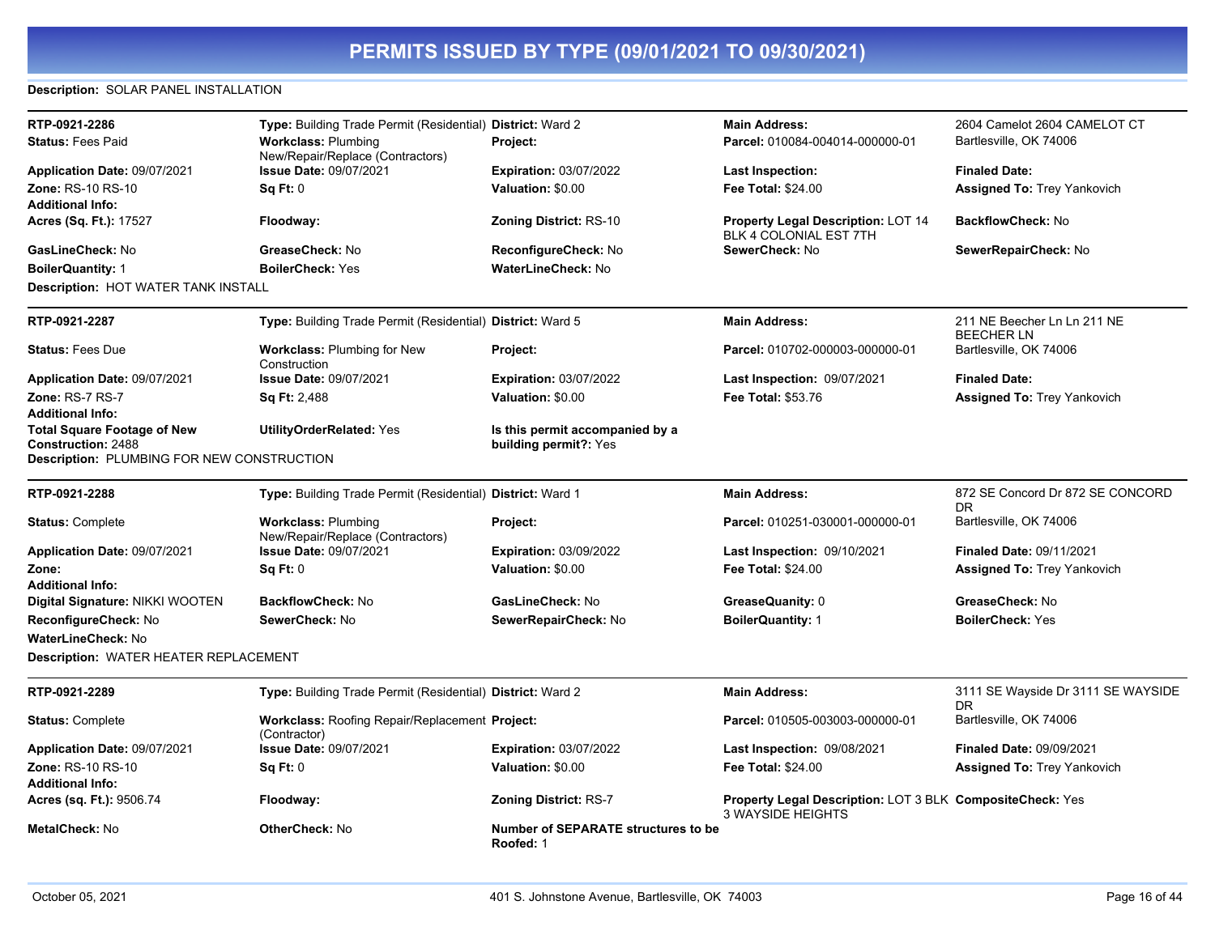# PERMITS ISSUED BY TYPE (09/01/2021 TO 09/30/2021)

**Description:** SOLAR PANEL INSTALLATION

---

**RTP-0921-2286** | **Type:** Building Trade Permit (Residential) | **District:** Ward 2 | **Main Address:** 2604 Camelot 2604 CAMELOT CT Bartlesville, OK 74006

**Status:** Fees Paid | **Workclass:** Plumbing New/Repair/Replace (Contractors) | **Project:** | **Parcel:** 010084-004014-000000-01

**Application Date:** 09/07/2021 | **Issue Date:** 09/07/2021 | **Expiration:** 03/07/2022 | **Last Inspection:** | **Finaled Date:**

**Zone:** RS-10 RS-10 | **Sq Ft:** 0 | **Valuation:** $0.00 | **Fee Total:** $24.00 | **Assigned To:** Trey Yankovich

**Additional Info:**

**Acres (Sq. Ft.):** 17527 | **Floodway:** | **Zoning District:** RS-10 | **Property Legal Description:** LOT 14 BLK 4 COLONIAL EST 7TH | **BackflowCheck:** No

**GasLineCheck:** No | **GreaseCheck:** No | **ReconfigureCheck:** No | **SewerCheck:** No | **SewerRepairCheck:** No

**BoilerQuantity:** 1 | **BoilerCheck:** Yes | **WaterLineCheck:** No

**Description:** HOT WATER TANK INSTALL

---

**RTP-0921-2287** | **Type:** Building Trade Permit (Residential) | **District:** Ward 5 | **Main Address:** 211 NE Beecher Ln Ln 211 NE BEECHER LN Bartlesville, OK 74006

**Status:** Fees Due | **Workclass:** Plumbing for New Construction | **Project:** | **Parcel:** 010702-000003-000000-01

**Application Date:** 09/07/2021 | **Issue Date:** 09/07/2021 | **Expiration:** 03/07/2022 | **Last Inspection:** 09/07/2021 | **Finaled Date:**

**Zone:** RS-7 RS-7 | **Sq Ft:** 2,488 | **Valuation:** $0.00 | **Fee Total:** $53.76 | **Assigned To:** Trey Yankovich

**Additional Info:**

**Total Square Footage of New Construction:** 2488 | **UtilityOrderRelated:** Yes | **Is this permit accompanied by a building permit?:** Yes

**Description:** PLUMBING FOR NEW CONSTRUCTION

---

**RTP-0921-2288** | **Type:** Building Trade Permit (Residential) | **District:** Ward 1 | **Main Address:** 872 SE Concord Dr 872 SE CONCORD DR Bartlesville, OK 74006

**Status:** Complete | **Workclass:** Plumbing New/Repair/Replace (Contractors) | **Project:** | **Parcel:** 010251-030001-000000-01

**Application Date:** 09/07/2021 | **Issue Date:** 09/07/2021 | **Expiration:** 03/09/2022 | **Last Inspection:** 09/10/2021 | **Finaled Date:** 09/11/2021

**Zone:** | **Sq Ft:** 0 | **Valuation:** $0.00 | **Fee Total:** $24.00 | **Assigned To:** Trey Yankovich

**Additional Info:**

**Digital Signature:** NIKKI WOOTEN | **BackflowCheck:** No | **GasLineCheck:** No | **GreaseQuanity:** 0 | **GreaseCheck:** No

**ReconfigureCheck:** No | **SewerCheck:** No | **SewerRepairCheck:** No | **BoilerQuantity:** 1 | **BoilerCheck:** Yes

**WaterLineCheck:** No

**Description:** WATER HEATER REPLACEMENT

---

**RTP-0921-2289** | **Type:** Building Trade Permit (Residential) | **District:** Ward 2 | **Main Address:** 3111 SE Wayside Dr 3111 SE WAYSIDE DR Bartlesville, OK 74006

**Status:** Complete | **Workclass:** Roofing Repair/Replacement (Contractor) | **Project:** | **Parcel:** 010505-003003-000000-01

**Application Date:** 09/07/2021 | **Issue Date:** 09/07/2021 | **Expiration:** 03/07/2022 | **Last Inspection:** 09/08/2021 | **Finaled Date:** 09/09/2021

**Zone:** RS-10 RS-10 | **Sq Ft:** 0 | **Valuation:** $0.00 | **Fee Total:** $24.00 | **Assigned To:** Trey Yankovich

**Additional Info:**

**Acres (sq. Ft.):** 9506.74 | **Floodway:** | **Zoning District:** RS-7 | **Property Legal Description:** LOT 3 BLK 3 WAYSIDE HEIGHTS | **CompositeCheck:** Yes

**MetalCheck:** No | **OtherCheck:** No | **Number of SEPARATE structures to be Roofed:** 1

October 05, 2021 — 401 S. Johnstone Avenue, Bartlesville, OK 74003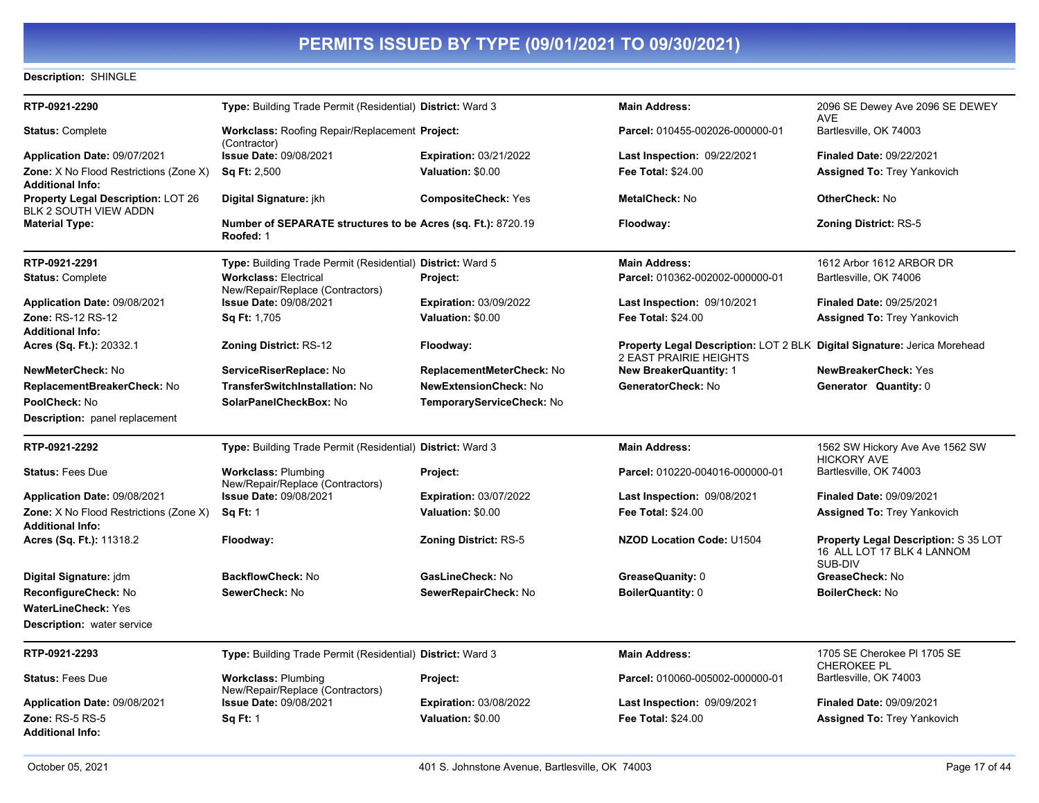# PERMITS ISSUED BY TYPE (09/01/2021 TO 09/30/2021)

**Description:** SHINGLE

---

| **RTP-0921-2290** | **Type:** Building Trade Permit (Residential) | **District:** Ward 3 | **Main Address:** | 2096 SE Dewey Ave 2096 SE DEWEY AVE |
|---|---|---|---|---|
| **Status:** Complete | **Workclass:** Roofing Repair/Replacement (Contractor) | **Project:** | **Parcel:** 010455-002026-000000-01 | Bartlesville, OK 74003 |
| **Application Date:** 09/07/2021 | **Issue Date:** 09/08/2021 | **Expiration:** 03/21/2022 | **Last Inspection:** 09/22/2021 | **Finaled Date:** 09/22/2021 |
| **Zone:** X No Flood Restrictions (Zone X) | **Sq Ft:** 2,500 | **Valuation:** $0.00 | **Fee Total:** $24.00 | **Assigned To:** Trey Yankovich |
| **Additional Info:** | | | | |
| **Property Legal Description:** LOT 26 BLK 2 SOUTH VIEW ADDN | **Digital Signature:** jkh | **CompositeCheck:** Yes | **MetalCheck:** No | **OtherCheck:** No |
| **Material Type:** | **Number of SEPARATE structures to be Roofed:** 1 | **Acres (sq. Ft.):** 8720.19 | **Floodway:** | **Zoning District:** RS-5 |

---

| **RTP-0921-2291** | **Type:** Building Trade Permit (Residential) | **District:** Ward 5 | **Main Address:** | 1612 Arbor 1612 ARBOR DR |
|---|---|---|---|---|
| **Status:** Complete | **Workclass:** Electrical New/Repair/Replace (Contractors) | **Project:** | **Parcel:** 010362-002002-000000-01 | Bartlesville, OK 74006 |
| **Application Date:** 09/08/2021 | **Issue Date:** 09/08/2021 | **Expiration:** 03/09/2022 | **Last Inspection:** 09/10/2021 | **Finaled Date:** 09/25/2021 |
| **Zone:** RS-12 RS-12 | **Sq Ft:** 1,705 | **Valuation:** $0.00 | **Fee Total:** $24.00 | **Assigned To:** Trey Yankovich |
| **Additional Info:** | | | | |
| **Acres (Sq. Ft.):** 20332.1 | **Zoning District:** RS-12 | **Floodway:** | **Property Legal Description:** LOT 2 BLK 2 EAST PRAIRIE HEIGHTS | **Digital Signature:** Jerica Morehead |
| **NewMeterCheck:** No | **ServiceRiserReplace:** No | **ReplacementMeterCheck:** No | **New BreakerQuantity:** 1 | **NewBreakerCheck:** Yes |
| **ReplacementBreakerCheck:** No | **TransferSwitchInstallation:** No | **NewExtensionCheck:** No | **GeneratorCheck:** No | **Generator Quantity:** 0 |
| **PoolCheck:** No | **SolarPanelCheckBox:** No | **TemporaryServiceCheck:** No | | |

**Description:** panel replacement

---

| **RTP-0921-2292** | **Type:** Building Trade Permit (Residential) | **District:** Ward 3 | **Main Address:** | 1562 SW Hickory Ave Ave 1562 SW HICKORY AVE |
|---|---|---|---|---|
| **Status:** Fees Due | **Workclass:** Plumbing New/Repair/Replace (Contractors) | **Project:** | **Parcel:** 010220-004016-000000-01 | Bartlesville, OK 74003 |
| **Application Date:** 09/08/2021 | **Issue Date:** 09/08/2021 | **Expiration:** 03/07/2022 | **Last Inspection:** 09/08/2021 | **Finaled Date:** 09/09/2021 |
| **Zone:** X No Flood Restrictions (Zone X) | **Sq Ft:** 1 | **Valuation:** $0.00 | **Fee Total:** $24.00 | **Assigned To:** Trey Yankovich |
| **Additional Info:** | | | | |
| **Acres (Sq. Ft.):** 11318.2 | **Floodway:** | **Zoning District:** RS-5 | **NZOD Location Code:** U1504 | **Property Legal Description:** S 35 LOT 16 ALL LOT 17 BLK 4 LANNOM SUB-DIV |
| **Digital Signature:** jdm | **BackflowCheck:** No | **GasLineCheck:** No | **GreaseQuanity:** 0 | **GreaseCheck:** No |
| **ReconfigureCheck:** No | **SewerCheck:** No | **SewerRepairCheck:** No | **BoilerQuantity:** 0 | **BoilerCheck:** No |
| **WaterLineCheck:** Yes | | | | |

**Description:** water service

---

| **RTP-0921-2293** | **Type:** Building Trade Permit (Residential) | **District:** Ward 3 | **Main Address:** | 1705 SE Cherokee Pl 1705 SE CHEROKEE PL |
|---|---|---|---|---|
| **Status:** Fees Due | **Workclass:** Plumbing New/Repair/Replace (Contractors) | **Project:** | **Parcel:** 010060-005002-000000-01 | Bartlesville, OK 74003 |
| **Application Date:** 09/08/2021 | **Issue Date:** 09/08/2021 | **Expiration:** 03/08/2022 | **Last Inspection:** 09/09/2021 | **Finaled Date:** 09/09/2021 |
| **Zone:** RS-5 RS-5 | **Sq Ft:** 1 | **Valuation:** $0.00 | **Fee Total:** $24.00 | **Assigned To:** Trey Yankovich |
| **Additional Info:** | | | | |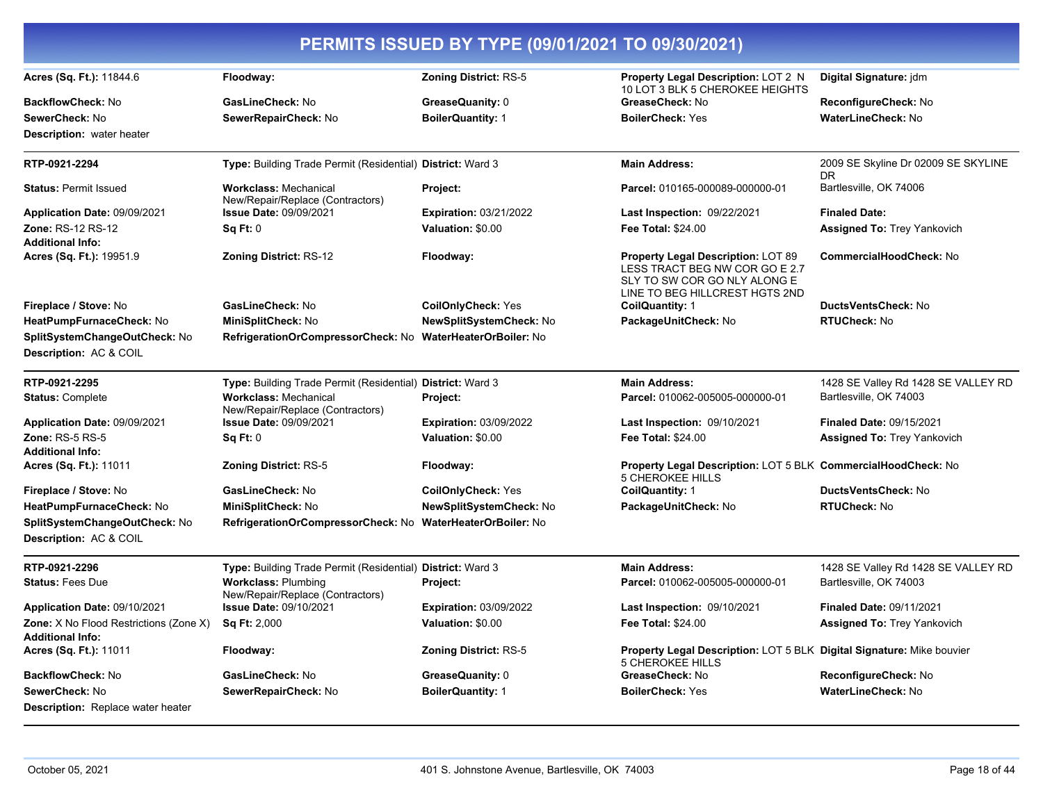# PERMITS ISSUED BY TYPE (09/01/2021 TO 09/30/2021)

| | | | | |
|---|---|---|---|---|
| **Acres (Sq. Ft.):** 11844.6 | **Floodway:** | **Zoning District:** RS-5 | **Property Legal Description:** LOT 2 N 10 LOT 3 BLK 5 CHEROKEE HEIGHTS | **Digital Signature:** jdm |
| **BackflowCheck:** No | **GasLineCheck:** No | **GreaseQuanity:** 0 | **GreaseCheck:** No | **ReconfigureCheck:** No |
| **SewerCheck:** No | **SewerRepairCheck:** No | **BoilerQuantity:** 1 | **BoilerCheck:** Yes | **WaterLineCheck:** No |

**Description:** water heater

---

| | | | | |
|---|---|---|---|---|
| **RTP-0921-2294** | **Type:** Building Trade Permit (Residential) | **District:** Ward 3 | **Main Address:** | 2009 SE Skyline Dr 02009 SE SKYLINE DR |
| **Status:** Permit Issued | **Workclass:** Mechanical New/Repair/Replace (Contractors) | **Project:** | **Parcel:** 010165-000089-000000-01 | Bartlesville, OK 74006 |
| **Application Date:** 09/09/2021 | **Issue Date:** 09/09/2021 | **Expiration:** 03/21/2022 | **Last Inspection:** 09/22/2021 | **Finaled Date:** |
| **Zone:** RS-12 RS-12 | **Sq Ft:** 0 | **Valuation:** $0.00 | **Fee Total:** $24.00 | **Assigned To:** Trey Yankovich |
| **Additional Info:** | | | | |
| **Acres (Sq. Ft.):** 19951.9 | **Zoning District:** RS-12 | **Floodway:** | **Property Legal Description:** LOT 89 LESS TRACT BEG NW COR GO E 2.7 SLY TO SW COR GO NLY ALONG E LINE TO BEG HILLCREST HGTS 2ND | **CommercialHoodCheck:** No |
| **Fireplace / Stove:** No | **GasLineCheck:** No | **CoilOnlyCheck:** Yes | **CoilQuantity:** 1 | **DuctsVentsCheck:** No |
| **HeatPumpFurnaceCheck:** No | **MiniSplitCheck:** No | **NewSplitSystemCheck:** No | **PackageUnitCheck:** No | **RTUCheck:** No |
| **SplitSystemChangeOutCheck:** No | **RefrigerationOrCompressorCheck:** No | **WaterHeaterOrBoiler:** No | | |

**Description:** AC & COIL

---

| | | | | |
|---|---|---|---|---|
| **RTP-0921-2295** | **Type:** Building Trade Permit (Residential) | **District:** Ward 3 | **Main Address:** | 1428 SE Valley Rd 1428 SE VALLEY RD |
| **Status:** Complete | **Workclass:** Mechanical New/Repair/Replace (Contractors) | **Project:** | **Parcel:** 010062-005005-000000-01 | Bartlesville, OK 74003 |
| **Application Date:** 09/09/2021 | **Issue Date:** 09/09/2021 | **Expiration:** 03/09/2022 | **Last Inspection:** 09/10/2021 | **Finaled Date:** 09/15/2021 |
| **Zone:** RS-5 RS-5 | **Sq Ft:** 0 | **Valuation:** $0.00 | **Fee Total:** $24.00 | **Assigned To:** Trey Yankovich |
| **Additional Info:** | | | | |
| **Acres (Sq. Ft.):** 11011 | **Zoning District:** RS-5 | **Floodway:** | **Property Legal Description:** LOT 5 BLK 5 CHEROKEE HILLS | **CommercialHoodCheck:** No |
| **Fireplace / Stove:** No | **GasLineCheck:** No | **CoilOnlyCheck:** Yes | **CoilQuantity:** 1 | **DuctsVentsCheck:** No |
| **HeatPumpFurnaceCheck:** No | **MiniSplitCheck:** No | **NewSplitSystemCheck:** No | **PackageUnitCheck:** No | **RTUCheck:** No |
| **SplitSystemChangeOutCheck:** No | **RefrigerationOrCompressorCheck:** No | **WaterHeaterOrBoiler:** No | | |

**Description:** AC & COIL

---

| | | | | |
|---|---|---|---|---|
| **RTP-0921-2296** | **Type:** Building Trade Permit (Residential) | **District:** Ward 3 | **Main Address:** | 1428 SE Valley Rd 1428 SE VALLEY RD |
| **Status:** Fees Due | **Workclass:** Plumbing New/Repair/Replace (Contractors) | **Project:** | **Parcel:** 010062-005005-000000-01 | Bartlesville, OK 74003 |
| **Application Date:** 09/10/2021 | **Issue Date:** 09/10/2021 | **Expiration:** 03/09/2022 | **Last Inspection:** 09/10/2021 | **Finaled Date:** 09/11/2021 |
| **Zone:** X No Flood Restrictions (Zone X) | **Sq Ft:** 2,000 | **Valuation:** $0.00 | **Fee Total:** $24.00 | **Assigned To:** Trey Yankovich |
| **Additional Info:** | | | | |
| **Acres (Sq. Ft.):** 11011 | **Floodway:** | **Zoning District:** RS-5 | **Property Legal Description:** LOT 5 BLK 5 CHEROKEE HILLS | **Digital Signature:** Mike bouvier |
| **BackflowCheck:** No | **GasLineCheck:** No | **GreaseQuanity:** 0 | **GreaseCheck:** No | **ReconfigureCheck:** No |
| **SewerCheck:** No | **SewerRepairCheck:** No | **BoilerQuantity:** 1 | **BoilerCheck:** Yes | **WaterLineCheck:** No |

**Description:** Replace water heater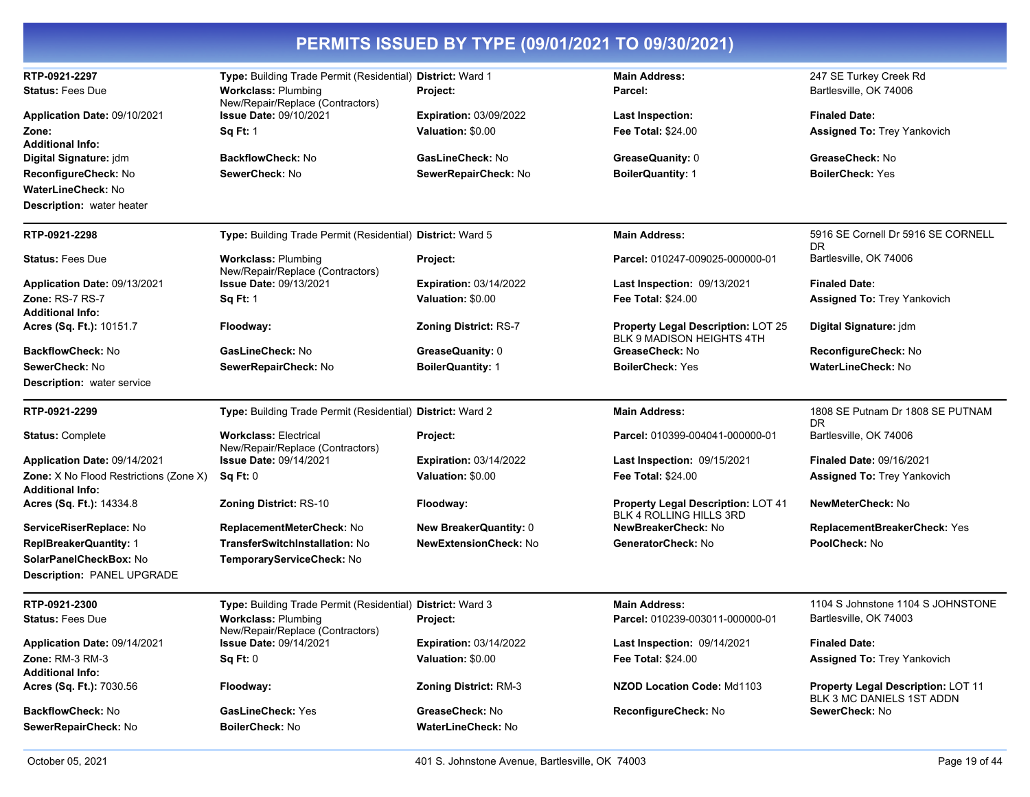# PERMITS ISSUED BY TYPE (09/01/2021 TO 09/30/2021)

**RTP-0921-2297**
**Type:** Building Trade Permit (Residential)
**District:** Ward 1
**Main Address:** 247 SE Turkey Creek Rd Bartlesville, OK 74006
**Status:** Fees Due
**Workclass:** Plumbing New/Repair/Replace (Contractors)
**Project:**
**Parcel:**
**Application Date:** 09/10/2021
**Issue Date:** 09/10/2021
**Expiration:** 03/09/2022
**Last Inspection:**
**Finaled Date:**
**Zone:**
**Sq Ft:** 1
**Valuation:** $0.00
**Fee Total:** $24.00
**Assigned To:** Trey Yankovich
**Additional Info:**
**Digital Signature:** jdm
**BackflowCheck:** No
**GasLineCheck:** No
**GreaseQuanity:** 0
**GreaseCheck:** No
**ReconfigureCheck:** No
**SewerCheck:** No
**SewerRepairCheck:** No
**BoilerQuantity:** 1
**BoilerCheck:** Yes
**WaterLineCheck:** No
**Description:** water heater

---

**RTP-0921-2298**
**Type:** Building Trade Permit (Residential)
**District:** Ward 5
**Main Address:** 5916 SE Cornell Dr 5916 SE CORNELL DR Bartlesville, OK 74006
**Status:** Fees Due
**Workclass:** Plumbing New/Repair/Replace (Contractors)
**Project:**
**Parcel:** 010247-009025-000000-01
**Application Date:** 09/13/2021
**Issue Date:** 09/13/2021
**Expiration:** 03/14/2022
**Last Inspection:** 09/13/2021
**Finaled Date:**
**Zone:** RS-7 RS-7
**Sq Ft:** 1
**Valuation:** $0.00
**Fee Total:** $24.00
**Assigned To:** Trey Yankovich
**Additional Info:**
**Acres (Sq. Ft.):** 10151.7
**Floodway:**
**Zoning District:** RS-7
**Property Legal Description:** LOT 25 BLK 9 MADISON HEIGHTS 4TH
**Digital Signature:** jdm
**BackflowCheck:** No
**GasLineCheck:** No
**GreaseQuanity:** 0
**GreaseCheck:** No
**ReconfigureCheck:** No
**SewerCheck:** No
**SewerRepairCheck:** No
**BoilerQuantity:** 1
**BoilerCheck:** Yes
**WaterLineCheck:** No
**Description:** water service

---

**RTP-0921-2299**
**Type:** Building Trade Permit (Residential)
**District:** Ward 2
**Main Address:** 1808 SE Putnam Dr 1808 SE PUTNAM DR Bartlesville, OK 74006
**Status:** Complete
**Workclass:** Electrical New/Repair/Replace (Contractors)
**Project:**
**Parcel:** 010399-004041-000000-01
**Application Date:** 09/14/2021
**Issue Date:** 09/14/2021
**Expiration:** 03/14/2022
**Last Inspection:** 09/15/2021
**Finaled Date:** 09/16/2021
**Zone:** X No Flood Restrictions (Zone X)
**Sq Ft:** 0
**Valuation:** $0.00
**Fee Total:** $24.00
**Assigned To:** Trey Yankovich
**Additional Info:**
**Acres (Sq. Ft.):** 14334.8
**Zoning District:** RS-10
**Floodway:**
**Property Legal Description:** LOT 41 BLK 4 ROLLING HILLS 3RD
**NewMeterCheck:** No
**ServiceRiserReplace:** No
**ReplacementMeterCheck:** No
**New BreakerQuantity:** 0
**NewBreakerCheck:** No
**ReplacementBreakerCheck:** Yes
**ReplBreakerQuantity:** 1
**TransferSwitchInstallation:** No
**NewExtensionCheck:** No
**GeneratorCheck:** No
**PoolCheck:** No
**SolarPanelCheckBox:** No
**TemporaryServiceCheck:** No
**Description:** PANEL UPGRADE

---

**RTP-0921-2300**
**Type:** Building Trade Permit (Residential)
**District:** Ward 3
**Main Address:** 1104 S Johnstone 1104 S JOHNSTONE Bartlesville, OK 74003
**Status:** Fees Due
**Workclass:** Plumbing New/Repair/Replace (Contractors)
**Project:**
**Parcel:** 010239-003011-000000-01
**Application Date:** 09/14/2021
**Issue Date:** 09/14/2021
**Expiration:** 03/14/2022
**Last Inspection:** 09/14/2021
**Finaled Date:**
**Zone:** RM-3 RM-3
**Sq Ft:** 0
**Valuation:** $0.00
**Fee Total:** $24.00
**Assigned To:** Trey Yankovich
**Additional Info:**
**Acres (Sq. Ft.):** 7030.56
**Floodway:**
**Zoning District:** RM-3
**NZOD Location Code:** Md1103
**Property Legal Description:** LOT 11 BLK 3 MC DANIELS 1ST ADDN
**BackflowCheck:** No
**GasLineCheck:** Yes
**GreaseCheck:** No
**ReconfigureCheck:** No
**SewerCheck:** No
**SewerRepairCheck:** No
**BoilerCheck:** No
**WaterLineCheck:** No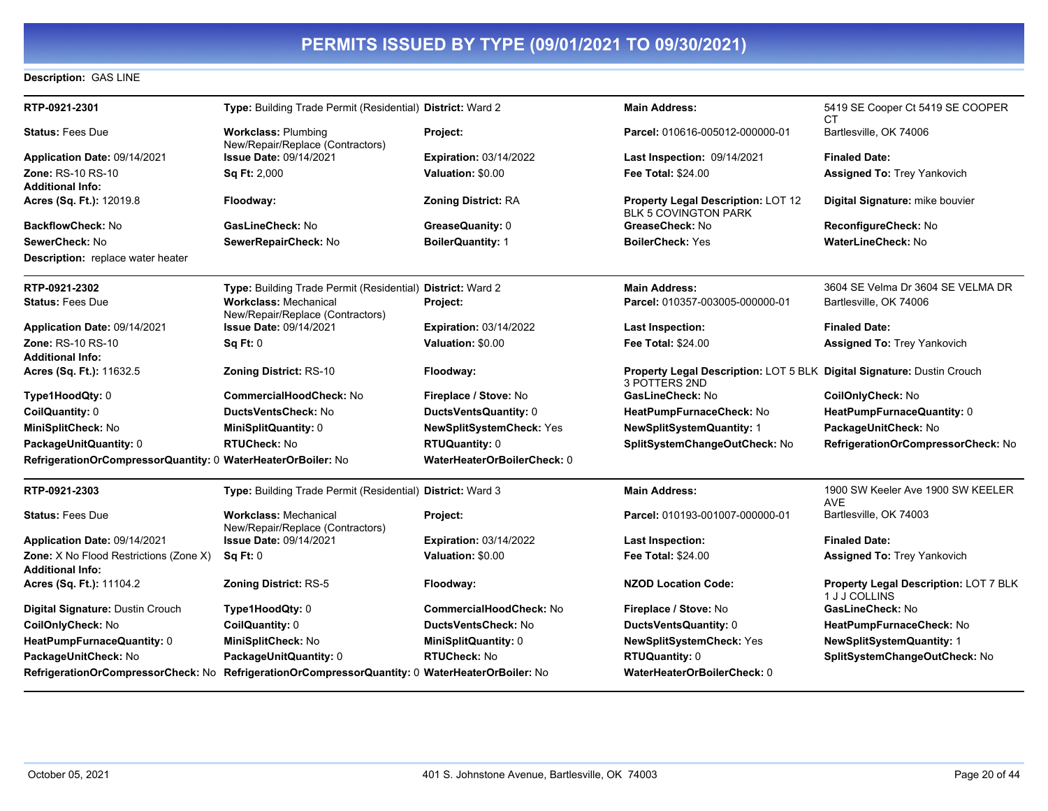# PERMITS ISSUED BY TYPE (09/01/2021 TO 09/30/2021)

**Description:** GAS LINE

---

**RTP-0921-2301** | **Type:** Building Trade Permit (Residential) | **District:** Ward 2 | **Main Address:** 5419 SE Cooper Ct 5419 SE COOPER CT Bartlesville, OK 74006

**Status:** Fees Due | **Workclass:** Plumbing New/Repair/Replace (Contractors) | **Project:** | **Parcel:** 010616-005012-000000-01

**Application Date:** 09/14/2021 | **Issue Date:** 09/14/2021 | **Expiration:** 03/14/2022 | **Last Inspection:** 09/14/2021 | **Finaled Date:**

**Zone:** RS-10 RS-10 | **Sq Ft:** 2,000 | **Valuation:** $0.00 | **Fee Total:** $24.00 | **Assigned To:** Trey Yankovich

**Additional Info:**

**Acres (Sq. Ft.):** 12019.8 | **Floodway:** | **Zoning District:** RA | **Property Legal Description:** LOT 12 BLK 5 COVINGTON PARK | **Digital Signature:** mike bouvier

**BackflowCheck:** No | **GasLineCheck:** No | **GreaseQuanity:** 0 | **GreaseCheck:** No | **ReconfigureCheck:** No

**SewerCheck:** No | **SewerRepairCheck:** No | **BoilerQuantity:** 1 | **BoilerCheck:** Yes | **WaterLineCheck:** No

**Description:** replace water heater

---

**RTP-0921-2302** | **Type:** Building Trade Permit (Residential) | **District:** Ward 2 | **Main Address:** 3604 SE Velma Dr 3604 SE VELMA DR Bartlesville, OK 74006

**Status:** Fees Due | **Workclass:** Mechanical New/Repair/Replace (Contractors) | **Project:** | **Parcel:** 010357-003005-000000-01

**Application Date:** 09/14/2021 | **Issue Date:** 09/14/2021 | **Expiration:** 03/14/2022 | **Last Inspection:** | **Finaled Date:**

**Zone:** RS-10 RS-10 | **Sq Ft:** 0 | **Valuation:** $0.00 | **Fee Total:** $24.00 | **Assigned To:** Trey Yankovich

**Additional Info:**

**Acres (Sq. Ft.):** 11632.5 | **Zoning District:** RS-10 | **Floodway:** | **Property Legal Description:** LOT 5 BLK 3 POTTERS 2ND | **Digital Signature:** Dustin Crouch

**Type1HoodQty:** 0 | **CommercialHoodCheck:** No | **Fireplace / Stove:** No | **GasLineCheck:** No | **CoilOnlyCheck:** No

**CoilQuantity:** 0 | **DuctsVentsCheck:** No | **DuctsVentsQuantity:** 0 | **HeatPumpFurnaceCheck:** No | **HeatPumpFurnaceQuantity:** 0

**MiniSplitCheck:** No | **MiniSplitQuantity:** 0 | **NewSplitSystemCheck:** Yes | **NewSplitSystemQuantity:** 1 | **PackageUnitCheck:** No

**PackageUnitQuantity:** 0 | **RTUCheck:** No | **RTUQuantity:** 0 | **SplitSystemChangeOutCheck:** No | **RefrigerationOrCompressorCheck:** No

**RefrigerationOrCompressorQuantity:** 0 | **WaterHeaterOrBoiler:** No | **WaterHeaterOrBoilerCheck:** 0

---

**RTP-0921-2303** | **Type:** Building Trade Permit (Residential) | **District:** Ward 3 | **Main Address:** 1900 SW Keeler Ave 1900 SW KEELER AVE Bartlesville, OK 74003

**Status:** Fees Due | **Workclass:** Mechanical New/Repair/Replace (Contractors) | **Project:** | **Parcel:** 010193-001007-000000-01

**Application Date:** 09/14/2021 | **Issue Date:** 09/14/2021 | **Expiration:** 03/14/2022 | **Last Inspection:** | **Finaled Date:**

**Zone:** X No Flood Restrictions (Zone X) | **Sq Ft:** 0 | **Valuation:** $0.00 | **Fee Total:** $24.00 | **Assigned To:** Trey Yankovich

**Additional Info:**

**Acres (Sq. Ft.):** 11104.2 | **Zoning District:** RS-5 | **Floodway:** | **NZOD Location Code:** | **Property Legal Description:** LOT 7 BLK 1 J J COLLINS

**Digital Signature:** Dustin Crouch | **Type1HoodQty:** 0 | **CommercialHoodCheck:** No | **Fireplace / Stove:** No | **GasLineCheck:** No

**CoilOnlyCheck:** No | **CoilQuantity:** 0 | **DuctsVentsCheck:** No | **DuctsVentsQuantity:** 0 | **HeatPumpFurnaceCheck:** No

**HeatPumpFurnaceQuantity:** 0 | **MiniSplitCheck:** No | **MiniSplitQuantity:** 0 | **NewSplitSystemCheck:** Yes | **NewSplitSystemQuantity:** 1

**PackageUnitCheck:** No | **PackageUnitQuantity:** 0 | **RTUCheck:** No | **RTUQuantity:** 0 | **SplitSystemChangeOutCheck:** No

**RefrigerationOrCompressorCheck:** No | **RefrigerationOrCompressorQuantity:** 0 | **WaterHeaterOrBoiler:** No | **WaterHeaterOrBoilerCheck:** 0

---

October 05, 2021 | 401 S. Johnstone Avenue, Bartlesville, OK 74003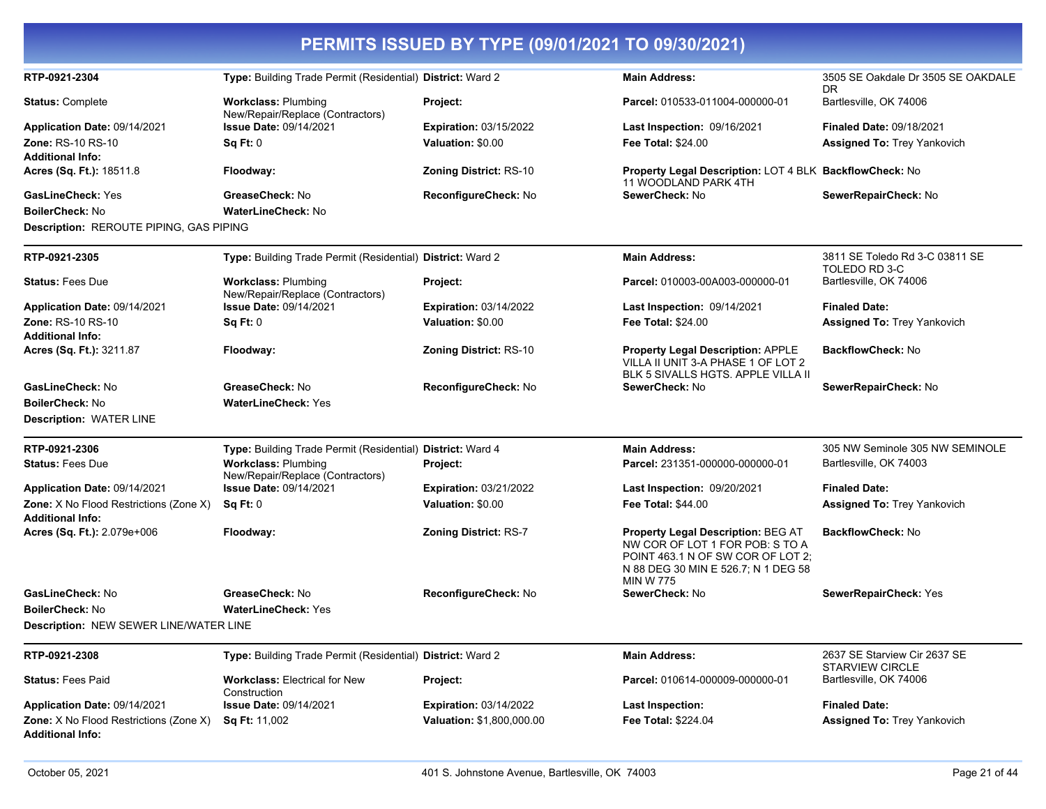# PERMITS ISSUED BY TYPE (09/01/2021 TO 09/30/2021)

| | | | | |
|---|---|---|---|---|
| **RTP-0921-2304** | **Type:** Building Trade Permit (Residential) | **District:** Ward 2 | **Main Address:** | 3505 SE Oakdale Dr 3505 SE OAKDALE DR |
| **Status:** Complete | **Workclass:** Plumbing New/Repair/Replace (Contractors) | **Project:** | **Parcel:** 010533-011004-000000-01 | Bartlesville, OK 74006 |
| **Application Date:** 09/14/2021 | **Issue Date:** 09/14/2021 | **Expiration:** 03/15/2022 | **Last Inspection:** 09/16/2021 | **Finaled Date:** 09/18/2021 |
| **Zone:** RS-10 RS-10 | **Sq Ft:** 0 | **Valuation:** $0.00 | **Fee Total:** $24.00 | **Assigned To:** Trey Yankovich |
| **Additional Info:** | | | | |
| **Acres (Sq. Ft.):** 18511.8 | **Floodway:** | **Zoning District:** RS-10 | **Property Legal Description:** LOT 4 BLK 11 WOODLAND PARK 4TH | **BackflowCheck:** No |
| **GasLineCheck:** Yes | **GreaseCheck:** No | **ReconfigureCheck:** No | **SewerCheck:** No | **SewerRepairCheck:** No |
| **BoilerCheck:** No | **WaterLineCheck:** No | | | |

**Description:** REROUTE PIPING, GAS PIPING

| | | | | |
|---|---|---|---|---|
| **RTP-0921-2305** | **Type:** Building Trade Permit (Residential) | **District:** Ward 2 | **Main Address:** | 3811 SE Toledo Rd 3-C 03811 SE TOLEDO RD 3-C |
| **Status:** Fees Due | **Workclass:** Plumbing New/Repair/Replace (Contractors) | **Project:** | **Parcel:** 010003-00A003-000000-01 | Bartlesville, OK 74006 |
| **Application Date:** 09/14/2021 | **Issue Date:** 09/14/2021 | **Expiration:** 03/14/2022 | **Last Inspection:** 09/14/2021 | **Finaled Date:** |
| **Zone:** RS-10 RS-10 | **Sq Ft:** 0 | **Valuation:** $0.00 | **Fee Total:** $24.00 | **Assigned To:** Trey Yankovich |
| **Additional Info:** | | | | |
| **Acres (Sq. Ft.):** 3211.87 | **Floodway:** | **Zoning District:** RS-10 | **Property Legal Description:** APPLE VILLA II UNIT 3-A PHASE 1 OF LOT 2 BLK 5 SIVALLS HGTS. APPLE VILLA II | **BackflowCheck:** No |
| **GasLineCheck:** No | **GreaseCheck:** No | **ReconfigureCheck:** No | **SewerCheck:** No | **SewerRepairCheck:** No |
| **BoilerCheck:** No | **WaterLineCheck:** Yes | | | |

**Description:** WATER LINE

| | | | | |
|---|---|---|---|---|
| **RTP-0921-2306** | **Type:** Building Trade Permit (Residential) | **District:** Ward 4 | **Main Address:** | 305 NW Seminole 305 NW SEMINOLE |
| **Status:** Fees Due | **Workclass:** Plumbing New/Repair/Replace (Contractors) | **Project:** | **Parcel:** 231351-000000-000000-01 | Bartlesville, OK 74003 |
| **Application Date:** 09/14/2021 | **Issue Date:** 09/14/2021 | **Expiration:** 03/21/2022 | **Last Inspection:** 09/20/2021 | **Finaled Date:** |
| **Zone:** X No Flood Restrictions (Zone X) | **Sq Ft:** 0 | **Valuation:** $0.00 | **Fee Total:** $44.00 | **Assigned To:** Trey Yankovich |
| **Additional Info:** | | | | |
| **Acres (Sq. Ft.):** 2.079e+006 | **Floodway:** | **Zoning District:** RS-7 | **Property Legal Description:** BEG AT NW COR OF LOT 1 FOR POB: S TO A POINT 463.1 N OF SW COR OF LOT 2; N 88 DEG 30 MIN E 526.7; N 1 DEG 58 MIN W 775 | **BackflowCheck:** No |
| **GasLineCheck:** No | **GreaseCheck:** No | **ReconfigureCheck:** No | **SewerCheck:** No | **SewerRepairCheck:** Yes |
| **BoilerCheck:** No | **WaterLineCheck:** Yes | | | |

**Description:** NEW SEWER LINE/WATER LINE

| | | | | |
|---|---|---|---|---|
| **RTP-0921-2308** | **Type:** Building Trade Permit (Residential) | **District:** Ward 2 | **Main Address:** | 2637 SE Starview Cir 2637 SE STARVIEW CIRCLE |
| **Status:** Fees Paid | **Workclass:** Electrical for New Construction | **Project:** | **Parcel:** 010614-000009-000000-01 | Bartlesville, OK 74006 |
| **Application Date:** 09/14/2021 | **Issue Date:** 09/14/2021 | **Expiration:** 03/14/2022 | **Last Inspection:** | **Finaled Date:** |
| **Zone:** X No Flood Restrictions (Zone X) | **Sq Ft:** 11,002 | **Valuation:** $1,800,000.00 | **Fee Total:** $224.04 | **Assigned To:** Trey Yankovich |
| **Additional Info:** | | | | |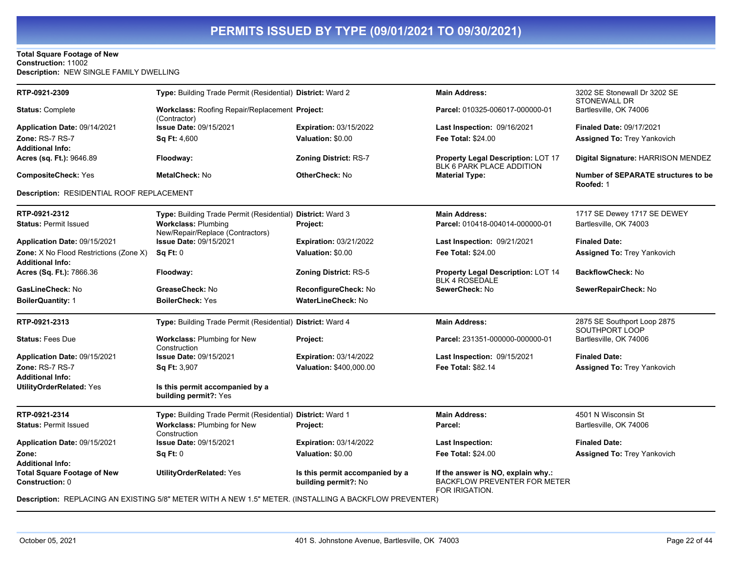# PERMITS ISSUED BY TYPE (09/01/2021 TO 09/30/2021)

**Total Square Footage of New Construction:** 11002
**Description:** NEW SINGLE FAMILY DWELLING

---

| | | | | |
|---|---|---|---|---|
| **RTP-0921-2309** | **Type:** Building Trade Permit (Residential) | **District:** Ward 2 | **Main Address:** | 3202 SE Stonewall Dr 3202 SE STONEWALL DR |
| **Status:** Complete | **Workclass:** Roofing Repair/Replacement (Contractor) | **Project:** | **Parcel:** 010325-006017-000000-01 | Bartlesville, OK 74006 |
| **Application Date:** 09/14/2021 | **Issue Date:** 09/15/2021 | **Expiration:** 03/15/2022 | **Last Inspection:** 09/16/2021 | **Finaled Date:** 09/17/2021 |
| **Zone:** RS-7 RS-7 | **Sq Ft:** 4,600 | **Valuation:** $0.00 | **Fee Total:** $24.00 | **Assigned To:** Trey Yankovich |
| **Additional Info:** | | | | |
| **Acres (sq. Ft.):** 9646.89 | **Floodway:** | **Zoning District:** RS-7 | **Property Legal Description:** LOT 17 BLK 6 PARK PLACE ADDITION | **Digital Signature:** HARRISON MENDEZ |
| **CompositeCheck:** Yes | **MetalCheck:** No | **OtherCheck:** No | **Material Type:** | **Number of SEPARATE structures to be Roofed:** 1 |

**Description:** RESIDENTIAL ROOF REPLACEMENT

---

| | | | | |
|---|---|---|---|---|
| **RTP-0921-2312** | **Type:** Building Trade Permit (Residential) | **District:** Ward 3 | **Main Address:** | 1717 SE Dewey 1717 SE DEWEY |
| **Status:** Permit Issued | **Workclass:** Plumbing New/Repair/Replace (Contractors) | **Project:** | **Parcel:** 010418-004014-000000-01 | Bartlesville, OK 74003 |
| **Application Date:** 09/15/2021 | **Issue Date:** 09/15/2021 | **Expiration:** 03/21/2022 | **Last Inspection:** 09/21/2021 | **Finaled Date:** |
| **Zone:** X No Flood Restrictions (Zone X) | **Sq Ft:** 0 | **Valuation:** $0.00 | **Fee Total:** $24.00 | **Assigned To:** Trey Yankovich |
| **Additional Info:** | | | | |
| **Acres (Sq. Ft.):** 7866.36 | **Floodway:** | **Zoning District:** RS-5 | **Property Legal Description:** LOT 14 BLK 4 ROSEDALE | **BackflowCheck:** No |
| **GasLineCheck:** No | **GreaseCheck:** No | **ReconfigureCheck:** No | **SewerCheck:** No | **SewerRepairCheck:** No |
| **BoilerQuantity:** 1 | **BoilerCheck:** Yes | **WaterLineCheck:** No | | |

---

| | | | | |
|---|---|---|---|---|
| **RTP-0921-2313** | **Type:** Building Trade Permit (Residential) | **District:** Ward 4 | **Main Address:** | 2875 SE Southport Loop 2875 SOUTHPORT LOOP |
| **Status:** Fees Due | **Workclass:** Plumbing for New Construction | **Project:** | **Parcel:** 231351-000000-000000-01 | Bartlesville, OK 74006 |
| **Application Date:** 09/15/2021 | **Issue Date:** 09/15/2021 | **Expiration:** 03/14/2022 | **Last Inspection:** 09/15/2021 | **Finaled Date:** |
| **Zone:** RS-7 RS-7 | **Sq Ft:** 3,907 | **Valuation:** $400,000.00 | **Fee Total:** $82.14 | **Assigned To:** Trey Yankovich |
| **Additional Info:** | | | | |
| **UtilityOrderRelated:** Yes | **Is this permit accompanied by a building permit?:** Yes | | | |

---

| | | | | |
|---|---|---|---|---|
| **RTP-0921-2314** | **Type:** Building Trade Permit (Residential) | **District:** Ward 1 | **Main Address:** | 4501 N Wisconsin St |
| **Status:** Permit Issued | **Workclass:** Plumbing for New Construction | **Project:** | **Parcel:** | Bartlesville, OK 74006 |
| **Application Date:** 09/15/2021 | **Issue Date:** 09/15/2021 | **Expiration:** 03/14/2022 | **Last Inspection:** | **Finaled Date:** |
| **Zone:** | **Sq Ft:** 0 | **Valuation:** $0.00 | **Fee Total:** $24.00 | **Assigned To:** Trey Yankovich |
| **Additional Info:** | | | | |
| **Total Square Footage of New Construction:** 0 | **UtilityOrderRelated:** Yes | **Is this permit accompanied by a building permit?:** No | **If the answer is NO, explain why.:** BACKFLOW PREVENTER FOR METER FOR IRIGATION. | |

**Description:** REPLACING AN EXISTING 5/8" METER WITH A NEW 1.5" METER. (INSTALLING A BACKFLOW PREVENTER)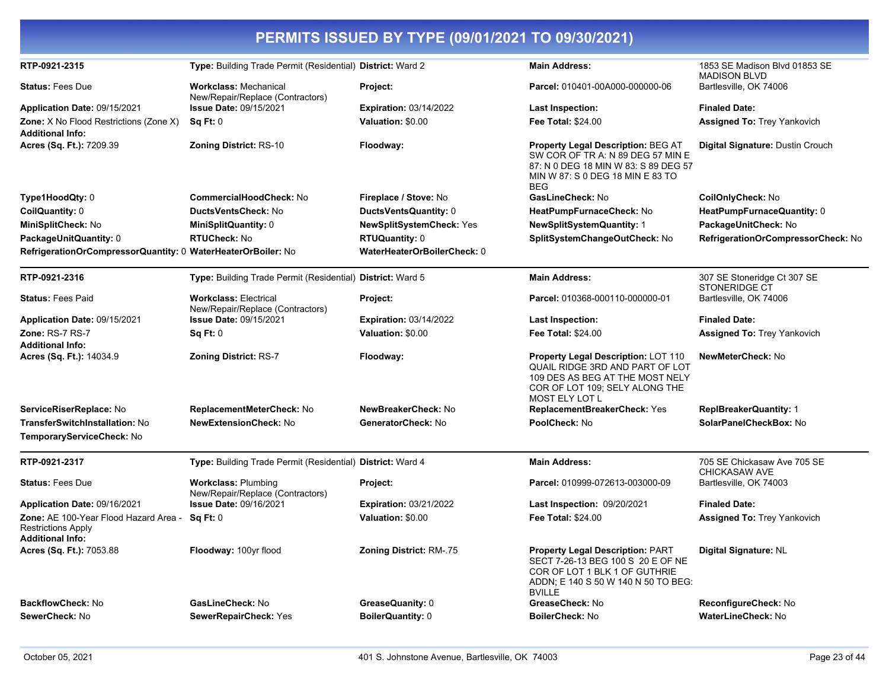# PERMITS ISSUED BY TYPE (09/01/2021 TO 09/30/2021)

| | | | | |
|---|---|---|---|---|
| **RTP-0921-2315** | **Type:** Building Trade Permit (Residential) | **District:** Ward 2 | **Main Address:** | 1853 SE Madison Blvd 01853 SE MADISON BLVD |
| **Status:** Fees Due | **Workclass:** Mechanical New/Repair/Replace (Contractors) | **Project:** | **Parcel:** 010401-00A000-000000-06 | Bartlesville, OK 74006 |
| **Application Date:** 09/15/2021 | **Issue Date:** 09/15/2021 | **Expiration:** 03/14/2022 | **Last Inspection:** | **Finaled Date:** |
| **Zone:** X No Flood Restrictions (Zone X) **Additional Info:** | **Sq Ft:** 0 | **Valuation:** $0.00 | **Fee Total:** $24.00 | **Assigned To:** Trey Yankovich |
| **Acres (Sq. Ft.):** 7209.39 | **Zoning District:** RS-10 | **Floodway:** | **Property Legal Description:** BEG AT SW COR OF TR A: N 89 DEG 57 MIN E 87: N 0 DEG 18 MIN W 83: S 89 DEG 57 MIN W 87: S 0 DEG 18 MIN E 83 TO BEG | **Digital Signature:** Dustin Crouch |
| **Type1HoodQty:** 0 | **CommercialHoodCheck:** No | **Fireplace / Stove:** No | **GasLineCheck:** No | **CoilOnlyCheck:** No |
| **CoilQuantity:** 0 | **DuctsVentsCheck:** No | **DuctsVentsQuantity:** 0 | **HeatPumpFurnaceCheck:** No | **HeatPumpFurnaceQuantity:** 0 |
| **MiniSplitCheck:** No | **MiniSplitQuantity:** 0 | **NewSplitSystemCheck:** Yes | **NewSplitSystemQuantity:** 1 | **PackageUnitCheck:** No |
| **PackageUnitQuantity:** 0 | **RTUCheck:** No | **RTUQuantity:** 0 | **SplitSystemChangeOutCheck:** No | **RefrigerationOrCompressorCheck:** No |
| **RefrigerationOrCompressorQuantity:** 0 | **WaterHeaterOrBoiler:** No | **WaterHeaterOrBoilerCheck:** 0 | | |

| | | | | |
|---|---|---|---|---|
| **RTP-0921-2316** | **Type:** Building Trade Permit (Residential) | **District:** Ward 5 | **Main Address:** | 307 SE Stoneridge Ct 307 SE STONERIDGE CT |
| **Status:** Fees Paid | **Workclass:** Electrical New/Repair/Replace (Contractors) | **Project:** | **Parcel:** 010368-000110-000000-01 | Bartlesville, OK 74006 |
| **Application Date:** 09/15/2021 | **Issue Date:** 09/15/2021 | **Expiration:** 03/14/2022 | **Last Inspection:** | **Finaled Date:** |
| **Zone:** RS-7 RS-7 **Additional Info:** | **Sq Ft:** 0 | **Valuation:** $0.00 | **Fee Total:** $24.00 | **Assigned To:** Trey Yankovich |
| **Acres (Sq. Ft.):** 14034.9 | **Zoning District:** RS-7 | **Floodway:** | **Property Legal Description:** LOT 110 QUAIL RIDGE 3RD AND PART OF LOT 109 DES AS BEG AT THE MOST NELY COR OF LOT 109; SELY ALONG THE MOST ELY LOT L | **NewMeterCheck:** No |
| **ServiceRiserReplace:** No | **ReplacementMeterCheck:** No | **NewBreakerCheck:** No | **ReplacementBreakerCheck:** Yes | **ReplBreakerQuantity:** 1 |
| **TransferSwitchInstallation:** No | **NewExtensionCheck:** No | **GeneratorCheck:** No | **PoolCheck:** No | **SolarPanelCheckBox:** No |
| **TemporaryServiceCheck:** No | | | | |

| | | | | |
|---|---|---|---|---|
| **RTP-0921-2317** | **Type:** Building Trade Permit (Residential) | **District:** Ward 4 | **Main Address:** | 705 SE Chickasaw Ave 705 SE CHICKASAW AVE |
| **Status:** Fees Due | **Workclass:** Plumbing New/Repair/Replace (Contractors) | **Project:** | **Parcel:** 010999-072613-003000-09 | Bartlesville, OK 74003 |
| **Application Date:** 09/16/2021 | **Issue Date:** 09/16/2021 | **Expiration:** 03/21/2022 | **Last Inspection:** 09/20/2021 | **Finaled Date:** |
| **Zone:** AE 100-Year Flood Hazard Area - Restrictions Apply **Additional Info:** | **Sq Ft:** 0 | **Valuation:** $0.00 | **Fee Total:** $24.00 | **Assigned To:** Trey Yankovich |
| **Acres (Sq. Ft.):** 7053.88 | **Floodway:** 100yr flood | **Zoning District:** RM-.75 | **Property Legal Description:** PART SECT 7-26-13 BEG 100 S 20 E OF NE COR OF LOT 1 BLK 1 OF GUTHRIE ADDN; E 140 S 50 W 140 N 50 TO BEG: BVILLE | **Digital Signature:** NL |
| **BackflowCheck:** No | **GasLineCheck:** No | **GreaseQuanity:** 0 | **GreaseCheck:** No | **ReconfigureCheck:** No |
| **SewerCheck:** No | **SewerRepairCheck:** Yes | **BoilerQuantity:** 0 | **BoilerCheck:** No | **WaterLineCheck:** No |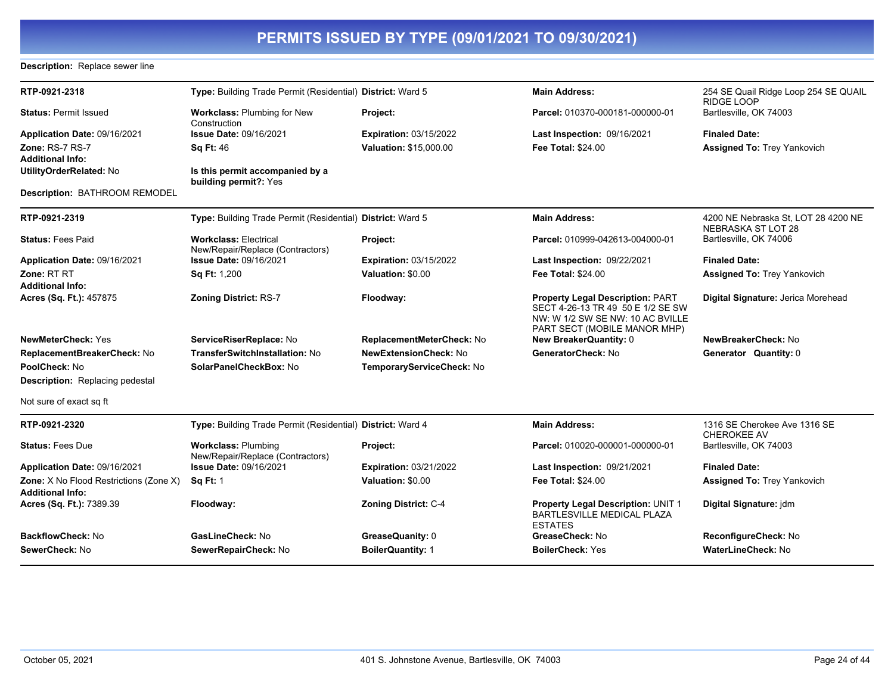# PERMITS ISSUED BY TYPE (09/01/2021 TO 09/30/2021)

**Description:** Replace sewer line

---

| | | | | |
|---|---|---|---|---|
| **RTP-0921-2318** | **Type:** Building Trade Permit (Residential) | **District:** Ward 5 | **Main Address:** | 254 SE Quail Ridge Loop 254 SE QUAIL RIDGE LOOP |
| **Status:** Permit Issued | **Workclass:** Plumbing for New Construction | **Project:** | **Parcel:** 010370-000181-000000-01 | Bartlesville, OK 74003 |
| **Application Date:** 09/16/2021 | **Issue Date:** 09/16/2021 | **Expiration:** 03/15/2022 | **Last Inspection:** 09/16/2021 | **Finaled Date:** |
| **Zone:** RS-7 RS-7 | **Sq Ft:** 46 | **Valuation:** $15,000.00 | **Fee Total:** $24.00 | **Assigned To:** Trey Yankovich |
| **Additional Info:** | | | | |
| **UtilityOrderRelated:** No | **Is this permit accompanied by a building permit?:** Yes | | | |

**Description:** BATHROOM REMODEL

---

| | | | | |
|---|---|---|---|---|
| **RTP-0921-2319** | **Type:** Building Trade Permit (Residential) | **District:** Ward 5 | **Main Address:** | 4200 NE Nebraska St, LOT 28 4200 NE NEBRASKA ST LOT 28 |
| **Status:** Fees Paid | **Workclass:** Electrical New/Repair/Replace (Contractors) | **Project:** | **Parcel:** 010999-042613-004000-01 | Bartlesville, OK 74006 |
| **Application Date:** 09/16/2021 | **Issue Date:** 09/16/2021 | **Expiration:** 03/15/2022 | **Last Inspection:** 09/22/2021 | **Finaled Date:** |
| **Zone:** RT RT | **Sq Ft:** 1,200 | **Valuation:** $0.00 | **Fee Total:** $24.00 | **Assigned To:** Trey Yankovich |
| **Additional Info:** | | | | |
| **Acres (Sq. Ft.):** 457875 | **Zoning District:** RS-7 | **Floodway:** | **Property Legal Description:** PART SECT 4-26-13 TR 49 50 E 1/2 SE SW NW: W 1/2 SW SE NW: 10 AC BVILLE PART SECT (MOBILE MANOR MHP) | **Digital Signature:** Jerica Morehead |
| **NewMeterCheck:** Yes | **ServiceRiserReplace:** No | **ReplacementMeterCheck:** No | **New BreakerQuantity:** 0 | **NewBreakerCheck:** No |
| **ReplacementBreakerCheck:** No | **TransferSwitchInstallation:** No | **NewExtensionCheck:** No | **GeneratorCheck:** No | **Generator Quantity:** 0 |
| **PoolCheck:** No | **SolarPanelCheckBox:** No | **TemporaryServiceCheck:** No | | |

**Description:** Replacing pedestal

Not sure of exact sq ft

---

| | | | | |
|---|---|---|---|---|
| **RTP-0921-2320** | **Type:** Building Trade Permit (Residential) | **District:** Ward 4 | **Main Address:** | 1316 SE Cherokee Ave 1316 SE CHEROKEE AV |
| **Status:** Fees Due | **Workclass:** Plumbing New/Repair/Replace (Contractors) | **Project:** | **Parcel:** 010020-000001-000000-01 | Bartlesville, OK 74003 |
| **Application Date:** 09/16/2021 | **Issue Date:** 09/16/2021 | **Expiration:** 03/21/2022 | **Last Inspection:** 09/21/2021 | **Finaled Date:** |
| **Zone:** X No Flood Restrictions (Zone X) | **Sq Ft:** 1 | **Valuation:** $0.00 | **Fee Total:** $24.00 | **Assigned To:** Trey Yankovich |
| **Additional Info:** | | | | |
| **Acres (Sq. Ft.):** 7389.39 | **Floodway:** | **Zoning District:** C-4 | **Property Legal Description:** UNIT 1 BARTLESVILLE MEDICAL PLAZA ESTATES | **Digital Signature:** jdm |
| **BackflowCheck:** No | **GasLineCheck:** No | **GreaseQuanity:** 0 | **GreaseCheck:** No | **ReconfigureCheck:** No |
| **SewerCheck:** No | **SewerRepairCheck:** No | **BoilerQuantity:** 1 | **BoilerCheck:** Yes | **WaterLineCheck:** No |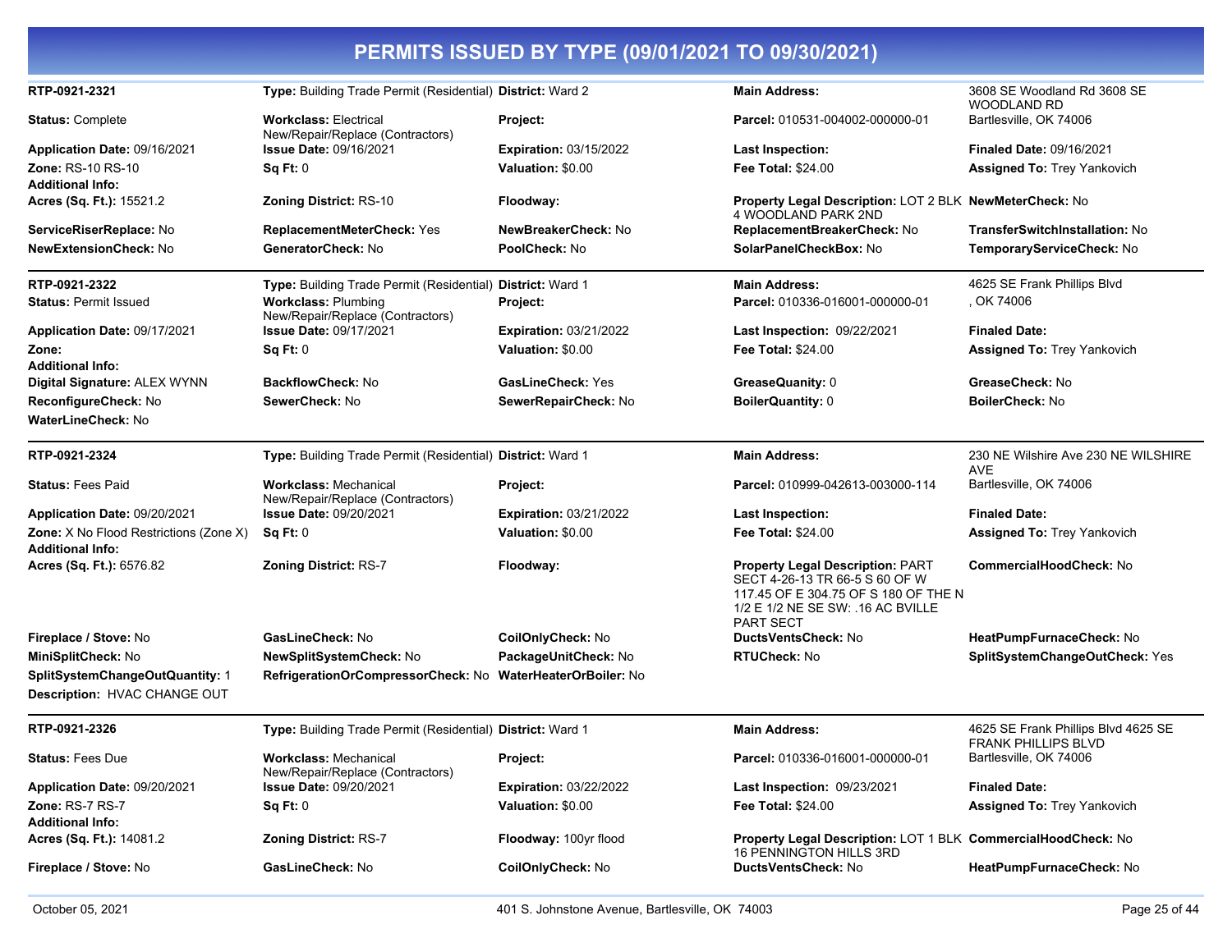# PERMITS ISSUED BY TYPE (09/01/2021 TO 09/30/2021)

| | | | | |
|---|---|---|---|---|
| **RTP-0921-2321** | **Type:** Building Trade Permit (Residential) | **District:** Ward 2 | **Main Address:** | 3608 SE Woodland Rd 3608 SE WOODLAND RD |
| **Status:** Complete | **Workclass:** Electrical New/Repair/Replace (Contractors) | **Project:** | **Parcel:** 010531-004002-000000-01 | Bartlesville, OK 74006 |
| **Application Date:** 09/16/2021 | **Issue Date:** 09/16/2021 | **Expiration:** 03/15/2022 | **Last Inspection:** | **Finaled Date:** 09/16/2021 |
| **Zone:** RS-10 RS-10 | **Sq Ft:** 0 | **Valuation:** $0.00 | **Fee Total:** $24.00 | **Assigned To:** Trey Yankovich |
| **Additional Info:** | | | | |
| **Acres (Sq. Ft.):** 15521.2 | **Zoning District:** RS-10 | **Floodway:** | **Property Legal Description:** LOT 2 BLK 4 WOODLAND PARK 2ND | **NewMeterCheck:** No |
| **ServiceRiserReplace:** No | **ReplacementMeterCheck:** Yes | **NewBreakerCheck:** No | **ReplacementBreakerCheck:** No | **TransferSwitchInstallation:** No |
| **NewExtensionCheck:** No | **GeneratorCheck:** No | **PoolCheck:** No | **SolarPanelCheckBox:** No | **TemporaryServiceCheck:** No |

| | | | | |
|---|---|---|---|---|
| **RTP-0921-2322** | **Type:** Building Trade Permit (Residential) | **District:** Ward 1 | **Main Address:** | 4625 SE Frank Phillips Blvd |
| **Status:** Permit Issued | **Workclass:** Plumbing New/Repair/Replace (Contractors) | **Project:** | **Parcel:** 010336-016001-000000-01 | , OK 74006 |
| **Application Date:** 09/17/2021 | **Issue Date:** 09/17/2021 | **Expiration:** 03/21/2022 | **Last Inspection:** 09/22/2021 | **Finaled Date:** |
| **Zone:** | **Sq Ft:** 0 | **Valuation:** $0.00 | **Fee Total:** $24.00 | **Assigned To:** Trey Yankovich |
| **Additional Info:** | | | | |
| **Digital Signature:** ALEX WYNN | **BackflowCheck:** No | **GasLineCheck:** Yes | **GreaseQuanity:** 0 | **GreaseCheck:** No |
| **ReconfigureCheck:** No | **SewerCheck:** No | **SewerRepairCheck:** No | **BoilerQuantity:** 0 | **BoilerCheck:** No |
| **WaterLineCheck:** No | | | | |

| | | | | |
|---|---|---|---|---|
| **RTP-0921-2324** | **Type:** Building Trade Permit (Residential) | **District:** Ward 1 | **Main Address:** | 230 NE Wilshire Ave 230 NE WILSHIRE AVE |
| **Status:** Fees Paid | **Workclass:** Mechanical New/Repair/Replace (Contractors) | **Project:** | **Parcel:** 010999-042613-003000-114 | Bartlesville, OK 74006 |
| **Application Date:** 09/20/2021 | **Issue Date:** 09/20/2021 | **Expiration:** 03/21/2022 | **Last Inspection:** | **Finaled Date:** |
| **Zone:** X No Flood Restrictions (Zone X) | **Sq Ft:** 0 | **Valuation:** $0.00 | **Fee Total:** $24.00 | **Assigned To:** Trey Yankovich |
| **Additional Info:** | | | | |
| **Acres (Sq. Ft.):** 6576.82 | **Zoning District:** RS-7 | **Floodway:** | **Property Legal Description:** PART SECT 4-26-13 TR 66-5 S 60 OF W 117.45 OF E 304.75 OF S 180 OF THE N 1/2 E 1/2 NE SE SW: .16 AC BVILLE PART SECT | **CommercialHoodCheck:** No |
| **Fireplace / Stove:** No | **GasLineCheck:** No | **CoilOnlyCheck:** No | **DuctsVentsCheck:** No | **HeatPumpFurnaceCheck:** No |
| **MiniSplitCheck:** No | **NewSplitSystemCheck:** No | **PackageUnitCheck:** No | **RTUCheck:** No | **SplitSystemChangeOutCheck:** Yes |
| **SplitSystemChangeOutQuantity:** 1 | **RefrigerationOrCompressorCheck:** No | **WaterHeaterOrBoiler:** No | | |
| **Description:** HVAC CHANGE OUT | | | | |

| | | | | |
|---|---|---|---|---|
| **RTP-0921-2326** | **Type:** Building Trade Permit (Residential) | **District:** Ward 1 | **Main Address:** | 4625 SE Frank Phillips Blvd 4625 SE FRANK PHILLIPS BLVD |
| **Status:** Fees Due | **Workclass:** Mechanical New/Repair/Replace (Contractors) | **Project:** | **Parcel:** 010336-016001-000000-01 | Bartlesville, OK 74006 |
| **Application Date:** 09/20/2021 | **Issue Date:** 09/20/2021 | **Expiration:** 03/22/2022 | **Last Inspection:** 09/23/2021 | **Finaled Date:** |
| **Zone:** RS-7 RS-7 | **Sq Ft:** 0 | **Valuation:** $0.00 | **Fee Total:** $24.00 | **Assigned To:** Trey Yankovich |
| **Additional Info:** | | | | |
| **Acres (Sq. Ft.):** 14081.2 | **Zoning District:** RS-7 | **Floodway:** 100yr flood | **Property Legal Description:** LOT 1 BLK 16 PENNINGTON HILLS 3RD | **CommercialHoodCheck:** No |
| **Fireplace / Stove:** No | **GasLineCheck:** No | **CoilOnlyCheck:** No | **DuctsVentsCheck:** No | **HeatPumpFurnaceCheck:** No |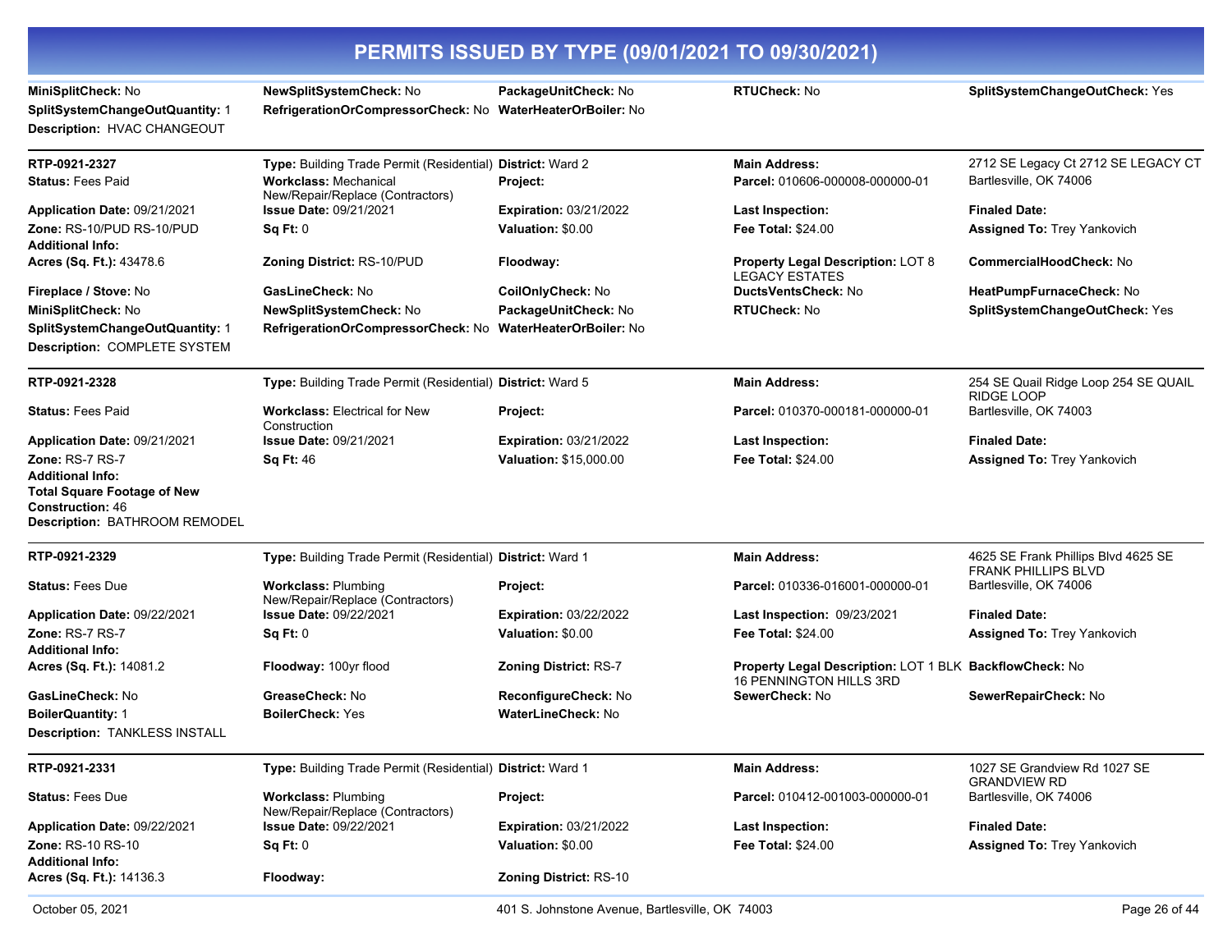# PERMITS ISSUED BY TYPE (09/01/2021 TO 09/30/2021)

**MiniSplitCheck:** No | **NewSplitSystemCheck:** No | **PackageUnitCheck:** No | **RTUCheck:** No | **SplitSystemChangeOutCheck:** Yes
**SplitSystemChangeOutQuantity:** 1 | **RefrigerationOrCompressorCheck:** No | **WaterHeaterOrBoiler:** No
**Description:** HVAC CHANGEOUT

---

**RTP-0921-2327** | **Type:** Building Trade Permit (Residential) | **District:** Ward 2 | **Main Address:** 2712 SE Legacy Ct 2712 SE LEGACY CT Bartlesville, OK 74006
**Status:** Fees Paid | **Workclass:** Mechanical New/Repair/Replace (Contractors) | **Project:** | **Parcel:** 010606-000008-000000-01
**Application Date:** 09/21/2021 | **Issue Date:** 09/21/2021 | **Expiration:** 03/21/2022 | **Last Inspection:** | **Finaled Date:**
**Zone:** RS-10/PUD RS-10/PUD | **Sq Ft:** 0 | **Valuation:** $0.00 | **Fee Total:** $24.00 | **Assigned To:** Trey Yankovich
**Additional Info:**
**Acres (Sq. Ft.):** 43478.6 | **Zoning District:** RS-10/PUD | **Floodway:** | **Property Legal Description:** LOT 8 LEGACY ESTATES | **CommercialHoodCheck:** No
**Fireplace / Stove:** No | **GasLineCheck:** No | **CoilOnlyCheck:** No | **DuctsVentsCheck:** No | **HeatPumpFurnaceCheck:** No
**MiniSplitCheck:** No | **NewSplitSystemCheck:** No | **PackageUnitCheck:** No | **RTUCheck:** No | **SplitSystemChangeOutCheck:** Yes
**SplitSystemChangeOutQuantity:** 1 | **RefrigerationOrCompressorCheck:** No | **WaterHeaterOrBoiler:** No
**Description:** COMPLETE SYSTEM

---

**RTP-0921-2328** | **Type:** Building Trade Permit (Residential) | **District:** Ward 5 | **Main Address:** 254 SE Quail Ridge Loop 254 SE QUAIL RIDGE LOOP Bartlesville, OK 74003
**Status:** Fees Paid | **Workclass:** Electrical for New Construction | **Project:** | **Parcel:** 010370-000181-000000-01
**Application Date:** 09/21/2021 | **Issue Date:** 09/21/2021 | **Expiration:** 03/21/2022 | **Last Inspection:** | **Finaled Date:**
**Zone:** RS-7 RS-7 | **Sq Ft:** 46 | **Valuation:** $15,000.00 | **Fee Total:** $24.00 | **Assigned To:** Trey Yankovich
**Additional Info:**
**Total Square Footage of New Construction:** 46
**Description:** BATHROOM REMODEL

---

**RTP-0921-2329** | **Type:** Building Trade Permit (Residential) | **District:** Ward 1 | **Main Address:** 4625 SE Frank Phillips Blvd 4625 SE FRANK PHILLIPS BLVD Bartlesville, OK 74006
**Status:** Fees Due | **Workclass:** Plumbing New/Repair/Replace (Contractors) | **Project:** | **Parcel:** 010336-016001-000000-01
**Application Date:** 09/22/2021 | **Issue Date:** 09/22/2021 | **Expiration:** 03/22/2022 | **Last Inspection:** 09/23/2021 | **Finaled Date:**
**Zone:** RS-7 RS-7 | **Sq Ft:** 0 | **Valuation:** $0.00 | **Fee Total:** $24.00 | **Assigned To:** Trey Yankovich
**Additional Info:**
**Acres (Sq. Ft.):** 14081.2 | **Floodway:** 100yr flood | **Zoning District:** RS-7 | **Property Legal Description:** LOT 1 BLK 16 PENNINGTON HILLS 3RD | **BackflowCheck:** No
**GasLineCheck:** No | **GreaseCheck:** No | **ReconfigureCheck:** No | **SewerCheck:** No | **SewerRepairCheck:** No
**BoilerQuantity:** 1 | **BoilerCheck:** Yes | **WaterLineCheck:** No
**Description:** TANKLESS INSTALL

---

**RTP-0921-2331** | **Type:** Building Trade Permit (Residential) | **District:** Ward 1 | **Main Address:** 1027 SE Grandview Rd 1027 SE GRANDVIEW RD Bartlesville, OK 74006
**Status:** Fees Due | **Workclass:** Plumbing New/Repair/Replace (Contractors) | **Project:** | **Parcel:** 010412-001003-000000-01
**Application Date:** 09/22/2021 | **Issue Date:** 09/22/2021 | **Expiration:** 03/21/2022 | **Last Inspection:** | **Finaled Date:**
**Zone:** RS-10 RS-10 | **Sq Ft:** 0 | **Valuation:** $0.00 | **Fee Total:** $24.00 | **Assigned To:** Trey Yankovich
**Additional Info:**
**Acres (Sq. Ft.):** 14136.3 | **Floodway:** | **Zoning District:** RS-10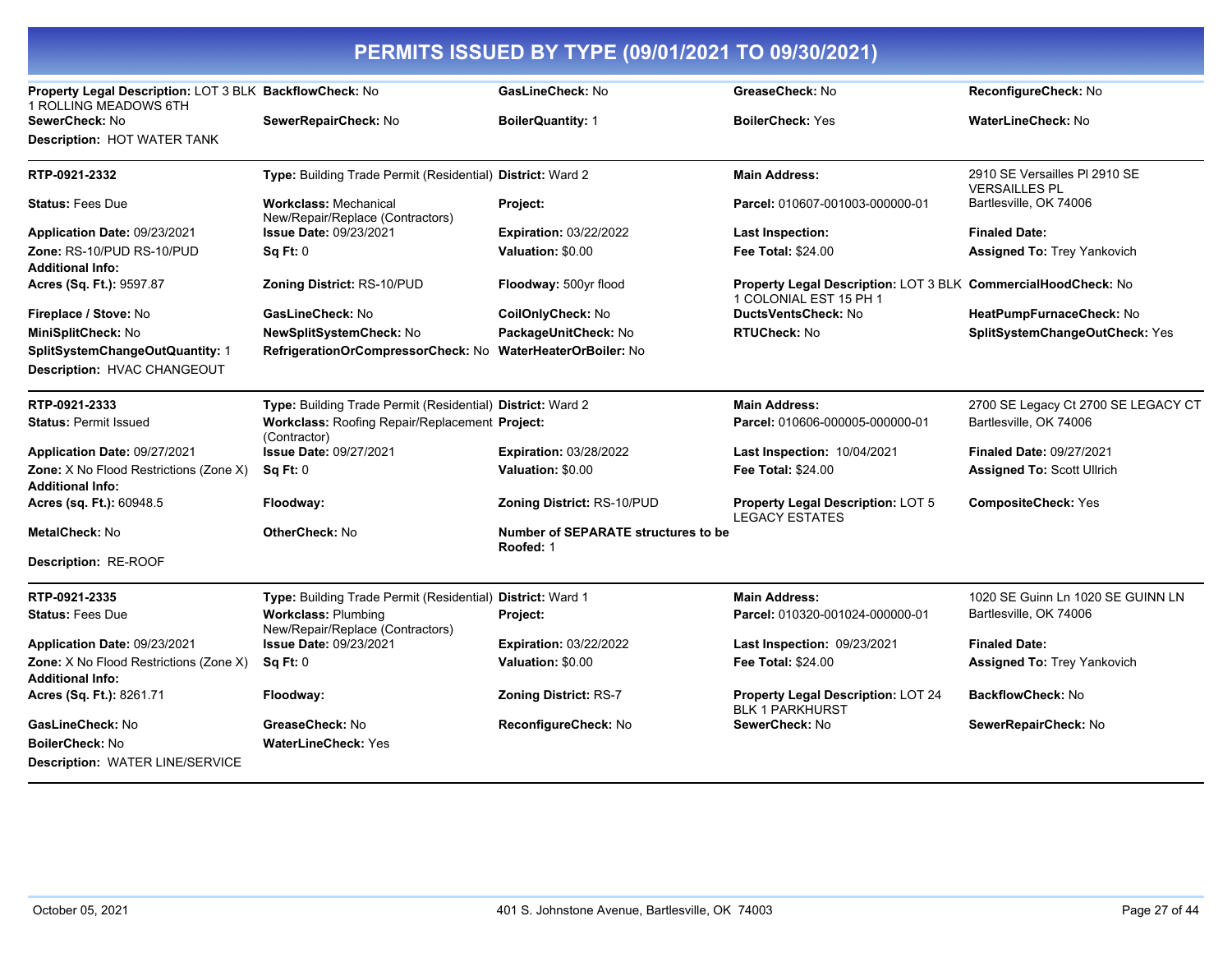# PERMITS ISSUED BY TYPE (09/01/2021 TO 09/30/2021)

| | | | | |
|---|---|---|---|---|
| **Property Legal Description:** LOT 3 BLK 1 ROLLING MEADOWS 6TH | **BackflowCheck:** No | **GasLineCheck:** No | **GreaseCheck:** No | **ReconfigureCheck:** No |
| **SewerCheck:** No | **SewerRepairCheck:** No | **BoilerQuantity:** 1 | **BoilerCheck:** Yes | **WaterLineCheck:** No |
| **Description:** HOT WATER TANK | | | | |

| | | | | |
|---|---|---|---|---|
| **RTP-0921-2332** | **Type:** Building Trade Permit (Residential) | **District:** Ward 2 | **Main Address:** | 2910 SE Versailles Pl 2910 SE VERSAILLES PL |
| **Status:** Fees Due | **Workclass:** Mechanical New/Repair/Replace (Contractors) | **Project:** | **Parcel:** 010607-001003-000000-01 | Bartlesville, OK 74006 |
| **Application Date:** 09/23/2021 | **Issue Date:** 09/23/2021 | **Expiration:** 03/22/2022 | **Last Inspection:** | **Finaled Date:** |
| **Zone:** RS-10/PUD RS-10/PUD | **Sq Ft:** 0 | **Valuation:** $0.00 | **Fee Total:** $24.00 | **Assigned To:** Trey Yankovich |
| **Additional Info:** | | | | |
| **Acres (Sq. Ft.):** 9597.87 | **Zoning District:** RS-10/PUD | **Floodway:** 500yr flood | **Property Legal Description:** LOT 3 BLK 1 COLONIAL EST 15 PH 1 | **CommercialHoodCheck:** No |
| **Fireplace / Stove:** No | **GasLineCheck:** No | **CoilOnlyCheck:** No | **DuctsVentsCheck:** No | **HeatPumpFurnaceCheck:** No |
| **MiniSplitCheck:** No | **NewSplitSystemCheck:** No | **PackageUnitCheck:** No | **RTUCheck:** No | **SplitSystemChangeOutCheck:** Yes |
| **SplitSystemChangeOutQuantity:** 1 | **RefrigerationOrCompressorCheck:** No | **WaterHeaterOrBoiler:** No | | |
| **Description:** HVAC CHANGEOUT | | | | |

| | | | | |
|---|---|---|---|---|
| **RTP-0921-2333** | **Type:** Building Trade Permit (Residential) | **District:** Ward 2 | **Main Address:** | 2700 SE Legacy Ct 2700 SE LEGACY CT |
| **Status:** Permit Issued | **Workclass:** Roofing Repair/Replacement (Contractor) | **Project:** | **Parcel:** 010606-000005-000000-01 | Bartlesville, OK 74006 |
| **Application Date:** 09/27/2021 | **Issue Date:** 09/27/2021 | **Expiration:** 03/28/2022 | **Last Inspection:** 10/04/2021 | **Finaled Date:** 09/27/2021 |
| **Zone:** X No Flood Restrictions (Zone X) | **Sq Ft:** 0 | **Valuation:** $0.00 | **Fee Total:** $24.00 | **Assigned To:** Scott Ullrich |
| **Additional Info:** | | | | |
| **Acres (sq. Ft.):** 60948.5 | **Floodway:** | **Zoning District:** RS-10/PUD | **Property Legal Description:** LOT 5 LEGACY ESTATES | **CompositeCheck:** Yes |
| **MetalCheck:** No | **OtherCheck:** No | **Number of SEPARATE structures to be Roofed:** 1 | | |
| **Description:** RE-ROOF | | | | |

| | | | | |
|---|---|---|---|---|
| **RTP-0921-2335** | **Type:** Building Trade Permit (Residential) | **District:** Ward 1 | **Main Address:** | 1020 SE Guinn Ln 1020 SE GUINN LN |
| **Status:** Fees Due | **Workclass:** Plumbing New/Repair/Replace (Contractors) | **Project:** | **Parcel:** 010320-001024-000000-01 | Bartlesville, OK 74006 |
| **Application Date:** 09/23/2021 | **Issue Date:** 09/23/2021 | **Expiration:** 03/22/2022 | **Last Inspection:** 09/23/2021 | **Finaled Date:** |
| **Zone:** X No Flood Restrictions (Zone X) | **Sq Ft:** 0 | **Valuation:** $0.00 | **Fee Total:** $24.00 | **Assigned To:** Trey Yankovich |
| **Additional Info:** | | | | |
| **Acres (Sq. Ft.):** 8261.71 | **Floodway:** | **Zoning District:** RS-7 | **Property Legal Description:** LOT 24 BLK 1 PARKHURST | **BackflowCheck:** No |
| **GasLineCheck:** No | **GreaseCheck:** No | **ReconfigureCheck:** No | **SewerCheck:** No | **SewerRepairCheck:** No |
| **BoilerCheck:** No | **WaterLineCheck:** Yes | | | |
| **Description:** WATER LINE/SERVICE | | | | |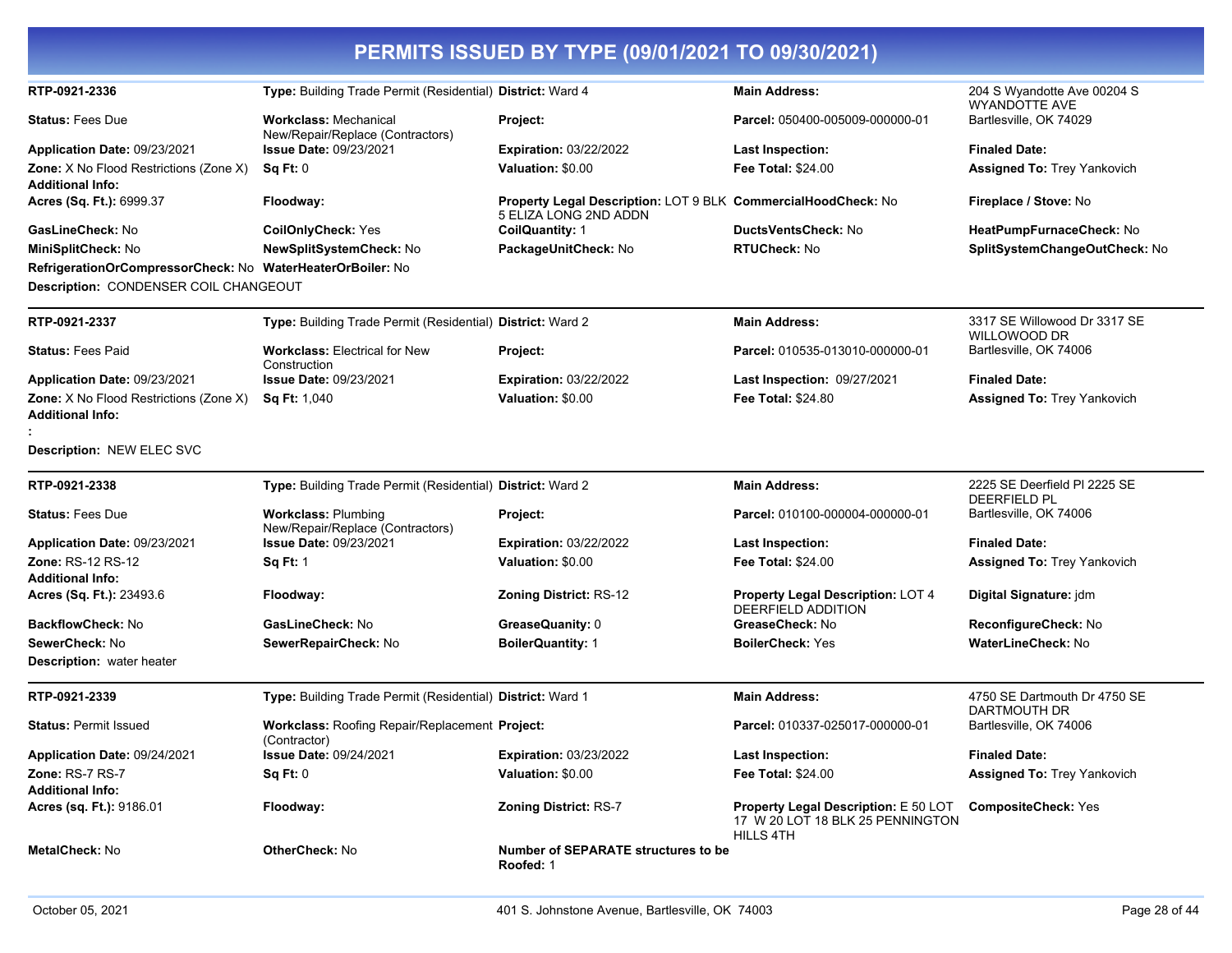# PERMITS ISSUED BY TYPE (09/01/2021 TO 09/30/2021)

| | | | | |
|---|---|---|---|---|
| **RTP-0921-2336** | **Type:** Building Trade Permit (Residential) | **District:** Ward 4 | **Main Address:** | 204 S Wyandotte Ave 00204 S WYANDOTTE AVE |
| **Status:** Fees Due | **Workclass:** Mechanical New/Repair/Replace (Contractors) | **Project:** | **Parcel:** 050400-005009-000000-01 | Bartlesville, OK 74029 |
| **Application Date:** 09/23/2021 | **Issue Date:** 09/23/2021 | **Expiration:** 03/22/2022 | **Last Inspection:** | **Finaled Date:** |
| **Zone:** X No Flood Restrictions (Zone X) | **Sq Ft:** 0 | **Valuation:** $0.00 | **Fee Total:** $24.00 | **Assigned To:** Trey Yankovich |
| **Additional Info:** | | | | |
| **Acres (Sq. Ft.):** 6999.37 | **Floodway:** | **Property Legal Description:** LOT 9 BLK 5 ELIZA LONG 2ND ADDN | **CommercialHoodCheck:** No | **Fireplace / Stove:** No |
| **GasLineCheck:** No | **CoilOnlyCheck:** Yes | **CoilQuantity:** 1 | **DuctsVentsCheck:** No | **HeatPumpFurnaceCheck:** No |
| **MiniSplitCheck:** No | **NewSplitSystemCheck:** No | **PackageUnitCheck:** No | **RTUCheck:** No | **SplitSystemChangeOutCheck:** No |
| **RefrigerationOrCompressorCheck:** No | **WaterHeaterOrBoiler:** No | | | |

**Description:** CONDENSER COIL CHANGEOUT

| | | | | |
|---|---|---|---|---|
| **RTP-0921-2337** | **Type:** Building Trade Permit (Residential) | **District:** Ward 2 | **Main Address:** | 3317 SE Willowood Dr 3317 SE WILLOWOOD DR |
| **Status:** Fees Paid | **Workclass:** Electrical for New Construction | **Project:** | **Parcel:** 010535-013010-000000-01 | Bartlesville, OK 74006 |
| **Application Date:** 09/23/2021 | **Issue Date:** 09/23/2021 | **Expiration:** 03/22/2022 | **Last Inspection:** 09/27/2021 | **Finaled Date:** |
| **Zone:** X No Flood Restrictions (Zone X) | **Sq Ft:** 1,040 | **Valuation:** $0.00 | **Fee Total:** $24.80 | **Assigned To:** Trey Yankovich |
| **Additional Info:** | | | | |
| **:** | | | | |

**Description:** NEW ELEC SVC

| | | | | |
|---|---|---|---|---|
| **RTP-0921-2338** | **Type:** Building Trade Permit (Residential) | **District:** Ward 2 | **Main Address:** | 2225 SE Deerfield Pl 2225 SE DEERFIELD PL |
| **Status:** Fees Due | **Workclass:** Plumbing New/Repair/Replace (Contractors) | **Project:** | **Parcel:** 010100-000004-000000-01 | Bartlesville, OK 74006 |
| **Application Date:** 09/23/2021 | **Issue Date:** 09/23/2021 | **Expiration:** 03/22/2022 | **Last Inspection:** | **Finaled Date:** |
| **Zone:** RS-12 RS-12 | **Sq Ft:** 1 | **Valuation:** $0.00 | **Fee Total:** $24.00 | **Assigned To:** Trey Yankovich |
| **Additional Info:** | | | | |
| **Acres (Sq. Ft.):** 23493.6 | **Floodway:** | **Zoning District:** RS-12 | **Property Legal Description:** LOT 4 DEERFIELD ADDITION | **Digital Signature:** jdm |
| **BackflowCheck:** No | **GasLineCheck:** No | **GreaseQuanity:** 0 | **GreaseCheck:** No | **ReconfigureCheck:** No |
| **SewerCheck:** No | **SewerRepairCheck:** No | **BoilerQuantity:** 1 | **BoilerCheck:** Yes | **WaterLineCheck:** No |

**Description:** water heater

| | | | | |
|---|---|---|---|---|
| **RTP-0921-2339** | **Type:** Building Trade Permit (Residential) | **District:** Ward 1 | **Main Address:** | 4750 SE Dartmouth Dr 4750 SE DARTMOUTH DR |
| **Status:** Permit Issued | **Workclass:** Roofing Repair/Replacement (Contractor) | **Project:** | **Parcel:** 010337-025017-000000-01 | Bartlesville, OK 74006 |
| **Application Date:** 09/24/2021 | **Issue Date:** 09/24/2021 | **Expiration:** 03/23/2022 | **Last Inspection:** | **Finaled Date:** |
| **Zone:** RS-7 RS-7 | **Sq Ft:** 0 | **Valuation:** $0.00 | **Fee Total:** $24.00 | **Assigned To:** Trey Yankovich |
| **Additional Info:** | | | | |
| **Acres (sq. Ft.):** 9186.01 | **Floodway:** | **Zoning District:** RS-7 | **Property Legal Description:** E 50 LOT 17 W 20 LOT 18 BLK 25 PENNINGTON HILLS 4TH | **CompositeCheck:** Yes |
| **MetalCheck:** No | **OtherCheck:** No | **Number of SEPARATE structures to be Roofed:** 1 | | |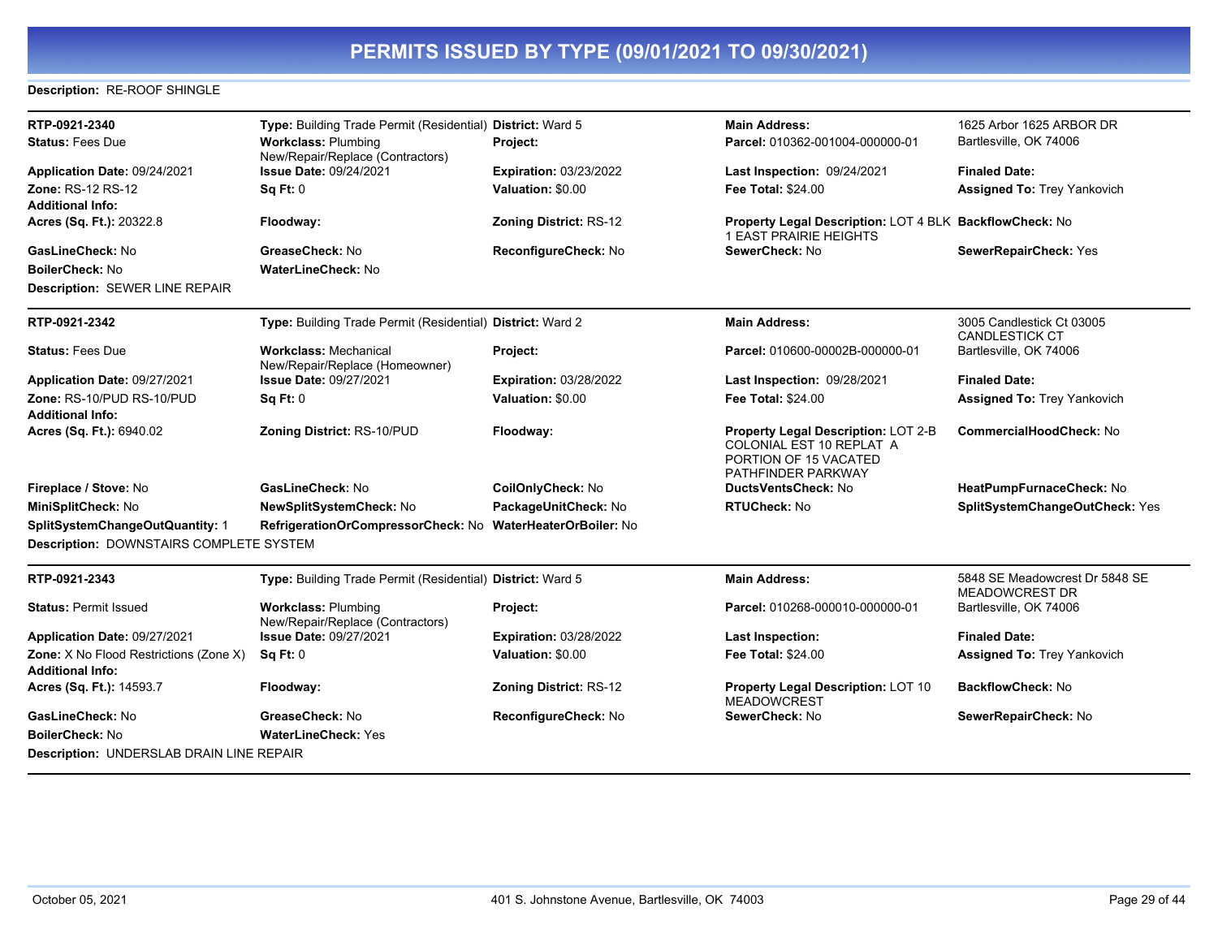# PERMITS ISSUED BY TYPE (09/01/2021 TO 09/30/2021)

**Description:** RE-ROOF SHINGLE

---

| | | | | |
|---|---|---|---|---|
| **RTP-0921-2340** | **Type:** Building Trade Permit (Residential) | **District:** Ward 5 | **Main Address:** | 1625 Arbor 1625 ARBOR DR |
| **Status:** Fees Due | **Workclass:** Plumbing New/Repair/Replace (Contractors) | **Project:** | **Parcel:** 010362-001004-000000-01 | Bartlesville, OK 74006 |
| **Application Date:** 09/24/2021 | **Issue Date:** 09/24/2021 | **Expiration:** 03/23/2022 | **Last Inspection:** 09/24/2021 | **Finaled Date:** |
| **Zone:** RS-12 RS-12 | **Sq Ft:** 0 | **Valuation:** $0.00 | **Fee Total:** $24.00 | **Assigned To:** Trey Yankovich |
| **Additional Info:** | | | | |
| **Acres (Sq. Ft.):** 20322.8 | **Floodway:** | **Zoning District:** RS-12 | **Property Legal Description:** LOT 4 BLK 1 EAST PRAIRIE HEIGHTS | **BackflowCheck:** No |
| **GasLineCheck:** No | **GreaseCheck:** No | **ReconfigureCheck:** No | **SewerCheck:** No | **SewerRepairCheck:** Yes |
| **BoilerCheck:** No | **WaterLineCheck:** No | | | |

**Description:** SEWER LINE REPAIR

---

| | | | | |
|---|---|---|---|---|
| **RTP-0921-2342** | **Type:** Building Trade Permit (Residential) | **District:** Ward 2 | **Main Address:** | 3005 Candlestick Ct 03005 CANDLESTICK CT |
| **Status:** Fees Due | **Workclass:** Mechanical New/Repair/Replace (Homeowner) | **Project:** | **Parcel:** 010600-00002B-000000-01 | Bartlesville, OK 74006 |
| **Application Date:** 09/27/2021 | **Issue Date:** 09/27/2021 | **Expiration:** 03/28/2022 | **Last Inspection:** 09/28/2021 | **Finaled Date:** |
| **Zone:** RS-10/PUD RS-10/PUD | **Sq Ft:** 0 | **Valuation:** $0.00 | **Fee Total:** $24.00 | **Assigned To:** Trey Yankovich |
| **Additional Info:** | | | | |
| **Acres (Sq. Ft.):** 6940.02 | **Zoning District:** RS-10/PUD | **Floodway:** | **Property Legal Description:** LOT 2-B COLONIAL EST 10 REPLAT A PORTION OF 15 VACATED PATHFINDER PARKWAY | **CommercialHoodCheck:** No |
| **Fireplace / Stove:** No | **GasLineCheck:** No | **CoilOnlyCheck:** No | **DuctsVentsCheck:** No | **HeatPumpFurnaceCheck:** No |
| **MiniSplitCheck:** No | **NewSplitSystemCheck:** No | **PackageUnitCheck:** No | **RTUCheck:** No | **SplitSystemChangeOutCheck:** Yes |
| **SplitSystemChangeOutQuantity:** 1 | **RefrigerationOrCompressorCheck:** No | **WaterHeaterOrBoiler:** No | | |

**Description:** DOWNSTAIRS COMPLETE SYSTEM

---

| | | | | |
|---|---|---|---|---|
| **RTP-0921-2343** | **Type:** Building Trade Permit (Residential) | **District:** Ward 5 | **Main Address:** | 5848 SE Meadowcrest Dr 5848 SE MEADOWCREST DR |
| **Status:** Permit Issued | **Workclass:** Plumbing New/Repair/Replace (Contractors) | **Project:** | **Parcel:** 010268-000010-000000-01 | Bartlesville, OK 74006 |
| **Application Date:** 09/27/2021 | **Issue Date:** 09/27/2021 | **Expiration:** 03/28/2022 | **Last Inspection:** | **Finaled Date:** |
| **Zone:** X No Flood Restrictions (Zone X) | **Sq Ft:** 0 | **Valuation:** $0.00 | **Fee Total:** $24.00 | **Assigned To:** Trey Yankovich |
| **Additional Info:** | | | | |
| **Acres (Sq. Ft.):** 14593.7 | **Floodway:** | **Zoning District:** RS-12 | **Property Legal Description:** LOT 10 MEADOWCREST | **BackflowCheck:** No |
| **GasLineCheck:** No | **GreaseCheck:** No | **ReconfigureCheck:** No | **SewerCheck:** No | **SewerRepairCheck:** No |
| **BoilerCheck:** No | **WaterLineCheck:** Yes | | | |

**Description:** UNDERSLAB DRAIN LINE REPAIR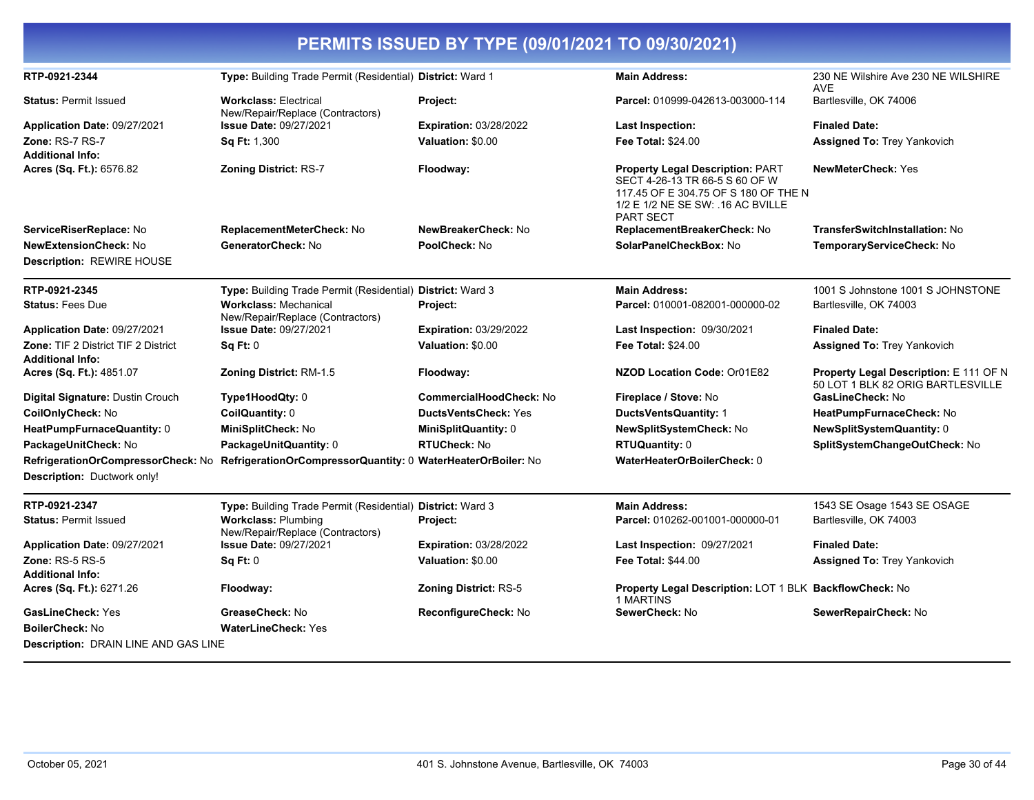# PERMITS ISSUED BY TYPE (09/01/2021 TO 09/30/2021)

| | | | | |
|---|---|---|---|---|
| **RTP-0921-2344** | **Type:** Building Trade Permit (Residential) | **District:** Ward 1 | **Main Address:** | 230 NE Wilshire Ave 230 NE WILSHIRE AVE |
| **Status:** Permit Issued | **Workclass:** Electrical New/Repair/Replace (Contractors) | **Project:** | **Parcel:** 010999-042613-003000-114 | Bartlesville, OK 74006 |
| **Application Date:** 09/27/2021 | **Issue Date:** 09/27/2021 | **Expiration:** 03/28/2022 | **Last Inspection:** | **Finaled Date:** |
| **Zone:** RS-7 RS-7 | **Sq Ft:** 1,300 | **Valuation:** $0.00 | **Fee Total:** $24.00 | **Assigned To:** Trey Yankovich |
| **Additional Info:** | | | | |
| **Acres (Sq. Ft.):** 6576.82 | **Zoning District:** RS-7 | **Floodway:** | **Property Legal Description:** PART SECT 4-26-13 TR 66-5 S 60 OF W 117.45 OF E 304.75 OF S 180 OF THE N 1/2 E 1/2 NE SE SW: .16 AC BVILLE PART SECT | **NewMeterCheck:** Yes |
| **ServiceRiserReplace:** No | **ReplacementMeterCheck:** No | **NewBreakerCheck:** No | **ReplacementBreakerCheck:** No | **TransferSwitchInstallation:** No |
| **NewExtensionCheck:** No | **GeneratorCheck:** No | **PoolCheck:** No | **SolarPanelCheckBox:** No | **TemporaryServiceCheck:** No |
| **Description:** REWIRE HOUSE | | | | |

| | | | | |
|---|---|---|---|---|
| **RTP-0921-2345** | **Type:** Building Trade Permit (Residential) | **District:** Ward 3 | **Main Address:** | 1001 S Johnstone 1001 S JOHNSTONE |
| **Status:** Fees Due | **Workclass:** Mechanical New/Repair/Replace (Contractors) | **Project:** | **Parcel:** 010001-082001-000000-02 | Bartlesville, OK 74003 |
| **Application Date:** 09/27/2021 | **Issue Date:** 09/27/2021 | **Expiration:** 03/29/2022 | **Last Inspection:** 09/30/2021 | **Finaled Date:** |
| **Zone:** TIF 2 District TIF 2 District | **Sq Ft:** 0 | **Valuation:** $0.00 | **Fee Total:** $24.00 | **Assigned To:** Trey Yankovich |
| **Additional Info:** | | | | |
| **Acres (Sq. Ft.):** 4851.07 | **Zoning District:** RM-1.5 | **Floodway:** | **NZOD Location Code:** Or01E82 | **Property Legal Description:** E 111 OF N 50 LOT 1 BLK 82 ORIG BARTLESVILLE |
| **Digital Signature:** Dustin Crouch | **Type1HoodQty:** 0 | **CommercialHoodCheck:** No | **Fireplace / Stove:** No | **GasLineCheck:** No |
| **CoilOnlyCheck:** No | **CoilQuantity:** 0 | **DuctsVentsCheck:** Yes | **DuctsVentsQuantity:** 1 | **HeatPumpFurnaceCheck:** No |
| **HeatPumpFurnaceQuantity:** 0 | **MiniSplitCheck:** No | **MiniSplitQuantity:** 0 | **NewSplitSystemCheck:** No | **NewSplitSystemQuantity:** 0 |
| **PackageUnitCheck:** No | **PackageUnitQuantity:** 0 | **RTUCheck:** No | **RTUQuantity:** 0 | **SplitSystemChangeOutCheck:** No |
| **RefrigerationOrCompressorCheck:** No | **RefrigerationOrCompressorQuantity:** 0 | **WaterHeaterOrBoiler:** No | **WaterHeaterOrBoilerCheck:** 0 | |
| **Description:** Ductwork only! | | | | |

| | | | | |
|---|---|---|---|---|
| **RTP-0921-2347** | **Type:** Building Trade Permit (Residential) | **District:** Ward 3 | **Main Address:** | 1543 SE Osage 1543 SE OSAGE |
| **Status:** Permit Issued | **Workclass:** Plumbing New/Repair/Replace (Contractors) | **Project:** | **Parcel:** 010262-001001-000000-01 | Bartlesville, OK 74003 |
| **Application Date:** 09/27/2021 | **Issue Date:** 09/27/2021 | **Expiration:** 03/28/2022 | **Last Inspection:** 09/27/2021 | **Finaled Date:** |
| **Zone:** RS-5 RS-5 | **Sq Ft:** 0 | **Valuation:** $0.00 | **Fee Total:** $44.00 | **Assigned To:** Trey Yankovich |
| **Additional Info:** | | | | |
| **Acres (Sq. Ft.):** 6271.26 | **Floodway:** | **Zoning District:** RS-5 | **Property Legal Description:** LOT 1 BLK 1 MARTINS | **BackflowCheck:** No |
| **GasLineCheck:** Yes | **GreaseCheck:** No | **ReconfigureCheck:** No | **SewerCheck:** No | **SewerRepairCheck:** No |
| **BoilerCheck:** No | **WaterLineCheck:** Yes | | | |
| **Description:** DRAIN LINE AND GAS LINE | | | | |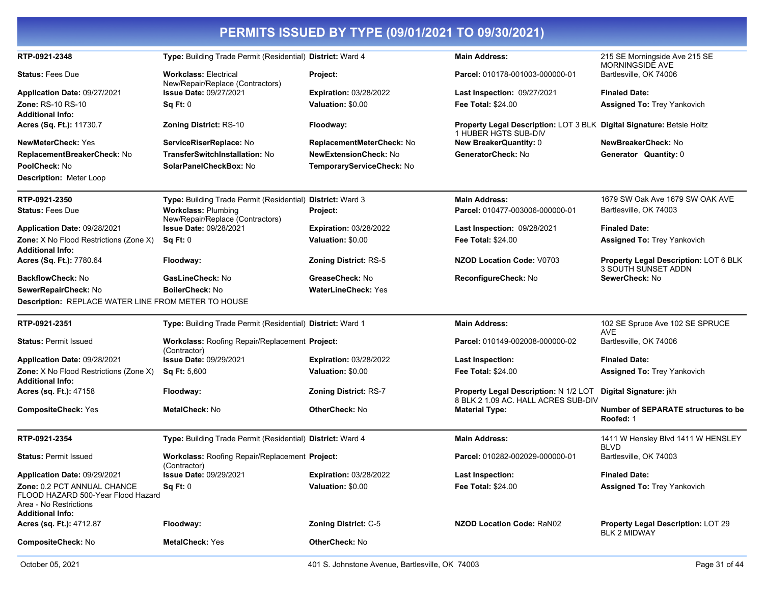# PERMITS ISSUED BY TYPE (09/01/2021 TO 09/30/2021)

**RTP-0921-2348**
**Type:** Building Trade Permit (Residential)
**District:** Ward 4
**Main Address:** 215 SE Morningside Ave 215 SE MORNINGSIDE AVE Bartlesville, OK 74006
**Status:** Fees Due
**Workclass:** Electrical New/Repair/Replace (Contractors)
**Project:**
**Parcel:** 010178-001003-000000-01
**Application Date:** 09/27/2021
**Issue Date:** 09/27/2021
**Expiration:** 03/28/2022
**Last Inspection:** 09/27/2021
**Finaled Date:**
**Zone:** RS-10 RS-10
**Sq Ft:** 0
**Valuation:** $0.00
**Fee Total:** $24.00
**Assigned To:** Trey Yankovich
**Additional Info:**
**Acres (Sq. Ft.):** 11730.7
**Zoning District:** RS-10
**Floodway:**
**Property Legal Description:** LOT 3 BLK 1 HUBER HGTS SUB-DIV
**Digital Signature:** Betsie Holtz
**NewMeterCheck:** Yes
**ServiceRiserReplace:** No
**ReplacementMeterCheck:** No
**New BreakerQuantity:** 0
**NewBreakerCheck:** No
**ReplacementBreakerCheck:** No
**TransferSwitchInstallation:** No
**NewExtensionCheck:** No
**GeneratorCheck:** No
**Generator Quantity:** 0
**PoolCheck:** No
**SolarPanelCheckBox:** No
**TemporaryServiceCheck:** No
**Description:** Meter Loop

---

**RTP-0921-2350**
**Type:** Building Trade Permit (Residential)
**District:** Ward 3
**Main Address:** 1679 SW Oak Ave 1679 SW OAK AVE Bartlesville, OK 74003
**Status:** Fees Due
**Workclass:** Plumbing New/Repair/Replace (Contractors)
**Project:**
**Parcel:** 010477-003006-000000-01
**Application Date:** 09/28/2021
**Issue Date:** 09/28/2021
**Expiration:** 03/28/2022
**Last Inspection:** 09/28/2021
**Finaled Date:**
**Zone:** X No Flood Restrictions (Zone X)
**Sq Ft:** 0
**Valuation:** $0.00
**Fee Total:** $24.00
**Assigned To:** Trey Yankovich
**Additional Info:**
**Acres (Sq. Ft.):** 7780.64
**Floodway:**
**Zoning District:** RS-5
**NZOD Location Code:** V0703
**Property Legal Description:** LOT 6 BLK 3 SOUTH SUNSET ADDN
**BackflowCheck:** No
**GasLineCheck:** No
**GreaseCheck:** No
**ReconfigureCheck:** No
**SewerCheck:** No
**SewerRepairCheck:** No
**BoilerCheck:** No
**WaterLineCheck:** Yes
**Description:** REPLACE WATER LINE FROM METER TO HOUSE

---

**RTP-0921-2351**
**Type:** Building Trade Permit (Residential)
**District:** Ward 1
**Main Address:** 102 SE Spruce Ave 102 SE SPRUCE AVE Bartlesville, OK 74006
**Status:** Permit Issued
**Workclass:** Roofing Repair/Replacement (Contractor)
**Project:**
**Parcel:** 010149-002008-000000-02
**Application Date:** 09/28/2021
**Issue Date:** 09/29/2021
**Expiration:** 03/28/2022
**Last Inspection:**
**Finaled Date:**
**Zone:** X No Flood Restrictions (Zone X)
**Sq Ft:** 5,600
**Valuation:** $0.00
**Fee Total:** $24.00
**Assigned To:** Trey Yankovich
**Additional Info:**
**Acres (sq. Ft.):** 47158
**Floodway:**
**Zoning District:** RS-7
**Property Legal Description:** N 1/2 LOT 8 BLK 2 1.09 AC. HALL ACRES SUB-DIV
**Digital Signature:** jkh
**CompositeCheck:** Yes
**MetalCheck:** No
**OtherCheck:** No
**Material Type:**
**Number of SEPARATE structures to be Roofed:** 1

---

**RTP-0921-2354**
**Type:** Building Trade Permit (Residential)
**District:** Ward 4
**Main Address:** 1411 W Hensley Blvd 1411 W HENSLEY BLVD Bartlesville, OK 74003
**Status:** Permit Issued
**Workclass:** Roofing Repair/Replacement (Contractor)
**Project:**
**Parcel:** 010282-002029-000000-01
**Application Date:** 09/29/2021
**Issue Date:** 09/29/2021
**Expiration:** 03/28/2022
**Last Inspection:**
**Finaled Date:**
**Zone:** 0.2 PCT ANNUAL CHANCE FLOOD HAZARD 500-Year Flood Hazard Area - No Restrictions
**Sq Ft:** 0
**Valuation:** $0.00
**Fee Total:** $24.00
**Assigned To:** Trey Yankovich
**Additional Info:**
**Acres (sq. Ft.):** 4712.87
**Floodway:**
**Zoning District:** C-5
**NZOD Location Code:** RaN02
**Property Legal Description:** LOT 29 BLK 2 MIDWAY
**CompositeCheck:** No
**MetalCheck:** Yes
**OtherCheck:** No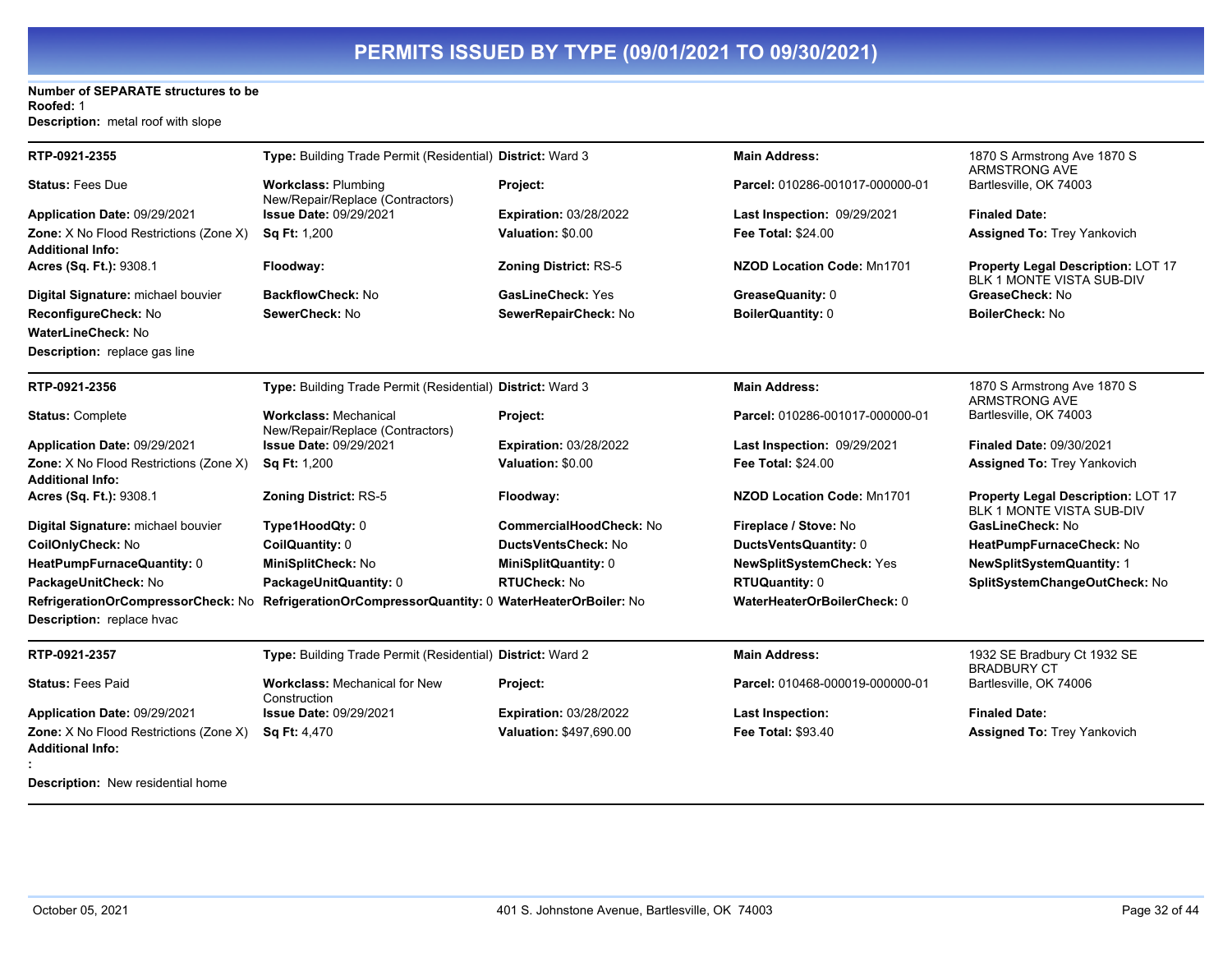# PERMITS ISSUED BY TYPE (09/01/2021 TO 09/30/2021)

**Number of SEPARATE structures to be Roofed:** 1
**Description:** metal roof with slope

---

| | | | | |
|---|---|---|---|---|
| **RTP-0921-2355** | **Type:** Building Trade Permit (Residential) | **District:** Ward 3 | **Main Address:** | 1870 S Armstrong Ave 1870 S ARMSTRONG AVE Bartlesville, OK 74003 |
| **Status:** Fees Due | **Workclass:** Plumbing New/Repair/Replace (Contractors) | **Project:** | **Parcel:** 010286-001017-000000-01 | |
| **Application Date:** 09/29/2021 | **Issue Date:** 09/29/2021 | **Expiration:** 03/28/2022 | **Last Inspection:** 09/29/2021 | **Finaled Date:** |
| **Zone:** X No Flood Restrictions (Zone X) | **Sq Ft:** 1,200 | **Valuation:** $0.00 | **Fee Total:** $24.00 | **Assigned To:** Trey Yankovich |
| **Additional Info:** | | | | |
| **Acres (Sq. Ft.):** 9308.1 | **Floodway:** | **Zoning District:** RS-5 | **NZOD Location Code:** Mn1701 | **Property Legal Description:** LOT 17 BLK 1 MONTE VISTA SUB-DIV |
| **Digital Signature:** michael bouvier | **BackflowCheck:** No | **GasLineCheck:** Yes | **GreaseQuanity:** 0 | **GreaseCheck:** No |
| **ReconfigureCheck:** No | **SewerCheck:** No | **SewerRepairCheck:** No | **BoilerQuantity:** 0 | **BoilerCheck:** No |
| **WaterLineCheck:** No | | | | |

**Description:** replace gas line

---

| | | | | |
|---|---|---|---|---|
| **RTP-0921-2356** | **Type:** Building Trade Permit (Residential) | **District:** Ward 3 | **Main Address:** | 1870 S Armstrong Ave 1870 S ARMSTRONG AVE Bartlesville, OK 74003 |
| **Status:** Complete | **Workclass:** Mechanical New/Repair/Replace (Contractors) | **Project:** | **Parcel:** 010286-001017-000000-01 | |
| **Application Date:** 09/29/2021 | **Issue Date:** 09/29/2021 | **Expiration:** 03/28/2022 | **Last Inspection:** 09/29/2021 | **Finaled Date:** 09/30/2021 |
| **Zone:** X No Flood Restrictions (Zone X) | **Sq Ft:** 1,200 | **Valuation:** $0.00 | **Fee Total:** $24.00 | **Assigned To:** Trey Yankovich |
| **Additional Info:** | | | | |
| **Acres (Sq. Ft.):** 9308.1 | **Zoning District:** RS-5 | **Floodway:** | **NZOD Location Code:** Mn1701 | **Property Legal Description:** LOT 17 BLK 1 MONTE VISTA SUB-DIV |
| **Digital Signature:** michael bouvier | **Type1HoodQty:** 0 | **CommercialHoodCheck:** No | **Fireplace / Stove:** No | **GasLineCheck:** No |
| **CoilOnlyCheck:** No | **CoilQuantity:** 0 | **DuctsVentsCheck:** No | **DuctsVentsQuantity:** 0 | **HeatPumpFurnaceCheck:** No |
| **HeatPumpFurnaceQuantity:** 0 | **MiniSplitCheck:** No | **MiniSplitQuantity:** 0 | **NewSplitSystemCheck:** Yes | **NewSplitSystemQuantity:** 1 |
| **PackageUnitCheck:** No | **PackageUnitQuantity:** 0 | **RTUCheck:** No | **RTUQuantity:** 0 | **SplitSystemChangeOutCheck:** No |
| **RefrigerationOrCompressorCheck:** No | **RefrigerationOrCompressorQuantity:** 0 | **WaterHeaterOrBoiler:** No | **WaterHeaterOrBoilerCheck:** 0 | |

**Description:** replace hvac

---

| | | | | |
|---|---|---|---|---|
| **RTP-0921-2357** | **Type:** Building Trade Permit (Residential) | **District:** Ward 2 | **Main Address:** | 1932 SE Bradbury Ct 1932 SE BRADBURY CT Bartlesville, OK 74006 |
| **Status:** Fees Paid | **Workclass:** Mechanical for New Construction | **Project:** | **Parcel:** 010468-000019-000000-01 | |
| **Application Date:** 09/29/2021 | **Issue Date:** 09/29/2021 | **Expiration:** 03/28/2022 | **Last Inspection:** | **Finaled Date:** |
| **Zone:** X No Flood Restrictions (Zone X) | **Sq Ft:** 4,470 | **Valuation:** $497,690.00 | **Fee Total:** $93.40 | **Assigned To:** Trey Yankovich |
| **Additional Info:** | | | | |

**:**

**Description:** New residential home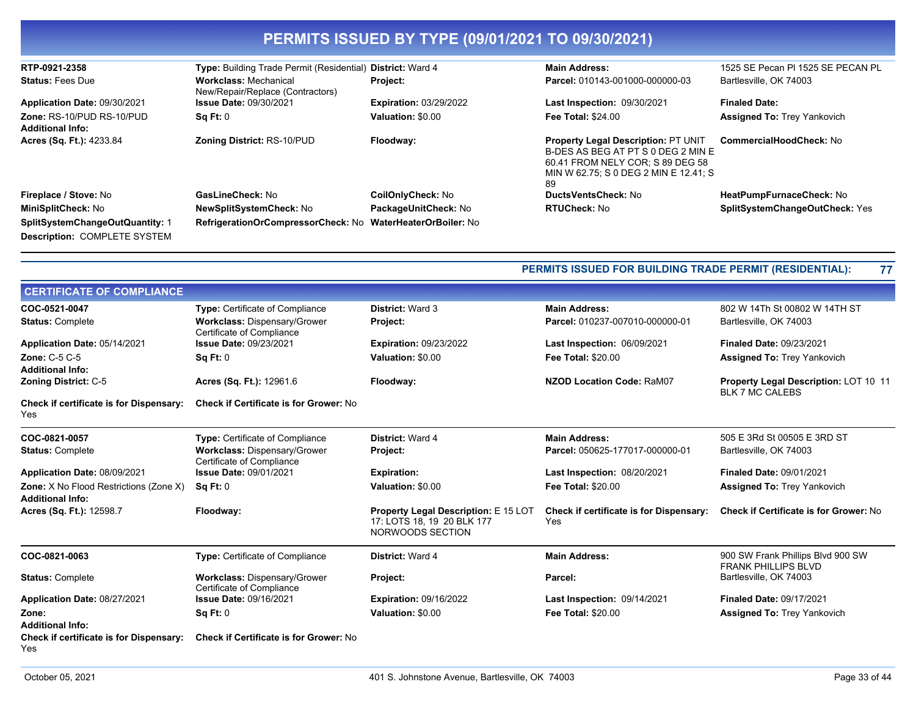# PERMITS ISSUED BY TYPE (09/01/2021 TO 09/30/2021)

**RTP-0921-2358** | **Type:** Building Trade Permit (Residential) | **District:** Ward 4 | **Main Address:** 1525 SE Pecan Pl 1525 SE PECAN PL Bartlesville, OK 74003

**Status:** Fees Due
**Workclass:** Mechanical New/Repair/Replace (Contractors)
**Project:**
**Parcel:** 010143-001000-000000-03
**Application Date:** 09/30/2021
**Issue Date:** 09/30/2021
**Expiration:** 03/29/2022
**Last Inspection:** 09/30/2021
**Finaled Date:**
**Zone:** RS-10/PUD RS-10/PUD
**Sq Ft:** 0
**Valuation:** $0.00
**Fee Total:** $24.00
**Assigned To:** Trey Yankovich
**Additional Info:**
**Acres (Sq. Ft.):** 4233.84
**Zoning District:** RS-10/PUD
**Floodway:**
**Property Legal Description:** PT UNIT B-DES AS BEG AT PT S 0 DEG 2 MIN E 60.41 FROM NELY COR; S 89 DEG 58 MIN W 62.75; S 0 DEG 2 MIN E 12.41; S 89
**CommercialHoodCheck:** No
**Fireplace / Stove:** No
**GasLineCheck:** No
**CoilOnlyCheck:** No
**DuctsVentsCheck:** No
**HeatPumpFurnaceCheck:** No
**MiniSplitCheck:** No
**NewSplitSystemCheck:** No
**PackageUnitCheck:** No
**RTUCheck:** No
**SplitSystemChangeOutCheck:** Yes
**SplitSystemChangeOutQuantity:** 1
**RefrigerationOrCompressorCheck:** No
**WaterHeaterOrBoiler:** No
**Description:** COMPLETE SYSTEM

**PERMITS ISSUED FOR BUILDING TRADE PERMIT (RESIDENTIAL): 77**

## CERTIFICATE OF COMPLIANCE

**COC-0521-0047** | **Type:** Certificate of Compliance | **District:** Ward 3 | **Main Address:** 802 W 14Th St 00802 W 14TH ST Bartlesville, OK 74003

**Status:** Complete
**Workclass:** Dispensary/Grower Certificate of Compliance
**Project:**
**Parcel:** 010237-007010-000000-01
**Application Date:** 05/14/2021
**Issue Date:** 09/23/2021
**Expiration:** 09/23/2022
**Last Inspection:** 06/09/2021
**Finaled Date:** 09/23/2021
**Zone:** C-5 C-5
**Sq Ft:** 0
**Valuation:** $0.00
**Fee Total:** $20.00
**Assigned To:** Trey Yankovich
**Additional Info:**
**Zoning District:** C-5
**Acres (Sq. Ft.):** 12961.6
**Floodway:**
**NZOD Location Code:** RaM07
**Property Legal Description:** LOT 10 11 BLK 7 MC CALEBS
**Check if certificate is for Dispensary:** Yes
**Check if Certificate is for Grower:** No

---

**COC-0821-0057** | **Type:** Certificate of Compliance | **District:** Ward 4 | **Main Address:** 505 E 3Rd St 00505 E 3RD ST Bartlesville, OK 74003

**Status:** Complete
**Workclass:** Dispensary/Grower Certificate of Compliance
**Project:**
**Parcel:** 050625-177017-000000-01
**Application Date:** 08/09/2021
**Issue Date:** 09/01/2021
**Expiration:**
**Last Inspection:** 08/20/2021
**Finaled Date:** 09/01/2021
**Zone:** X No Flood Restrictions (Zone X)
**Sq Ft:** 0
**Valuation:** $0.00
**Fee Total:** $20.00
**Assigned To:** Trey Yankovich
**Additional Info:**
**Acres (Sq. Ft.):** 12598.7
**Floodway:**
**Property Legal Description:** E 15 LOT 17: LOTS 18, 19 20 BLK 177 NORWOODS SECTION
**Check if certificate is for Dispensary:** Yes
**Check if Certificate is for Grower:** No

---

**COC-0821-0063** | **Type:** Certificate of Compliance | **District:** Ward 4 | **Main Address:** 900 SW Frank Phillips Blvd 900 SW FRANK PHILLIPS BLVD Bartlesville, OK 74003

**Status:** Complete
**Workclass:** Dispensary/Grower Certificate of Compliance
**Project:**
**Parcel:**
**Application Date:** 08/27/2021
**Issue Date:** 09/16/2021
**Expiration:** 09/16/2022
**Last Inspection:** 09/14/2021
**Finaled Date:** 09/17/2021
**Zone:**
**Sq Ft:** 0
**Valuation:** $0.00
**Fee Total:** $20.00
**Assigned To:** Trey Yankovich
**Additional Info:**
**Check if certificate is for Dispensary:** Yes
**Check if Certificate is for Grower:** No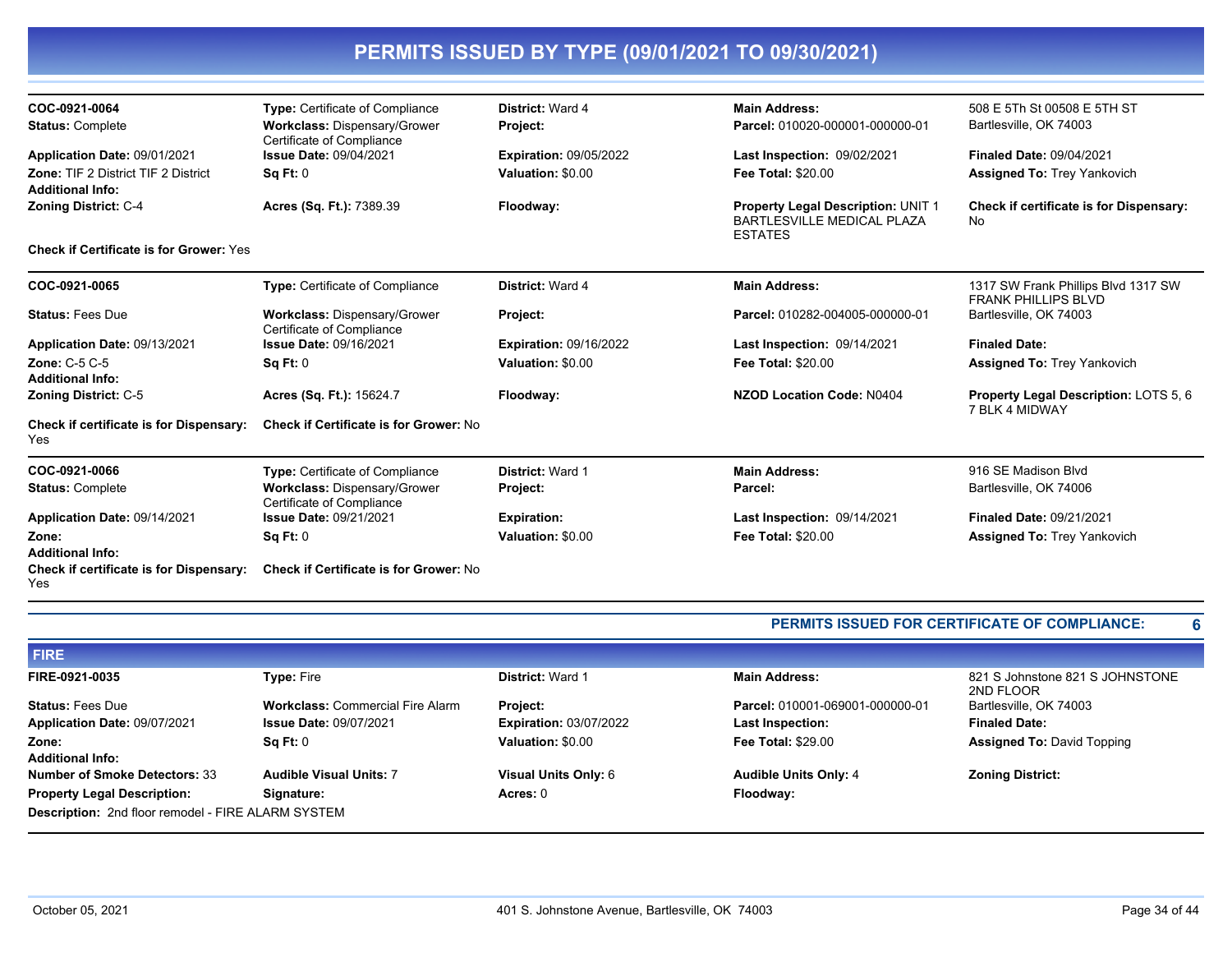# PERMITS ISSUED BY TYPE (09/01/2021 TO 09/30/2021)

**COC-0921-0064**
**Status:** Complete
**Application Date:** 09/01/2021
**Zone:** TIF 2 District TIF 2 District
**Additional Info:**
**Zoning District:** C-4
**Check if Certificate is for Grower:** Yes

**Type:** Certificate of Compliance
**Workclass:** Dispensary/Grower Certificate of Compliance
**Issue Date:** 09/04/2021
**Sq Ft:** 0
**Acres (Sq. Ft.):** 7389.39

**District:** Ward 4
**Project:**
**Expiration:** 09/05/2022
**Valuation:** $0.00
**Floodway:**

**Main Address:** 508 E 5Th St 00508 E 5TH ST Bartlesville, OK 74003
**Parcel:** 010020-000001-000000-01
**Last Inspection:** 09/02/2021
**Fee Total:** $20.00
**Property Legal Description:** UNIT 1 BARTLESVILLE MEDICAL PLAZA ESTATES

**Finaled Date:** 09/04/2021
**Assigned To:** Trey Yankovich
**Check if certificate is for Dispensary:** No

---

**COC-0921-0065**
**Status:** Fees Due
**Application Date:** 09/13/2021
**Zone:** C-5 C-5
**Additional Info:**
**Zoning District:** C-5
**Check if certificate is for Dispensary:** Yes

**Type:** Certificate of Compliance
**Workclass:** Dispensary/Grower Certificate of Compliance
**Issue Date:** 09/16/2021
**Sq Ft:** 0
**Acres (Sq. Ft.):** 15624.7
**Check if Certificate is for Grower:** No

**District:** Ward 4
**Project:**
**Expiration:** 09/16/2022
**Valuation:** $0.00
**Floodway:**

**Main Address:** 1317 SW Frank Phillips Blvd 1317 SW FRANK PHILLIPS BLVD Bartlesville, OK 74003
**Parcel:** 010282-004005-000000-01
**Last Inspection:** 09/14/2021
**Fee Total:** $20.00
**NZOD Location Code:** N0404

**Finaled Date:**
**Assigned To:** Trey Yankovich
**Property Legal Description:** LOTS 5, 6 7 BLK 4 MIDWAY

---

**COC-0921-0066**
**Status:** Complete
**Application Date:** 09/14/2021
**Zone:**
**Additional Info:**
**Check if certificate is for Dispensary:** Yes

**Type:** Certificate of Compliance
**Workclass:** Dispensary/Grower Certificate of Compliance
**Issue Date:** 09/21/2021
**Sq Ft:** 0
**Check if Certificate is for Grower:** No

**District:** Ward 1
**Project:**
**Expiration:**
**Valuation:** $0.00

**Main Address:** 916 SE Madison Blvd Bartlesville, OK 74006
**Parcel:**
**Last Inspection:** 09/14/2021
**Fee Total:** $20.00

**Finaled Date:** 09/21/2021
**Assigned To:** Trey Yankovich

---

**PERMITS ISSUED FOR CERTIFICATE OF COMPLIANCE: 6**

## FIRE

**FIRE-0921-0035**
**Status:** Fees Due
**Application Date:** 09/07/2021
**Zone:**
**Additional Info:**
**Number of Smoke Detectors:** 33
**Property Legal Description:**
**Description:** 2nd floor remodel - FIRE ALARM SYSTEM

**Type:** Fire
**Workclass:** Commercial Fire Alarm
**Issue Date:** 09/07/2021
**Sq Ft:** 0
**Audible Visual Units:** 7
**Signature:**

**District:** Ward 1
**Project:**
**Expiration:** 03/07/2022
**Valuation:** $0.00
**Visual Units Only:** 6
**Acres:** 0

**Main Address:** 821 S Johnstone 821 S JOHNSTONE 2ND FLOOR Bartlesville, OK 74003
**Parcel:** 010001-069001-000000-01
**Last Inspection:**
**Fee Total:** $29.00
**Audible Units Only:** 4
**Floodway:**

**Finaled Date:**
**Assigned To:** David Topping
**Zoning District:**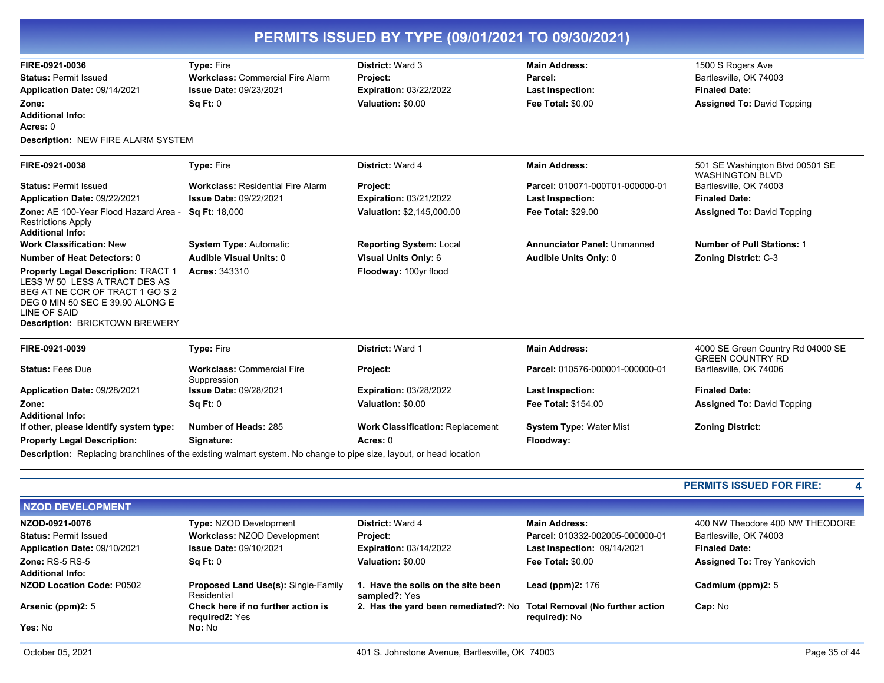# PERMITS ISSUED BY TYPE (09/01/2021 TO 09/30/2021)

**FIRE-0921-0036** | **Type:** Fire | **District:** Ward 3 | **Main Address:** 1500 S Rogers Ave, Bartlesville, OK 74003

**Status:** Permit Issued | **Workclass:** Commercial Fire Alarm | **Project:** | **Parcel:**

**Application Date:** 09/14/2021 | **Issue Date:** 09/23/2021 | **Expiration:** 03/22/2022 | **Last Inspection:** | **Finaled Date:**

**Zone:** | **Sq Ft:** 0 | **Valuation:** $0.00 | **Fee Total:** $0.00 | **Assigned To:** David Topping

**Additional Info:**

**Acres:** 0

**Description:** NEW FIRE ALARM SYSTEM

---

**FIRE-0921-0038** | **Type:** Fire | **District:** Ward 4 | **Main Address:** 501 SE Washington Blvd 00501 SE WASHINGTON BLVD, Bartlesville, OK 74003

**Status:** Permit Issued | **Workclass:** Residential Fire Alarm | **Project:** | **Parcel:** 010071-000T01-000000-01

**Application Date:** 09/22/2021 | **Issue Date:** 09/22/2021 | **Expiration:** 03/21/2022 | **Last Inspection:** | **Finaled Date:**

**Zone:** AE 100-Year Flood Hazard Area - Restrictions Apply | **Sq Ft:** 18,000 | **Valuation:** $2,145,000.00 | **Fee Total:** $29.00 | **Assigned To:** David Topping

**Additional Info:**

**Work Classification:** New | **System Type:** Automatic | **Reporting System:** Local | **Annunciator Panel:** Unmanned | **Number of Pull Stations:** 1

**Number of Heat Detectors:** 0 | **Audible Visual Units:** 0 | **Visual Units Only:** 6 | **Audible Units Only:** 0 | **Zoning District:** C-3

**Property Legal Description:** TRACT 1 LESS W 50 LESS A TRACT DES AS BEG AT NE COR OF TRACT 1 GO S 2 DEG 0 MIN 50 SEC E 39.90 ALONG E LINE OF SAID | **Acres:** 343310 | **Floodway:** 100yr flood

**Description:** BRICKTOWN BREWERY

---

**FIRE-0921-0039** | **Type:** Fire | **District:** Ward 1 | **Main Address:** 4000 SE Green Country Rd 04000 SE GREEN COUNTRY RD, Bartlesville, OK 74006

**Status:** Fees Due | **Workclass:** Commercial Fire Suppression | **Project:** | **Parcel:** 010576-000001-000000-01

**Application Date:** 09/28/2021 | **Issue Date:** 09/28/2021 | **Expiration:** 03/28/2022 | **Last Inspection:** | **Finaled Date:**

**Zone:** | **Sq Ft:** 0 | **Valuation:** $0.00 | **Fee Total:** $154.00 | **Assigned To:** David Topping

**Additional Info:**

**If other, please identify system type:** | **Number of Heads:** 285 | **Work Classification:** Replacement | **System Type:** Water Mist | **Zoning District:**

**Property Legal Description:** | **Signature:** | **Acres:** 0 | **Floodway:**

**Description:** Replacing branchlines of the existing walmart system. No change to pipe size, layout, or head location

---

**PERMITS ISSUED FOR FIRE: 4**

## NZOD DEVELOPMENT

**NZOD-0921-0076** | **Type:** NZOD Development | **District:** Ward 4 | **Main Address:** 400 NW Theodore 400 NW THEODORE, Bartlesville, OK 74003

**Status:** Permit Issued | **Workclass:** NZOD Development | **Project:** | **Parcel:** 010332-002005-000000-01

**Application Date:** 09/10/2021 | **Issue Date:** 09/10/2021 | **Expiration:** 03/14/2022 | **Last Inspection:** 09/14/2021 | **Finaled Date:**

**Zone:** RS-5 RS-5 | **Sq Ft:** 0 | **Valuation:** $0.00 | **Fee Total:** $0.00 | **Assigned To:** Trey Yankovich

**Additional Info:**

**NZOD Location Code:** P0502 | **Proposed Land Use(s):** Single-Family Residential | **1. Have the soils on the site been sampled?:** Yes | **Lead (ppm)2:** 176 | **Cadmium (ppm)2:** 5

**Arsenic (ppm)2:** 5 | **Check here if no further action is required2:** Yes | **2. Has the yard been remediated?:** No | **Total Removal (No further action required):** No | **Cap:** No

**Yes:** No | **No:** No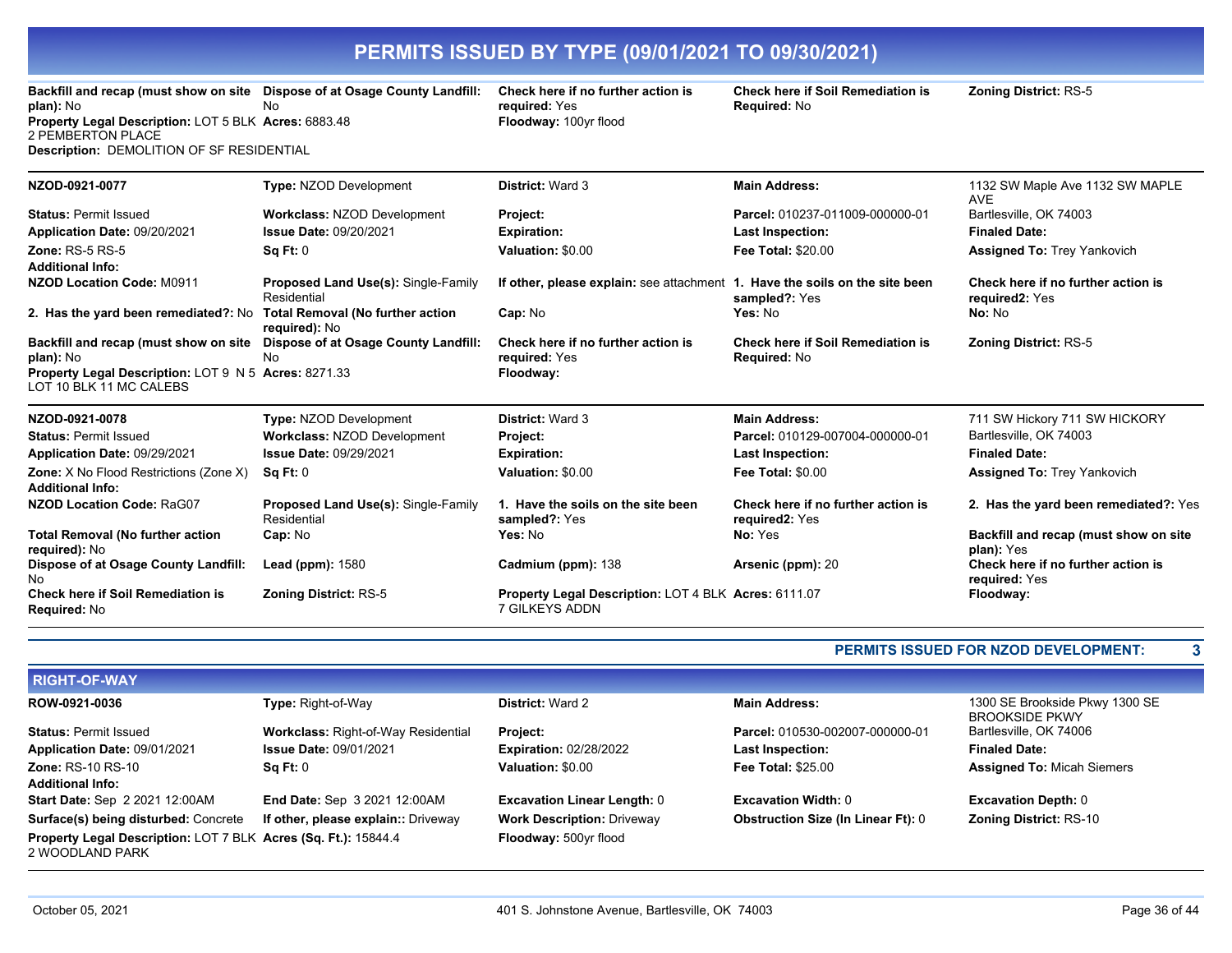# PERMITS ISSUED BY TYPE (09/01/2021 TO 09/30/2021)

| | | | | |
|---|---|---|---|---|
| **Backfill and recap (must show on site plan):** No | **Dispose of at Osage County Landfill:** No | **Check here if no further action is required:** Yes | **Check here if Soil Remediation is Required:** No | **Zoning District:** RS-5 |
| **Property Legal Description:** LOT 5 BLK 2 PEMBERTON PLACE | **Acres:** 6883.48 | **Floodway:** 100yr flood | | |
| **Description:** DEMOLITION OF SF RESIDENTIAL | | | | |

| | | | | |
|---|---|---|---|---|
| **NZOD-0921-0077** | **Type:** NZOD Development | **District:** Ward 3 | **Main Address:** | 1132 SW Maple Ave 1132 SW MAPLE AVE |
| **Status:** Permit Issued | **Workclass:** NZOD Development | **Project:** | **Parcel:** 010237-011009-000000-01 | Bartlesville, OK 74003 |
| **Application Date:** 09/20/2021 | **Issue Date:** 09/20/2021 | **Expiration:** | **Last Inspection:** | **Finaled Date:** |
| **Zone:** RS-5 RS-5 | **Sq Ft:** 0 | **Valuation:** $0.00 | **Fee Total:** $20.00 | **Assigned To:** Trey Yankovich |
| **Additional Info:** | | | | |
| **NZOD Location Code:** M0911 | **Proposed Land Use(s):** Single-Family Residential | **If other, please explain:** see attachment | **1. Have the soils on the site been sampled?:** Yes | **Check here if no further action is required2:** Yes |
| **2. Has the yard been remediated?:** No | **Total Removal (No further action required):** No | **Cap:** No | **Yes:** No | **No:** No |
| **Backfill and recap (must show on site plan):** No | **Dispose of at Osage County Landfill:** No | **Check here if no further action is required:** Yes | **Check here if Soil Remediation is Required:** No | **Zoning District:** RS-5 |
| **Property Legal Description:** LOT 9 N 5 LOT 10 BLK 11 MC CALEBS | **Acres:** 8271.33 | **Floodway:** | | |

| | | | | |
|---|---|---|---|---|
| **NZOD-0921-0078** | **Type:** NZOD Development | **District:** Ward 3 | **Main Address:** | 711 SW Hickory 711 SW HICKORY |
| **Status:** Permit Issued | **Workclass:** NZOD Development | **Project:** | **Parcel:** 010129-007004-000000-01 | Bartlesville, OK 74003 |
| **Application Date:** 09/29/2021 | **Issue Date:** 09/29/2021 | **Expiration:** | **Last Inspection:** | **Finaled Date:** |
| **Zone:** X No Flood Restrictions (Zone X) | **Sq Ft:** 0 | **Valuation:** $0.00 | **Fee Total:** $0.00 | **Assigned To:** Trey Yankovich |
| **Additional Info:** | | | | |
| **NZOD Location Code:** RaG07 | **Proposed Land Use(s):** Single-Family Residential | **1. Have the soils on the site been sampled?:** Yes | **Check here if no further action is required2:** Yes | **2. Has the yard been remediated?:** Yes |
| **Total Removal (No further action required):** No | **Cap:** No | **Yes:** No | **No:** Yes | **Backfill and recap (must show on site plan):** Yes |
| **Dispose of at Osage County Landfill:** No | **Lead (ppm):** 1580 | **Cadmium (ppm):** 138 | **Arsenic (ppm):** 20 | **Check here if no further action is required:** Yes |
| **Check here if Soil Remediation is Required:** No | **Zoning District:** RS-5 | **Property Legal Description:** LOT 4 BLK 7 GILKEYS ADDN | **Acres:** 6111.07 | **Floodway:** |

**PERMITS ISSUED FOR NZOD DEVELOPMENT: 3**

## RIGHT-OF-WAY

| | | | | |
|---|---|---|---|---|
| **ROW-0921-0036** | **Type:** Right-of-Way | **District:** Ward 2 | **Main Address:** | 1300 SE Brookside Pkwy 1300 SE BROOKSIDE PKWY |
| **Status:** Permit Issued | **Workclass:** Right-of-Way Residential | **Project:** | **Parcel:** 010530-002007-000000-01 | Bartlesville, OK 74006 |
| **Application Date:** 09/01/2021 | **Issue Date:** 09/01/2021 | **Expiration:** 02/28/2022 | **Last Inspection:** | **Finaled Date:** |
| **Zone:** RS-10 RS-10 | **Sq Ft:** 0 | **Valuation:** $0.00 | **Fee Total:** $25.00 | **Assigned To:** Micah Siemers |
| **Additional Info:** | | | | |
| **Start Date:** Sep 2 2021 12:00AM | **End Date:** Sep 3 2021 12:00AM | **Excavation Linear Length:** 0 | **Excavation Width:** 0 | **Excavation Depth:** 0 |
| **Surface(s) being disturbed:** Concrete | **If other, please explain::** Driveway | **Work Description:** Driveway | **Obstruction Size (In Linear Ft):** 0 | **Zoning District:** RS-10 |
| **Property Legal Description:** LOT 7 BLK 2 WOODLAND PARK | **Acres (Sq. Ft.):** 15844.4 | **Floodway:** 500yr flood | | |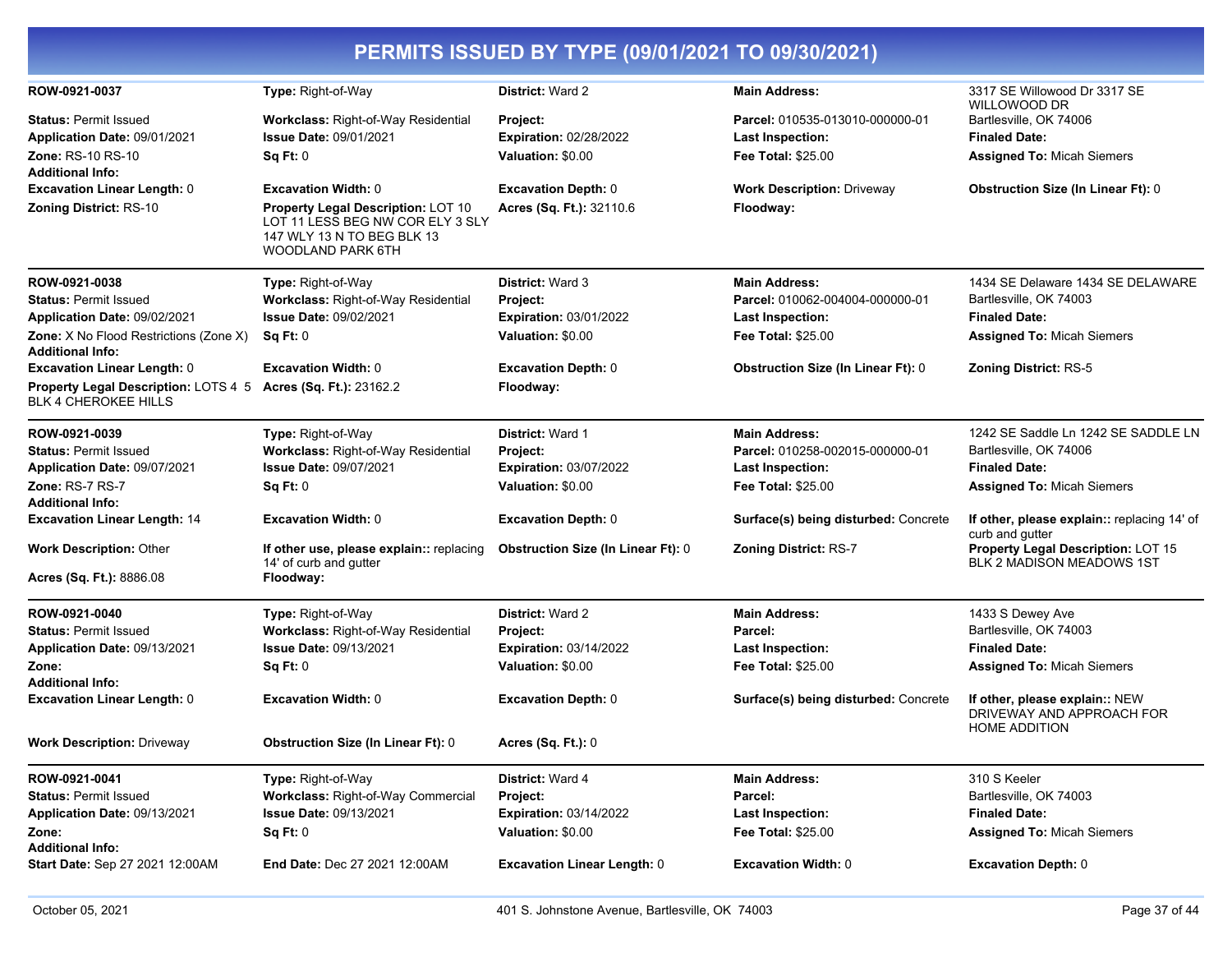# PERMITS ISSUED BY TYPE (09/01/2021 TO 09/30/2021)

**ROW-0921-0037**
**Type:** Right-of-Way
**District:** Ward 2
**Main Address:** 3317 SE Willowood Dr 3317 SE WILLOWOOD DR Bartlesville, OK 74006
**Status:** Permit Issued
**Workclass:** Right-of-Way Residential
**Project:**
**Parcel:** 010535-013010-000000-01
**Application Date:** 09/01/2021
**Issue Date:** 09/01/2021
**Expiration:** 02/28/2022
**Last Inspection:**
**Finaled Date:**
**Zone:** RS-10 RS-10
**Sq Ft:** 0
**Valuation:** $0.00
**Fee Total:** $25.00
**Assigned To:** Micah Siemers
**Additional Info:**
**Excavation Linear Length:** 0
**Excavation Width:** 0
**Excavation Depth:** 0
**Work Description:** Driveway
**Obstruction Size (In Linear Ft):** 0
**Zoning District:** RS-10
**Property Legal Description:** LOT 10 LOT 11 LESS BEG NW COR ELY 3 SLY 147 WLY 13 N TO BEG BLK 13 WOODLAND PARK 6TH
**Acres (Sq. Ft.):** 32110.6
**Floodway:**

---

**ROW-0921-0038**
**Type:** Right-of-Way
**District:** Ward 3
**Main Address:** 1434 SE Delaware 1434 SE DELAWARE Bartlesville, OK 74003
**Status:** Permit Issued
**Workclass:** Right-of-Way Residential
**Project:**
**Parcel:** 010062-004004-000000-01
**Application Date:** 09/02/2021
**Issue Date:** 09/02/2021
**Expiration:** 03/01/2022
**Last Inspection:**
**Finaled Date:**
**Zone:** X No Flood Restrictions (Zone X)
**Sq Ft:** 0
**Valuation:** $0.00
**Fee Total:** $25.00
**Assigned To:** Micah Siemers
**Additional Info:**
**Excavation Linear Length:** 0
**Excavation Width:** 0
**Excavation Depth:** 0
**Obstruction Size (In Linear Ft):** 0
**Zoning District:** RS-5
**Property Legal Description:** LOTS 4 5 BLK 4 CHEROKEE HILLS
**Acres (Sq. Ft.):** 23162.2
**Floodway:**

---

**ROW-0921-0039**
**Type:** Right-of-Way
**District:** Ward 1
**Main Address:** 1242 SE Saddle Ln 1242 SE SADDLE LN Bartlesville, OK 74006
**Status:** Permit Issued
**Workclass:** Right-of-Way Residential
**Project:**
**Parcel:** 010258-002015-000000-01
**Application Date:** 09/07/2021
**Issue Date:** 09/07/2021
**Expiration:** 03/07/2022
**Last Inspection:**
**Finaled Date:**
**Zone:** RS-7 RS-7
**Sq Ft:** 0
**Valuation:** $0.00
**Fee Total:** $25.00
**Assigned To:** Micah Siemers
**Additional Info:**
**Excavation Linear Length:** 14
**Excavation Width:** 0
**Excavation Depth:** 0
**Surface(s) being disturbed:** Concrete
**If other, please explain::** replacing 14' of curb and gutter
**Work Description:** Other
**If other use, please explain::** replacing 14' of curb and gutter
**Obstruction Size (In Linear Ft):** 0
**Zoning District:** RS-7
**Property Legal Description:** LOT 15 BLK 2 MADISON MEADOWS 1ST
**Acres (Sq. Ft.):** 8886.08
**Floodway:**

---

**ROW-0921-0040**
**Type:** Right-of-Way
**District:** Ward 2
**Main Address:** 1433 S Dewey Ave Bartlesville, OK 74003
**Status:** Permit Issued
**Workclass:** Right-of-Way Residential
**Project:**
**Parcel:**
**Application Date:** 09/13/2021
**Issue Date:** 09/13/2021
**Expiration:** 03/14/2022
**Last Inspection:**
**Finaled Date:**
**Zone:**
**Sq Ft:** 0
**Valuation:** $0.00
**Fee Total:** $25.00
**Assigned To:** Micah Siemers
**Additional Info:**
**Excavation Linear Length:** 0
**Excavation Width:** 0
**Excavation Depth:** 0
**Surface(s) being disturbed:** Concrete
**If other, please explain::** NEW DRIVEWAY AND APPROACH FOR HOME ADDITION
**Work Description:** Driveway
**Obstruction Size (In Linear Ft):** 0
**Acres (Sq. Ft.):** 0

---

**ROW-0921-0041**
**Type:** Right-of-Way
**District:** Ward 4
**Main Address:** 310 S Keeler Bartlesville, OK 74003
**Status:** Permit Issued
**Workclass:** Right-of-Way Commercial
**Project:**
**Parcel:**
**Application Date:** 09/13/2021
**Issue Date:** 09/13/2021
**Expiration:** 03/14/2022
**Last Inspection:**
**Finaled Date:**
**Zone:**
**Sq Ft:** 0
**Valuation:** $0.00
**Fee Total:** $25.00
**Assigned To:** Micah Siemers
**Additional Info:**
**Start Date:** Sep 27 2021 12:00AM
**End Date:** Dec 27 2021 12:00AM
**Excavation Linear Length:** 0
**Excavation Width:** 0
**Excavation Depth:** 0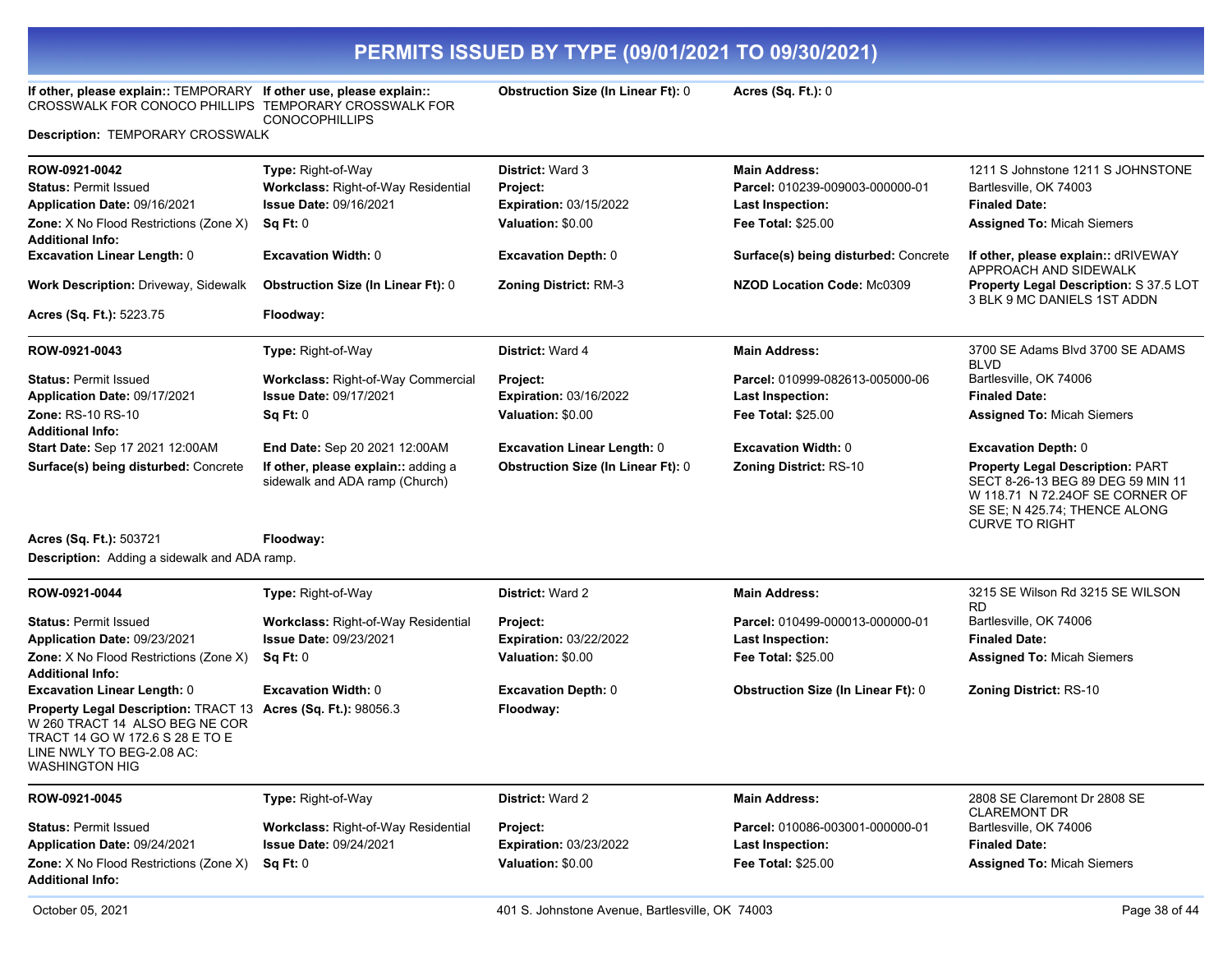# PERMITS ISSUED BY TYPE (09/01/2021 TO 09/30/2021)

**If other, please explain::** TEMPORARY CROSSWALK FOR CONOCO PHILLIPS | **If other use, please explain::** TEMPORARY CROSSWALK FOR CONOCOPHILLIPS | **Obstruction Size (In Linear Ft):** 0 | **Acres (Sq. Ft.):** 0

**Description:** TEMPORARY CROSSWALK

---

| ROW-0921-0042 | **Type:** Right-of-Way | **District:** Ward 3 | **Main Address:** | 1211 S Johnstone 1211 S JOHNSTONE |
|---|---|---|---|---|
| **Status:** Permit Issued | **Workclass:** Right-of-Way Residential | **Project:** | **Parcel:** 010239-009003-000000-01 | Bartlesville, OK 74003 |
| **Application Date:** 09/16/2021 | **Issue Date:** 09/16/2021 | **Expiration:** 03/15/2022 | **Last Inspection:** | **Finaled Date:** |
| **Zone:** X No Flood Restrictions (Zone X) | **Sq Ft:** 0 | **Valuation:** $0.00 | **Fee Total:** $25.00 | **Assigned To:** Micah Siemers |
| **Additional Info:** | | | | |
| **Excavation Linear Length:** 0 | **Excavation Width:** 0 | **Excavation Depth:** 0 | **Surface(s) being disturbed:** Concrete | **If other, please explain::** dRIVEWAY APPROACH AND SIDEWALK |
| **Work Description:** Driveway, Sidewalk | **Obstruction Size (In Linear Ft):** 0 | **Zoning District:** RM-3 | **NZOD Location Code:** Mc0309 | **Property Legal Description:** S 37.5 LOT 3 BLK 9 MC DANIELS 1ST ADDN |
| **Acres (Sq. Ft.):** 5223.75 | **Floodway:** | | | |

---

| ROW-0921-0043 | **Type:** Right-of-Way | **District:** Ward 4 | **Main Address:** | 3700 SE Adams Blvd 3700 SE ADAMS BLVD |
|---|---|---|---|---|
| **Status:** Permit Issued | **Workclass:** Right-of-Way Commercial | **Project:** | **Parcel:** 010999-082613-005000-06 | Bartlesville, OK 74006 |
| **Application Date:** 09/17/2021 | **Issue Date:** 09/17/2021 | **Expiration:** 03/16/2022 | **Last Inspection:** | **Finaled Date:** |
| **Zone:** RS-10 RS-10 | **Sq Ft:** 0 | **Valuation:** $0.00 | **Fee Total:** $25.00 | **Assigned To:** Micah Siemers |
| **Additional Info:** | | | | |
| **Start Date:** Sep 17 2021 12:00AM | **End Date:** Sep 20 2021 12:00AM | **Excavation Linear Length:** 0 | **Excavation Width:** 0 | **Excavation Depth:** 0 |
| **Surface(s) being disturbed:** Concrete | **If other, please explain::** adding a sidewalk and ADA ramp (Church) | **Obstruction Size (In Linear Ft):** 0 | **Zoning District:** RS-10 | **Property Legal Description:** PART SECT 8-26-13 BEG 89 DEG 59 MIN 11 W 118.71 N 72.24OF SE CORNER OF SE SE; N 425.74; THENCE ALONG CURVE TO RIGHT |
| **Acres (Sq. Ft.):** 503721 | **Floodway:** | | | |

**Description:** Adding a sidewalk and ADA ramp.

---

| ROW-0921-0044 | **Type:** Right-of-Way | **District:** Ward 2 | **Main Address:** | 3215 SE Wilson Rd 3215 SE WILSON RD |
|---|---|---|---|---|
| **Status:** Permit Issued | **Workclass:** Right-of-Way Residential | **Project:** | **Parcel:** 010499-000013-000000-01 | Bartlesville, OK 74006 |
| **Application Date:** 09/23/2021 | **Issue Date:** 09/23/2021 | **Expiration:** 03/22/2022 | **Last Inspection:** | **Finaled Date:** |
| **Zone:** X No Flood Restrictions (Zone X) | **Sq Ft:** 0 | **Valuation:** $0.00 | **Fee Total:** $25.00 | **Assigned To:** Micah Siemers |
| **Additional Info:** | | | | |
| **Excavation Linear Length:** 0 | **Excavation Width:** 0 | **Excavation Depth:** 0 | **Obstruction Size (In Linear Ft):** 0 | **Zoning District:** RS-10 |
| **Property Legal Description:** TRACT 13 W 260 TRACT 14 ALSO BEG NE COR TRACT 14 GO W 172.6 S 28 E TO E LINE NWLY TO BEG-2.08 AC: WASHINGTON HIG | **Acres (Sq. Ft.):** 98056.3 | **Floodway:** | | |

---

| ROW-0921-0045 | **Type:** Right-of-Way | **District:** Ward 2 | **Main Address:** | 2808 SE Claremont Dr 2808 SE CLAREMONT DR |
|---|---|---|---|---|
| **Status:** Permit Issued | **Workclass:** Right-of-Way Residential | **Project:** | **Parcel:** 010086-003001-000000-01 | Bartlesville, OK 74006 |
| **Application Date:** 09/24/2021 | **Issue Date:** 09/24/2021 | **Expiration:** 03/23/2022 | **Last Inspection:** | **Finaled Date:** |
| **Zone:** X No Flood Restrictions (Zone X) | **Sq Ft:** 0 | **Valuation:** $0.00 | **Fee Total:** $25.00 | **Assigned To:** Micah Siemers |
| **Additional Info:** | | | | |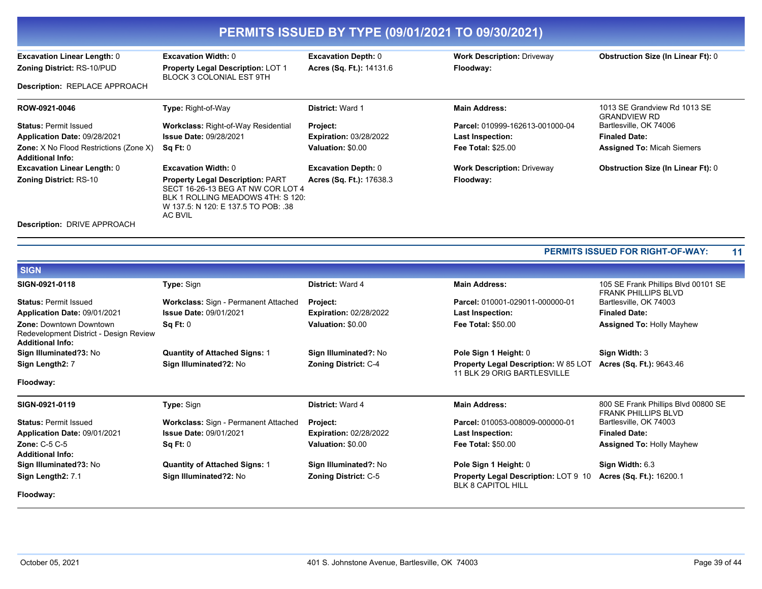# PERMITS ISSUED BY TYPE (09/01/2021 TO 09/30/2021)

| | | | | |
|---|---|---|---|---|
| **Excavation Linear Length:** 0 | **Excavation Width:** 0 | **Excavation Depth:** 0 | **Work Description:** Driveway | **Obstruction Size (In Linear Ft):** 0 |
| **Zoning District:** RS-10/PUD | **Property Legal Description:** LOT 1 BLOCK 3 COLONIAL EST 9TH | **Acres (Sq. Ft.):** 14131.6 | **Floodway:** | |

**Description:** REPLACE APPROACH

---

| | | | | |
|---|---|---|---|---|
| **ROW-0921-0046** | **Type:** Right-of-Way | **District:** Ward 1 | **Main Address:** | 1013 SE Grandview Rd 1013 SE GRANDVIEW RD Bartlesville, OK 74006 |
| **Status:** Permit Issued | **Workclass:** Right-of-Way Residential | **Project:** | **Parcel:** 010999-162613-001000-04 | |
| **Application Date:** 09/28/2021 | **Issue Date:** 09/28/2021 | **Expiration:** 03/28/2022 | **Last Inspection:** | **Finaled Date:** |
| **Zone:** X No Flood Restrictions (Zone X) | **Sq Ft:** 0 | **Valuation:** $0.00 | **Fee Total:** $25.00 | **Assigned To:** Micah Siemers |
| **Additional Info:** | | | | |
| **Excavation Linear Length:** 0 | **Excavation Width:** 0 | **Excavation Depth:** 0 | **Work Description:** Driveway | **Obstruction Size (In Linear Ft):** 0 |
| **Zoning District:** RS-10 | **Property Legal Description:** PART SECT 16-26-13 BEG AT NW COR LOT 4 BLK 1 ROLLING MEADOWS 4TH: S 120: W 137.5: N 120: E 137.5 TO POB: .38 AC BVIL | **Acres (Sq. Ft.):** 17638.3 | **Floodway:** | |

**Description:** DRIVE APPROACH

**PERMITS ISSUED FOR RIGHT-OF-WAY: 11**

## SIGN

| | | | | |
|---|---|---|---|---|
| **SIGN-0921-0118** | **Type:** Sign | **District:** Ward 4 | **Main Address:** | 105 SE Frank Phillips Blvd 00101 SE FRANK PHILLIPS BLVD Bartlesville, OK 74003 |
| **Status:** Permit Issued | **Workclass:** Sign - Permanent Attached | **Project:** | **Parcel:** 010001-029011-000000-01 | |
| **Application Date:** 09/01/2021 | **Issue Date:** 09/01/2021 | **Expiration:** 02/28/2022 | **Last Inspection:** | **Finaled Date:** |
| **Zone:** Downtown Downtown Redevelopment District - Design Review | **Sq Ft:** 0 | **Valuation:** $0.00 | **Fee Total:** $50.00 | **Assigned To:** Holly Mayhew |
| **Additional Info:** | | | | |
| **Sign Illuminated?3:** No | **Quantity of Attached Signs:** 1 | **Sign Illuminated?:** No | **Pole Sign 1 Height:** 0 | **Sign Width:** 3 |
| **Sign Length2:** 7 | **Sign Illuminated?2:** No | **Zoning District:** C-4 | **Property Legal Description:** W 85 LOT 11 BLK 29 ORIG BARTLESVILLE | **Acres (Sq. Ft.):** 9643.46 |
| **Floodway:** | | | | |

---

| | | | | |
|---|---|---|---|---|
| **SIGN-0921-0119** | **Type:** Sign | **District:** Ward 4 | **Main Address:** | 800 SE Frank Phillips Blvd 00800 SE FRANK PHILLIPS BLVD Bartlesville, OK 74003 |
| **Status:** Permit Issued | **Workclass:** Sign - Permanent Attached | **Project:** | **Parcel:** 010053-008009-000000-01 | |
| **Application Date:** 09/01/2021 | **Issue Date:** 09/01/2021 | **Expiration:** 02/28/2022 | **Last Inspection:** | **Finaled Date:** |
| **Zone:** C-5 C-5 | **Sq Ft:** 0 | **Valuation:** $0.00 | **Fee Total:** $50.00 | **Assigned To:** Holly Mayhew |
| **Additional Info:** | | | | |
| **Sign Illuminated?3:** No | **Quantity of Attached Signs:** 1 | **Sign Illuminated?:** No | **Pole Sign 1 Height:** 0 | **Sign Width:** 6.3 |
| **Sign Length2:** 7.1 | **Sign Illuminated?2:** No | **Zoning District:** C-5 | **Property Legal Description:** LOT 9 10 BLK 8 CAPITOL HILL | **Acres (Sq. Ft.):** 16200.1 |
| **Floodway:** | | | | |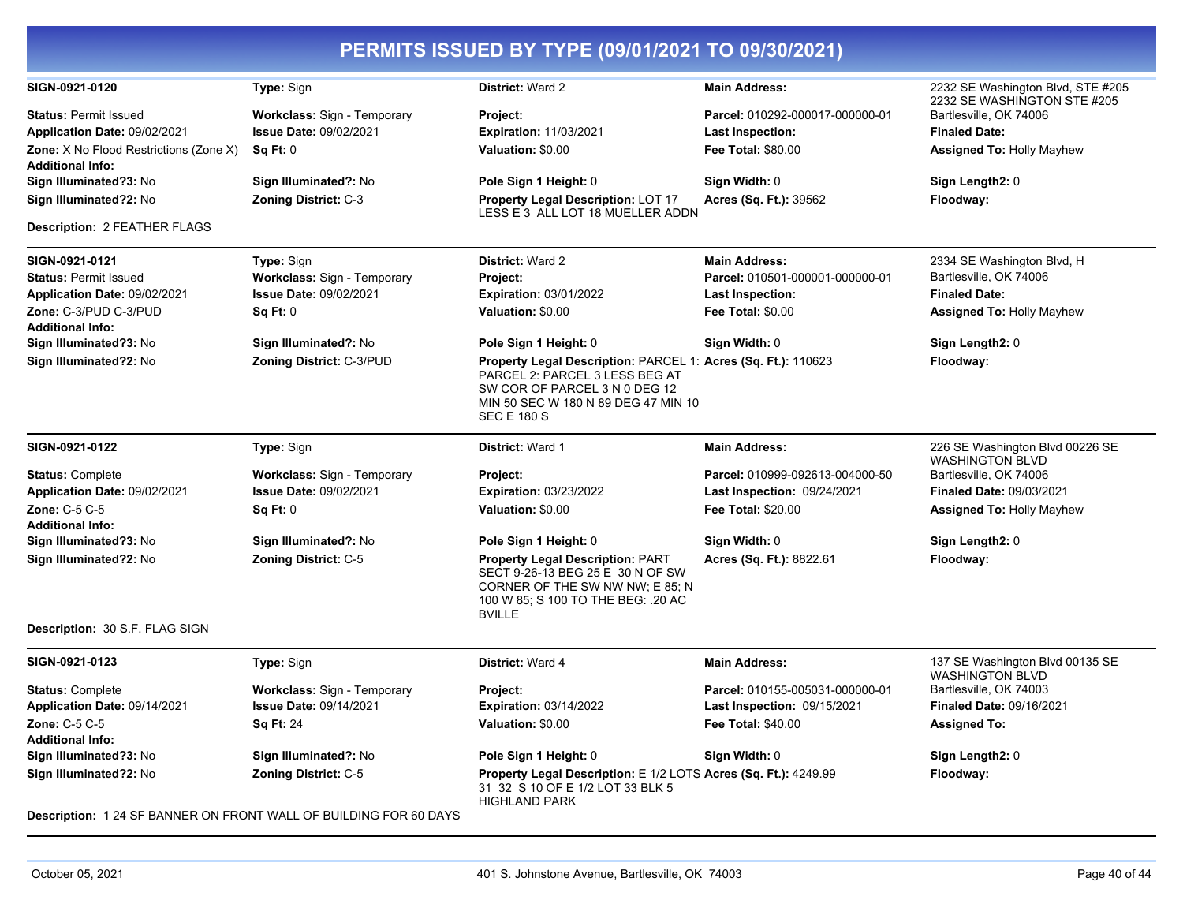# PERMITS ISSUED BY TYPE (09/01/2021 TO 09/30/2021)

| | | | | |
|---|---|---|---|---|
| **SIGN-0921-0120** | **Type:** Sign | **District:** Ward 2 | **Main Address:** | 2232 SE Washington Blvd, STE #205 2232 SE WASHINGTON STE #205 Bartlesville, OK 74006 |
| **Status:** Permit Issued | **Workclass:** Sign - Temporary | **Project:** | **Parcel:** 010292-000017-000000-01 | |
| **Application Date:** 09/02/2021 | **Issue Date:** 09/02/2021 | **Expiration:** 11/03/2021 | **Last Inspection:** | **Finaled Date:** |
| **Zone:** X No Flood Restrictions (Zone X) | **Sq Ft:** 0 | **Valuation:** $0.00 | **Fee Total:** $80.00 | **Assigned To:** Holly Mayhew |
| **Additional Info:** | | | | |
| **Sign Illuminated?3:** No | **Sign Illuminated?:** No | **Pole Sign 1 Height:** 0 | **Sign Width:** 0 | **Sign Length2:** 0 |
| **Sign Illuminated?2:** No | **Zoning District:** C-3 | **Property Legal Description:** LOT 17 LESS E 3 ALL LOT 18 MUELLER ADDN | **Acres (Sq. Ft.):** 39562 | **Floodway:** |

**Description:** 2 FEATHER FLAGS

| | | | | |
|---|---|---|---|---|
| **SIGN-0921-0121** | **Type:** Sign | **District:** Ward 2 | **Main Address:** | 2334 SE Washington Blvd, H Bartlesville, OK 74006 |
| **Status:** Permit Issued | **Workclass:** Sign - Temporary | **Project:** | **Parcel:** 010501-000001-000000-01 | |
| **Application Date:** 09/02/2021 | **Issue Date:** 09/02/2021 | **Expiration:** 03/01/2022 | **Last Inspection:** | **Finaled Date:** |
| **Zone:** C-3/PUD C-3/PUD | **Sq Ft:** 0 | **Valuation:** $0.00 | **Fee Total:** $0.00 | **Assigned To:** Holly Mayhew |
| **Additional Info:** | | | | |
| **Sign Illuminated?3:** No | **Sign Illuminated?:** No | **Pole Sign 1 Height:** 0 | **Sign Width:** 0 | **Sign Length2:** 0 |
| **Sign Illuminated?2:** No | **Zoning District:** C-3/PUD | **Property Legal Description:** PARCEL 1: PARCEL 2: PARCEL 3 LESS BEG AT SW COR OF PARCEL 3 N 0 DEG 12 MIN 50 SEC W 180 N 89 DEG 47 MIN 10 SEC E 180 S | **Acres (Sq. Ft.):** 110623 | **Floodway:** |

| | | | | |
|---|---|---|---|---|
| **SIGN-0921-0122** | **Type:** Sign | **District:** Ward 1 | **Main Address:** | 226 SE Washington Blvd 00226 SE WASHINGTON BLVD Bartlesville, OK 74006 |
| **Status:** Complete | **Workclass:** Sign - Temporary | **Project:** | **Parcel:** 010999-092613-004000-50 | |
| **Application Date:** 09/02/2021 | **Issue Date:** 09/02/2021 | **Expiration:** 03/23/2022 | **Last Inspection:** 09/24/2021 | **Finaled Date:** 09/03/2021 |
| **Zone:** C-5 C-5 | **Sq Ft:** 0 | **Valuation:** $0.00 | **Fee Total:** $20.00 | **Assigned To:** Holly Mayhew |
| **Additional Info:** | | | | |
| **Sign Illuminated?3:** No | **Sign Illuminated?:** No | **Pole Sign 1 Height:** 0 | **Sign Width:** 0 | **Sign Length2:** 0 |
| **Sign Illuminated?2:** No | **Zoning District:** C-5 | **Property Legal Description:** PART SECT 9-26-13 BEG 25 E 30 N OF SW CORNER OF THE SW NW NW; E 85; N 100 W 85; S 100 TO THE BEG: .20 AC BVILLE | **Acres (Sq. Ft.):** 8822.61 | **Floodway:** |

**Description:** 30 S.F. FLAG SIGN

| | | | | |
|---|---|---|---|---|
| **SIGN-0921-0123** | **Type:** Sign | **District:** Ward 4 | **Main Address:** | 137 SE Washington Blvd 00135 SE WASHINGTON BLVD Bartlesville, OK 74003 |
| **Status:** Complete | **Workclass:** Sign - Temporary | **Project:** | **Parcel:** 010155-005031-000000-01 | |
| **Application Date:** 09/14/2021 | **Issue Date:** 09/14/2021 | **Expiration:** 03/14/2022 | **Last Inspection:** 09/15/2021 | **Finaled Date:** 09/16/2021 |
| **Zone:** C-5 C-5 | **Sq Ft:** 24 | **Valuation:** $0.00 | **Fee Total:** $40.00 | **Assigned To:** |
| **Additional Info:** | | | | |
| **Sign Illuminated?3:** No | **Sign Illuminated?:** No | **Pole Sign 1 Height:** 0 | **Sign Width:** 0 | **Sign Length2:** 0 |
| **Sign Illuminated?2:** No | **Zoning District:** C-5 | **Property Legal Description:** E 1/2 LOTS 31 32 S 10 OF E 1/2 LOT 33 BLK 5 HIGHLAND PARK | **Acres (Sq. Ft.):** 4249.99 | **Floodway:** |

**Description:** 1 24 SF BANNER ON FRONT WALL OF BUILDING FOR 60 DAYS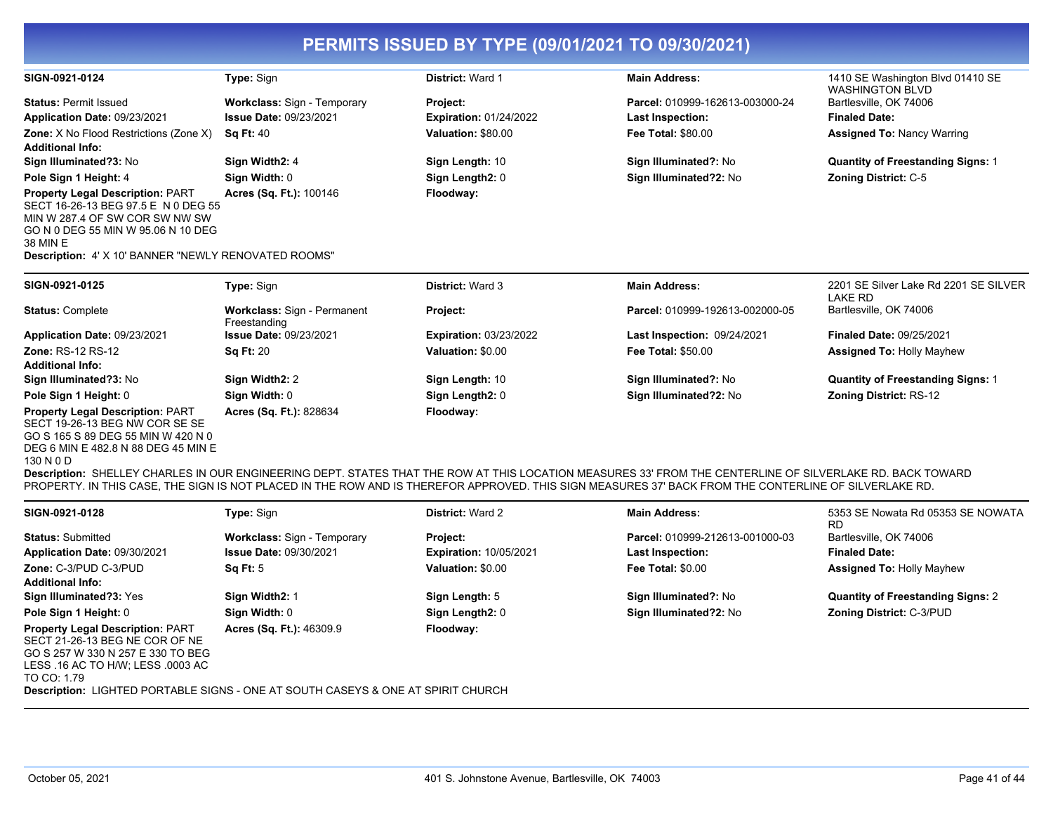# PERMITS ISSUED BY TYPE (09/01/2021 TO 09/30/2021)

**SIGN-0921-0124**
**Type:** Sign
**District:** Ward 1
**Main Address:** 1410 SE Washington Blvd 01410 SE WASHINGTON BLVD Bartlesville, OK 74006
**Status:** Permit Issued
**Workclass:** Sign - Temporary
**Project:**
**Parcel:** 010999-162613-003000-24
**Application Date:** 09/23/2021
**Issue Date:** 09/23/2021
**Expiration:** 01/24/2022
**Last Inspection:**
**Finaled Date:**
**Zone:** X No Flood Restrictions (Zone X)
**Sq Ft:** 40
**Valuation:** $80.00
**Fee Total:** $80.00
**Assigned To:** Nancy Warring
**Additional Info:**
**Sign Illuminated?3:** No
**Sign Width2:** 4
**Sign Length:** 10
**Sign Illuminated?:** No
**Quantity of Freestanding Signs:** 1
**Pole Sign 1 Height:** 4
**Sign Width:** 0
**Sign Length2:** 0
**Sign Illuminated?2:** No
**Zoning District:** C-5
**Property Legal Description:** PART SECT 16-26-13 BEG 97.5 E N 0 DEG 55 MIN W 287.4 OF SW COR SW NW SW GO N 0 DEG 55 MIN W 95.06 N 10 DEG 38 MIN E
**Acres (Sq. Ft.):** 100146
**Floodway:**
**Description:** 4' X 10' BANNER "NEWLY RENOVATED ROOMS"

---

**SIGN-0921-0125**
**Type:** Sign
**District:** Ward 3
**Main Address:** 2201 SE Silver Lake Rd 2201 SE SILVER LAKE RD Bartlesville, OK 74006
**Status:** Complete
**Workclass:** Sign - Permanent Freestanding
**Project:**
**Parcel:** 010999-192613-002000-05
**Application Date:** 09/23/2021
**Issue Date:** 09/23/2021
**Expiration:** 03/23/2022
**Last Inspection:** 09/24/2021
**Finaled Date:** 09/25/2021
**Zone:** RS-12 RS-12
**Sq Ft:** 20
**Valuation:** $0.00
**Fee Total:** $50.00
**Assigned To:** Holly Mayhew
**Additional Info:**
**Sign Illuminated?3:** No
**Sign Width2:** 2
**Sign Length:** 10
**Sign Illuminated?:** No
**Quantity of Freestanding Signs:** 1
**Pole Sign 1 Height:** 0
**Sign Width:** 0
**Sign Length2:** 0
**Sign Illuminated?2:** No
**Zoning District:** RS-12
**Property Legal Description:** PART SECT 19-26-13 BEG NW COR SE SE GO S 165 S 89 DEG 55 MIN W 420 N 0 DEG 6 MIN E 482.8 N 88 DEG 45 MIN E 130 N 0 D
**Acres (Sq. Ft.):** 828634
**Floodway:**
**Description:** SHELLEY CHARLES IN OUR ENGINEERING DEPT. STATES THAT THE ROW AT THIS LOCATION MEASURES 33' FROM THE CENTERLINE OF SILVERLAKE RD. BACK TOWARD PROPERTY. IN THIS CASE, THE SIGN IS NOT PLACED IN THE ROW AND IS THEREFOR APPROVED. THIS SIGN MEASURES 37' BACK FROM THE CONTERLINE OF SILVERLAKE RD.

---

**SIGN-0921-0128**
**Type:** Sign
**District:** Ward 2
**Main Address:** 5353 SE Nowata Rd 05353 SE NOWATA RD Bartlesville, OK 74006
**Status:** Submitted
**Workclass:** Sign - Temporary
**Project:**
**Parcel:** 010999-212613-001000-03
**Application Date:** 09/30/2021
**Issue Date:** 09/30/2021
**Expiration:** 10/05/2021
**Last Inspection:**
**Finaled Date:**
**Zone:** C-3/PUD C-3/PUD
**Sq Ft:** 5
**Valuation:** $0.00
**Fee Total:** $0.00
**Assigned To:** Holly Mayhew
**Additional Info:**
**Sign Illuminated?3:** Yes
**Sign Width2:** 1
**Sign Length:** 5
**Sign Illuminated?:** No
**Quantity of Freestanding Signs:** 2
**Pole Sign 1 Height:** 0
**Sign Width:** 0
**Sign Length2:** 0
**Sign Illuminated?2:** No
**Zoning District:** C-3/PUD
**Property Legal Description:** PART SECT 21-26-13 BEG NE COR OF NE GO S 257 W 330 N 257 E 330 TO BEG LESS .16 AC TO H/W; LESS .0003 AC TO CO: 1.79
**Acres (Sq. Ft.):** 46309.9
**Floodway:**
**Description:** LIGHTED PORTABLE SIGNS - ONE AT SOUTH CASEYS & ONE AT SPIRIT CHURCH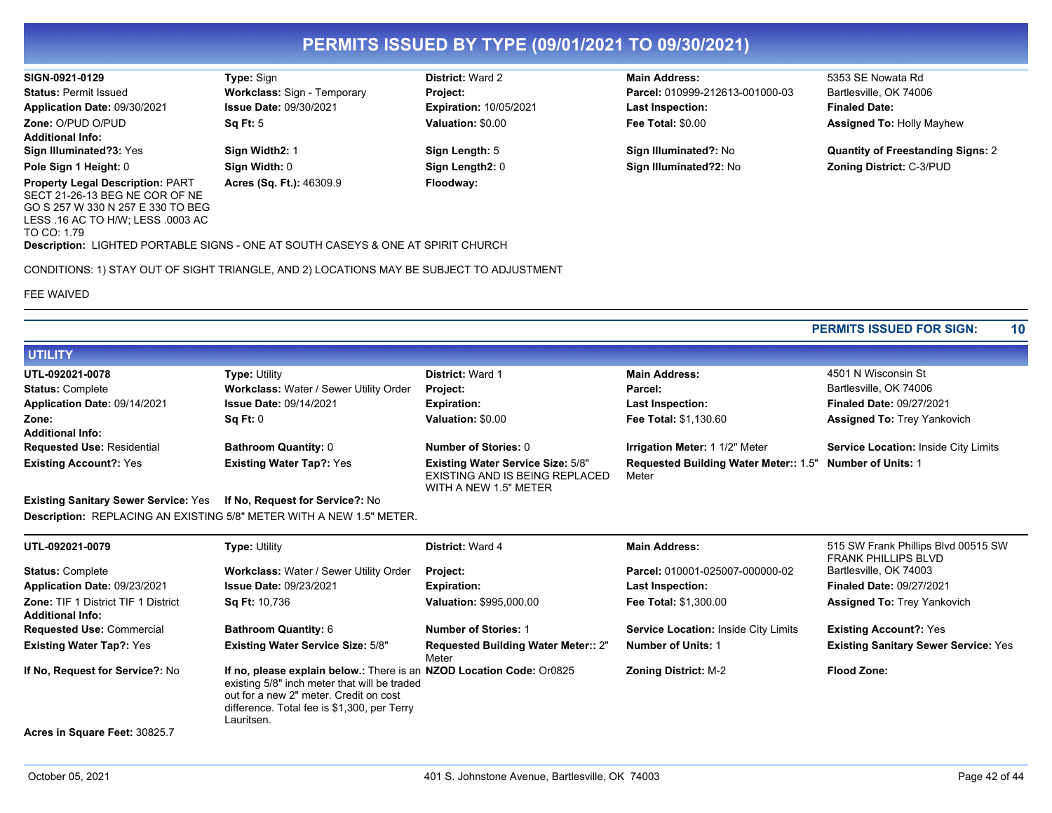# PERMITS ISSUED BY TYPE (09/01/2021 TO 09/30/2021)

**SIGN-0921-0129** | **Type:** Sign | **District:** Ward 2 | **Main Address:** 5353 SE Nowata Rd, Bartlesville, OK 74006

**Status:** Permit Issued | **Workclass:** Sign - Temporary | **Project:** | **Parcel:** 010999-212613-001000-03

**Application Date:** 09/30/2021 | **Issue Date:** 09/30/2021 | **Expiration:** 10/05/2021 | **Last Inspection:** | **Finaled Date:**

**Zone:** O/PUD O/PUD | **Sq Ft:** 5 | **Valuation:** $0.00 | **Fee Total:** $0.00 | **Assigned To:** Holly Mayhew

**Additional Info:**

**Sign Illuminated?3:** Yes | **Sign Width2:** 1 | **Sign Length:** 5 | **Sign Illuminated?:** No | **Quantity of Freestanding Signs:** 2

**Pole Sign 1 Height:** 0 | **Sign Width:** 0 | **Sign Length2:** 0 | **Sign Illuminated?2:** No | **Zoning District:** C-3/PUD

**Property Legal Description:** PART SECT 21-26-13 BEG NE COR OF NE GO S 257 W 330 N 257 E 330 TO BEG LESS .16 AC TO H/W; LESS .0003 AC TO CO: 1.79 | **Acres (Sq. Ft.):** 46309.9 | **Floodway:**

**Description:** LIGHTED PORTABLE SIGNS - ONE AT SOUTH CASEYS & ONE AT SPIRIT CHURCH

CONDITIONS: 1) STAY OUT OF SIGHT TRIANGLE, AND 2) LOCATIONS MAY BE SUBJECT TO ADJUSTMENT

FEE WAIVED

---

**PERMITS ISSUED FOR SIGN: 10**

## UTILITY

**UTL-092021-0078** | **Type:** Utility | **District:** Ward 1 | **Main Address:** 4501 N Wisconsin St, Bartlesville, OK 74006

**Status:** Complete | **Workclass:** Water / Sewer Utility Order | **Project:** | **Parcel:**

**Application Date:** 09/14/2021 | **Issue Date:** 09/14/2021 | **Expiration:** | **Last Inspection:** | **Finaled Date:** 09/27/2021

**Zone:** | **Sq Ft:** 0 | **Valuation:** $0.00 | **Fee Total:** $1,130.60 | **Assigned To:** Trey Yankovich

**Additional Info:**

**Requested Use:** Residential | **Bathroom Quantity:** 0 | **Number of Stories:** 0 | **Irrigation Meter:** 1 1/2" Meter | **Service Location:** Inside City Limits

**Existing Account?:** Yes | **Existing Water Tap?:** Yes | **Existing Water Service Size:** 5/8" EXISTING AND IS BEING REPLACED WITH A NEW 1.5" METER | **Requested Building Water Meter::** 1.5" Meter | **Number of Units:** 1

**Existing Sanitary Sewer Service:** Yes | **If No, Request for Service?:** No

**Description:** REPLACING AN EXISTING 5/8" METER WITH A NEW 1.5" METER.

---

**UTL-092021-0079** | **Type:** Utility | **District:** Ward 4 | **Main Address:** 515 SW Frank Phillips Blvd 00515 SW FRANK PHILLIPS BLVD, Bartlesville, OK 74003

**Status:** Complete | **Workclass:** Water / Sewer Utility Order | **Project:** | **Parcel:** 010001-025007-000000-02

**Application Date:** 09/23/2021 | **Issue Date:** 09/23/2021 | **Expiration:** | **Last Inspection:** | **Finaled Date:** 09/27/2021

**Zone:** TIF 1 District TIF 1 District | **Sq Ft:** 10,736 | **Valuation:** $995,000.00 | **Fee Total:** $1,300.00 | **Assigned To:** Trey Yankovich

**Additional Info:**

**Requested Use:** Commercial | **Bathroom Quantity:** 6 | **Number of Stories:** 1 | **Service Location:** Inside City Limits | **Existing Account?:** Yes

**Existing Water Tap?:** Yes | **Existing Water Service Size:** 5/8" | **Requested Building Water Meter::** 2" Meter | **Number of Units:** 1 | **Existing Sanitary Sewer Service:** Yes

**If No, Request for Service?:** No | **If no, please explain below.:** There is an existing 5/8" inch meter that will be traded out for a new 2" meter. Credit on cost difference. Total fee is $1,300, per Terry Lauritsen. | **NZOD Location Code:** Or0825 | **Zoning District:** M-2 | **Flood Zone:**

**Acres in Square Feet:** 30825.7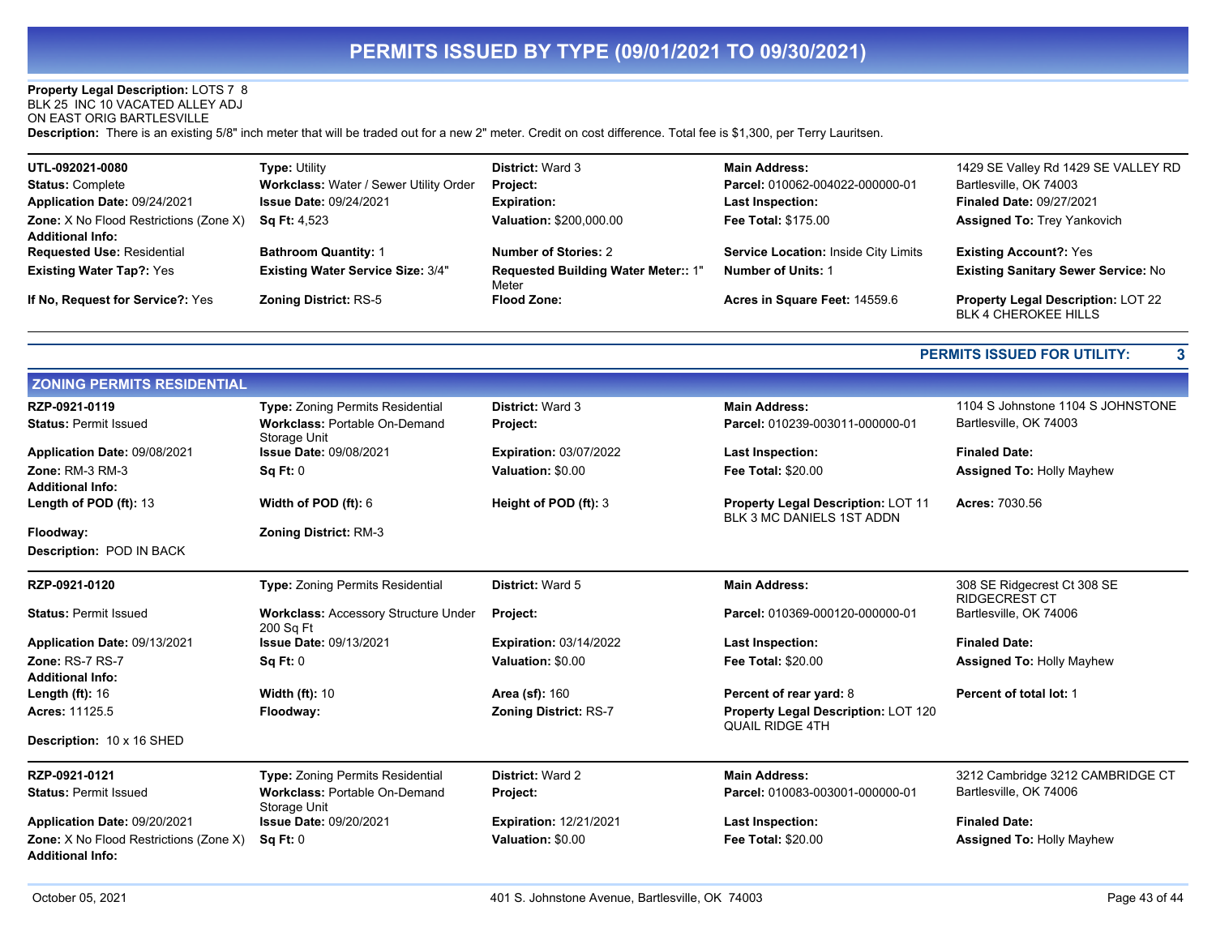**Property Legal Description:** LOTS 7 8 BLK 25 INC 10 VACATED ALLEY ADJ ON EAST ORIG BARTLESVILLE

**Description:** There is an existing 5/8" inch meter that will be traded out for a new 2" meter. Credit on cost difference. Total fee is $1,300, per Terry Lauritsen.

---

| | | | | |
|---|---|---|---|---|
| **UTL-092021-0080** | **Type:** Utility | **District:** Ward 3 | **Main Address:** | 1429 SE Valley Rd 1429 SE VALLEY RD |
| **Status:** Complete | **Workclass:** Water / Sewer Utility Order | **Project:** | **Parcel:** 010062-004022-000000-01 | Bartlesville, OK 74003 |
| **Application Date:** 09/24/2021 | **Issue Date:** 09/24/2021 | **Expiration:** | **Last Inspection:** | **Finaled Date:** 09/27/2021 |
| **Zone:** X No Flood Restrictions (Zone X) | **Sq Ft:** 4,523 | **Valuation:** $200,000.00 | **Fee Total:** $175.00 | **Assigned To:** Trey Yankovich |
| **Additional Info:** | | | | |
| **Requested Use:** Residential | **Bathroom Quantity:** 1 | **Number of Stories:** 2 | **Service Location:** Inside City Limits | **Existing Account?:** Yes |
| **Existing Water Tap?:** Yes | **Existing Water Service Size:** 3/4" | **Requested Building Water Meter::** 1" Meter | **Number of Units:** 1 | **Existing Sanitary Sewer Service:** No |
| **If No, Request for Service?:** Yes | **Zoning District:** RS-5 | **Flood Zone:** | **Acres in Square Feet:** 14559.6 | **Property Legal Description:** LOT 22 BLK 4 CHEROKEE HILLS |

**PERMITS ISSUED FOR UTILITY: 3**

## ZONING PERMITS RESIDENTIAL

| | | | | |
|---|---|---|---|---|
| **RZP-0921-0119** | **Type:** Zoning Permits Residential | **District:** Ward 3 | **Main Address:** | 1104 S Johnstone 1104 S JOHNSTONE |
| **Status:** Permit Issued | **Workclass:** Portable On-Demand Storage Unit | **Project:** | **Parcel:** 010239-003011-000000-01 | Bartlesville, OK 74003 |
| **Application Date:** 09/08/2021 | **Issue Date:** 09/08/2021 | **Expiration:** 03/07/2022 | **Last Inspection:** | **Finaled Date:** |
| **Zone:** RM-3 RM-3 | **Sq Ft:** 0 | **Valuation:** $0.00 | **Fee Total:** $20.00 | **Assigned To:** Holly Mayhew |
| **Additional Info:** | | | | |
| **Length of POD (ft):** 13 | **Width of POD (ft):** 6 | **Height of POD (ft):** 3 | **Property Legal Description:** LOT 11 BLK 3 MC DANIELS 1ST ADDN | **Acres:** 7030.56 |
| **Floodway:** | **Zoning District:** RM-3 | | | |

**Description:** POD IN BACK

| | | | | |
|---|---|---|---|---|
| **RZP-0921-0120** | **Type:** Zoning Permits Residential | **District:** Ward 5 | **Main Address:** | 308 SE Ridgecrest Ct 308 SE RIDGECREST CT |
| **Status:** Permit Issued | **Workclass:** Accessory Structure Under 200 Sq Ft | **Project:** | **Parcel:** 010369-000120-000000-01 | Bartlesville, OK 74006 |
| **Application Date:** 09/13/2021 | **Issue Date:** 09/13/2021 | **Expiration:** 03/14/2022 | **Last Inspection:** | **Finaled Date:** |
| **Zone:** RS-7 RS-7 | **Sq Ft:** 0 | **Valuation:** $0.00 | **Fee Total:** $20.00 | **Assigned To:** Holly Mayhew |
| **Additional Info:** | | | | |
| **Length (ft):** 16 | **Width (ft):** 10 | **Area (sf):** 160 | **Percent of rear yard:** 8 | **Percent of total lot:** 1 |
| **Acres:** 11125.5 | **Floodway:** | **Zoning District:** RS-7 | **Property Legal Description:** LOT 120 QUAIL RIDGE 4TH | |

**Description:** 10 x 16 SHED

| | | | | |
|---|---|---|---|---|
| **RZP-0921-0121** | **Type:** Zoning Permits Residential | **District:** Ward 2 | **Main Address:** | 3212 Cambridge 3212 CAMBRIDGE CT |
| **Status:** Permit Issued | **Workclass:** Portable On-Demand Storage Unit | **Project:** | **Parcel:** 010083-003001-000000-01 | Bartlesville, OK 74006 |
| **Application Date:** 09/20/2021 | **Issue Date:** 09/20/2021 | **Expiration:** 12/21/2021 | **Last Inspection:** | **Finaled Date:** |
| **Zone:** X No Flood Restrictions (Zone X) | **Sq Ft:** 0 | **Valuation:** $0.00 | **Fee Total:** $20.00 | **Assigned To:** Holly Mayhew |
| **Additional Info:** | | | | |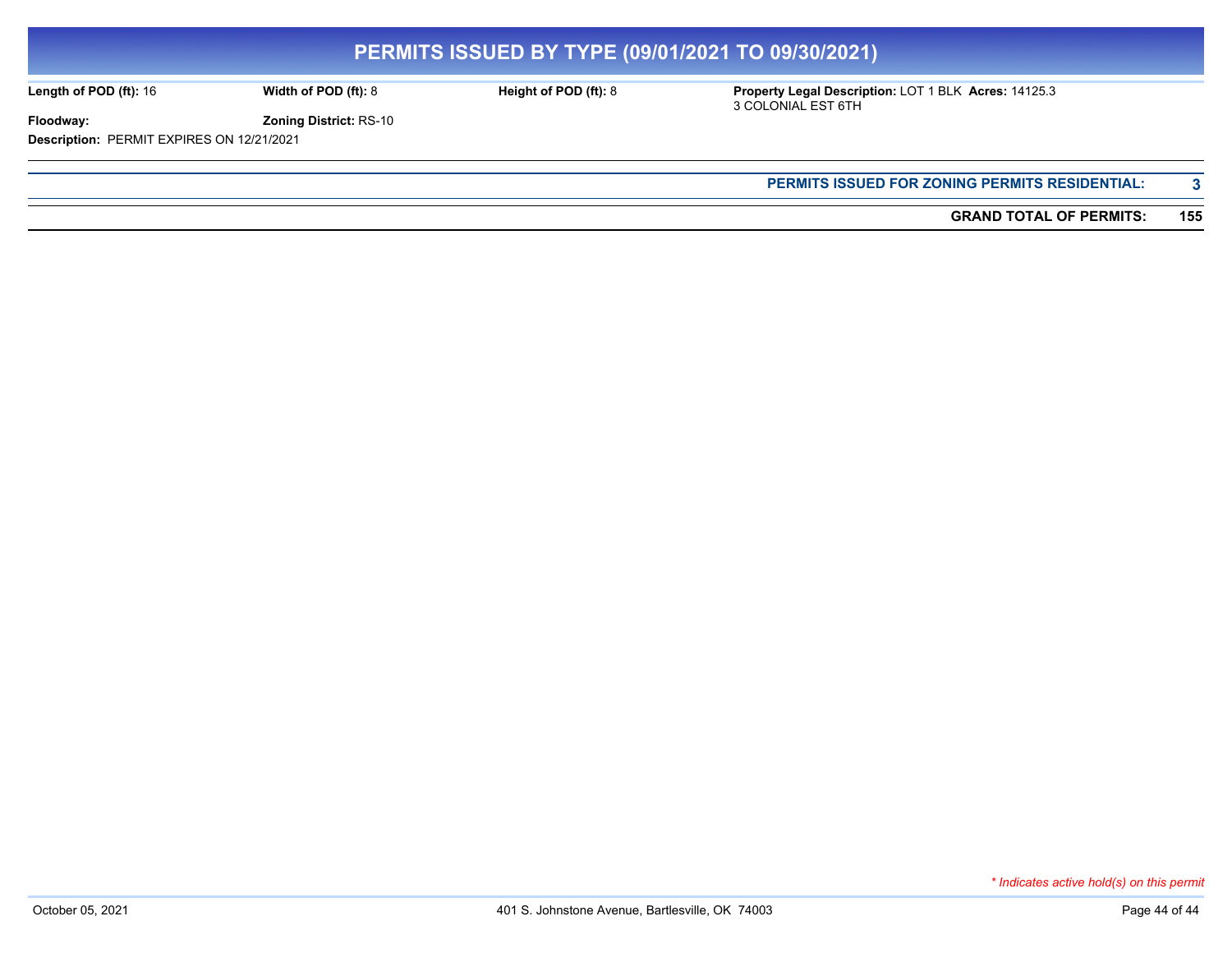**Length of POD (ft):** 16 **Width of POD (ft):** 8 **Height of POD (ft):** 8 **Property Legal Description:** LOT 1 BLK 3 COLONIAL EST 6TH **Acres:** 14125.3

**Floodway:** **Zoning District:** RS-10

**Description:** PERMIT EXPIRES ON 12/21/2021

**PERMITS ISSUED FOR ZONING PERMITS RESIDENTIAL: 3**

**GRAND TOTAL OF PERMITS: 155**

*\* Indicates active hold(s) on this permit*